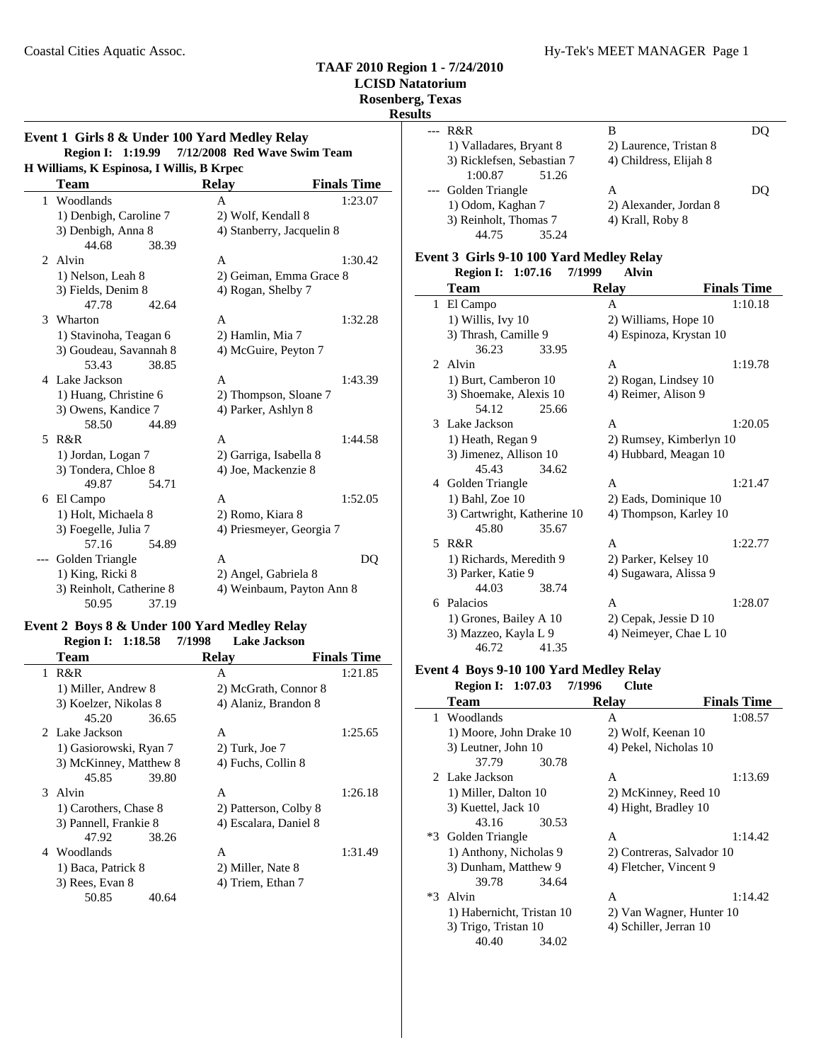**TAAF 2010 Region 1 - 7/24/2010**
**LCISD Natatorium**
**Rosenberg, Texas**
**Results**

### Event 1 Girls 8 & Under 100 Yard Medley Relay

**Region I: 1:19.99 7/12/2008 Red Wave Swim Team**
**H Williams, K Espinosa, I Willis, B Krpec**

| | Team | Relay | Finals Time |
|---|---|---|---|
| 1 | Woodlands | A | 1:23.07 |
| | 1) Denbigh, Caroline 7 | 2) Wolf, Kendall 8 | |
| | 3) Denbigh, Anna 8 | 4) Stanberry, Jacquelin 8 | |
| | 44.68 38.39 | | |
| 2 | Alvin | A | 1:30.42 |
| | 1) Nelson, Leah 8 | 2) Geiman, Emma Grace 8 | |
| | 3) Fields, Denim 8 | 4) Rogan, Shelby 7 | |
| | 47.78 42.64 | | |
| 3 | Wharton | A | 1:32.28 |
| | 1) Stavinoha, Teagan 6 | 2) Hamlin, Mia 7 | |
| | 3) Goudeau, Savannah 8 | 4) McGuire, Peyton 7 | |
| | 53.43 38.85 | | |
| 4 | Lake Jackson | A | 1:43.39 |
| | 1) Huang, Christine 6 | 2) Thompson, Sloane 7 | |
| | 3) Owens, Kandice 7 | 4) Parker, Ashlyn 8 | |
| | 58.50 44.89 | | |
| 5 | R&R | A | 1:44.58 |
| | 1) Jordan, Logan 7 | 2) Garriga, Isabella 8 | |
| | 3) Tondera, Chloe 8 | 4) Joe, Mackenzie 8 | |
| | 49.87 54.71 | | |
| 6 | El Campo | A | 1:52.05 |
| | 1) Holt, Michaela 8 | 2) Romo, Kiara 8 | |
| | 3) Foegelle, Julia 7 | 4) Priesmeyer, Georgia 7 | |
| | 57.16 54.89 | | |
| --- | Golden Triangle | A | DQ |
| | 1) King, Ricki 8 | 2) Angel, Gabriela 8 | |
| | 3) Reinholt, Catherine 8 | 4) Weinbaum, Payton Ann 8 | |
| | 50.95 37.19 | | |

### Event 2 Boys 8 & Under 100 Yard Medley Relay

**Region I: 1:18.58 7/1998 Lake Jackson**

| | Team | Relay | Finals Time |
|---|---|---|---|
| 1 | R&R | A | 1:21.85 |
| | 1) Miller, Andrew 8 | 2) McGrath, Connor 8 | |
| | 3) Koelzer, Nikolas 8 | 4) Alaniz, Brandon 8 | |
| | 45.20 36.65 | | |
| 2 | Lake Jackson | A | 1:25.65 |
| | 1) Gasiorowski, Ryan 7 | 2) Turk, Joe 7 | |
| | 3) McKinney, Matthew 8 | 4) Fuchs, Collin 8 | |
| | 45.85 39.80 | | |
| 3 | Alvin | A | 1:26.18 |
| | 1) Carothers, Chase 8 | 2) Patterson, Colby 8 | |
| | 3) Pannell, Frankie 8 | 4) Escalara, Daniel 8 | |
| | 47.92 38.26 | | |
| 4 | Woodlands | A | 1:31.49 |
| | 1) Baca, Patrick 8 | 2) Miller, Nate 8 | |
| | 3) Rees, Evan 8 | 4) Triem, Ethan 7 | |
| | 50.85 40.64 | | |
| --- | R&R | B | DQ |
| | 1) Valladares, Bryant 8 | 2) Laurence, Tristan 8 | |
| | 3) Ricklefsen, Sebastian 7 | 4) Childress, Elijah 8 | |
| | 1:00.87 51.26 | | |
| --- | Golden Triangle | A | DQ |
| | 1) Odom, Kaghan 7 | 2) Alexander, Jordan 8 | |
| | 3) Reinholt, Thomas 7 | 4) Krall, Roby 8 | |
| | 44.75 35.24 | | |

### Event 3 Girls 9-10 100 Yard Medley Relay

**Region I: 1:07.16 7/1999 Alvin**

| | Team | Relay | Finals Time |
|---|---|---|---|
| 1 | El Campo | A | 1:10.18 |
| | 1) Willis, Ivy 10 | 2) Williams, Hope 10 | |
| | 3) Thrash, Camille 9 | 4) Espinoza, Krystan 10 | |
| | 36.23 33.95 | | |
| 2 | Alvin | A | 1:19.78 |
| | 1) Burt, Camberon 10 | 2) Rogan, Lindsey 10 | |
| | 3) Shoemake, Alexis 10 | 4) Reimer, Alison 9 | |
| | 54.12 25.66 | | |
| 3 | Lake Jackson | A | 1:20.05 |
| | 1) Heath, Regan 9 | 2) Rumsey, Kimberlyn 10 | |
| | 3) Jimenez, Allison 10 | 4) Hubbard, Meagan 10 | |
| | 45.43 34.62 | | |
| 4 | Golden Triangle | A | 1:21.47 |
| | 1) Bahl, Zoe 10 | 2) Eads, Dominique 10 | |
| | 3) Cartwright, Katherine 10 | 4) Thompson, Karley 10 | |
| | 45.80 35.67 | | |
| 5 | R&R | A | 1:22.77 |
| | 1) Richards, Meredith 9 | 2) Parker, Kelsey 10 | |
| | 3) Parker, Katie 9 | 4) Sugawara, Alissa 9 | |
| | 44.03 38.74 | | |
| 6 | Palacios | A | 1:28.07 |
| | 1) Grones, Bailey A 10 | 2) Cepak, Jessie D 10 | |
| | 3) Mazzeo, Kayla L 9 | 4) Neimeyer, Chae L 10 | |
| | 46.72 41.35 | | |

### Event 4 Boys 9-10 100 Yard Medley Relay

**Region I: 1:07.03 7/1996 Clute**

| | Team | Relay | Finals Time |
|---|---|---|---|
| 1 | Woodlands | A | 1:08.57 |
| | 1) Moore, John Drake 10 | 2) Wolf, Keenan 10 | |
| | 3) Leutner, John 10 | 4) Pekel, Nicholas 10 | |
| | 37.79 30.78 | | |
| 2 | Lake Jackson | A | 1:13.69 |
| | 1) Miller, Dalton 10 | 2) McKinney, Reed 10 | |
| | 3) Kuettel, Jack 10 | 4) Hight, Bradley 10 | |
| | 43.16 30.53 | | |
| *3 | Golden Triangle | A | 1:14.42 |
| | 1) Anthony, Nicholas 9 | 2) Contreras, Salvador 10 | |
| | 3) Dunham, Matthew 9 | 4) Fletcher, Vincent 9 | |
| | 39.78 34.64 | | |
| *3 | Alvin | A | 1:14.42 |
| | 1) Habernicht, Tristan 10 | 2) Van Wagner, Hunter 10 | |
| | 3) Trigo, Tristan 10 | 4) Schiller, Jerran 10 | |
| | 40.40 34.02 | | |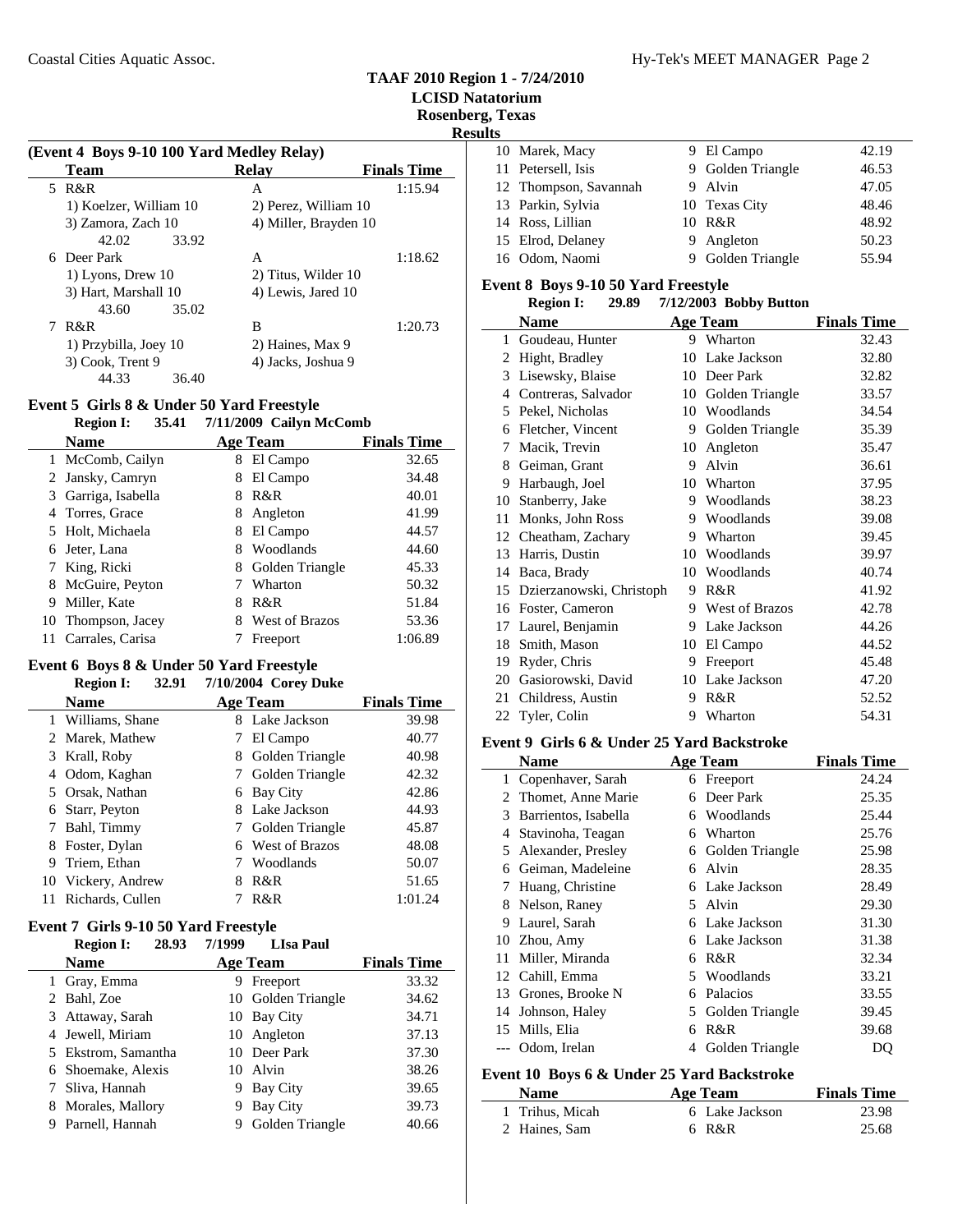## TAAF 2010 Region 1 - 7/24/2010
### LCISD Natatorium
### Rosenberg, Texas
### Results

### (Event 4 Boys 9-10 100 Yard Medley Relay)

| | Team | Relay | Finals Time |
|---|---|---|---|
| 5 | R&R | A | 1:15.94 |
| | 1) Koelzer, William 10 | 2) Perez, William 10 | |
| | 3) Zamora, Zach 10 | 4) Miller, Brayden 10 | |
| | 42.02 33.92 | | |
| 6 | Deer Park | A | 1:18.62 |
| | 1) Lyons, Drew 10 | 2) Titus, Wilder 10 | |
| | 3) Hart, Marshall 10 | 4) Lewis, Jared 10 | |
| | 43.60 35.02 | | |
| 7 | R&R | B | 1:20.73 |
| | 1) Przybilla, Joey 10 | 2) Haines, Max 9 | |
| | 3) Cook, Trent 9 | 4) Jacks, Joshua 9 | |
| | 44.33 36.40 | | |

### Event 5 Girls 8 & Under 50 Yard Freestyle
**Region I: 35.41 7/11/2009 Cailyn McComb**

| | Name | Age | Team | Finals Time |
|---|---|---|---|---|
| 1 | McComb, Cailyn | 8 | El Campo | 32.65 |
| 2 | Jansky, Camryn | 8 | El Campo | 34.48 |
| 3 | Garriga, Isabella | 8 | R&R | 40.01 |
| 4 | Torres, Grace | 8 | Angleton | 41.99 |
| 5 | Holt, Michaela | 8 | El Campo | 44.57 |
| 6 | Jeter, Lana | 8 | Woodlands | 44.60 |
| 7 | King, Ricki | 8 | Golden Triangle | 45.33 |
| 8 | McGuire, Peyton | 7 | Wharton | 50.32 |
| 9 | Miller, Kate | 8 | R&R | 51.84 |
| 10 | Thompson, Jacey | 8 | West of Brazos | 53.36 |
| 11 | Carrales, Carisa | 7 | Freeport | 1:06.89 |

### Event 6 Boys 8 & Under 50 Yard Freestyle
**Region I: 32.91 7/10/2004 Corey Duke**

| | Name | Age | Team | Finals Time |
|---|---|---|---|---|
| 1 | Williams, Shane | 8 | Lake Jackson | 39.98 |
| 2 | Marek, Mathew | 7 | El Campo | 40.77 |
| 3 | Krall, Roby | 8 | Golden Triangle | 40.98 |
| 4 | Odom, Kaghan | 7 | Golden Triangle | 42.32 |
| 5 | Orsak, Nathan | 6 | Bay City | 42.86 |
| 6 | Starr, Peyton | 8 | Lake Jackson | 44.93 |
| 7 | Bahl, Timmy | 7 | Golden Triangle | 45.87 |
| 8 | Foster, Dylan | 6 | West of Brazos | 48.08 |
| 9 | Triem, Ethan | 7 | Woodlands | 50.07 |
| 10 | Vickery, Andrew | 8 | R&R | 51.65 |
| 11 | Richards, Cullen | 7 | R&R | 1:01.24 |

### Event 7 Girls 9-10 50 Yard Freestyle
**Region I: 28.93 7/1999 LIsa Paul**

| | Name | Age | Team | Finals Time |
|---|---|---|---|---|
| 1 | Gray, Emma | 9 | Freeport | 33.32 |
| 2 | Bahl, Zoe | 10 | Golden Triangle | 34.62 |
| 3 | Attaway, Sarah | 10 | Bay City | 34.71 |
| 4 | Jewell, Miriam | 10 | Angleton | 37.13 |
| 5 | Ekstrom, Samantha | 10 | Deer Park | 37.30 |
| 6 | Shoemake, Alexis | 10 | Alvin | 38.26 |
| 7 | Sliva, Hannah | 9 | Bay City | 39.65 |
| 8 | Morales, Mallory | 9 | Bay City | 39.73 |
| 9 | Parnell, Hannah | 9 | Golden Triangle | 40.66 |
| 10 | Marek, Macy | 9 | El Campo | 42.19 |
| 11 | Petersell, Isis | 9 | Golden Triangle | 46.53 |
| 12 | Thompson, Savannah | 9 | Alvin | 47.05 |
| 13 | Parkin, Sylvia | 10 | Texas City | 48.46 |
| 14 | Ross, Lillian | 10 | R&R | 48.92 |
| 15 | Elrod, Delaney | 9 | Angleton | 50.23 |
| 16 | Odom, Naomi | 9 | Golden Triangle | 55.94 |

### Event 8 Boys 9-10 50 Yard Freestyle
**Region I: 29.89 7/12/2003 Bobby Button**

| | Name | Age | Team | Finals Time |
|---|---|---|---|---|
| 1 | Goudeau, Hunter | 9 | Wharton | 32.43 |
| 2 | Hight, Bradley | 10 | Lake Jackson | 32.80 |
| 3 | Lisewsky, Blaise | 10 | Deer Park | 32.82 |
| 4 | Contreras, Salvador | 10 | Golden Triangle | 33.57 |
| 5 | Pekel, Nicholas | 10 | Woodlands | 34.54 |
| 6 | Fletcher, Vincent | 9 | Golden Triangle | 35.39 |
| 7 | Macik, Trevin | 10 | Angleton | 35.47 |
| 8 | Geiman, Grant | 9 | Alvin | 36.61 |
| 9 | Harbaugh, Joel | 10 | Wharton | 37.95 |
| 10 | Stanberry, Jake | 9 | Woodlands | 38.23 |
| 11 | Monks, John Ross | 9 | Woodlands | 39.08 |
| 12 | Cheatham, Zachary | 9 | Wharton | 39.45 |
| 13 | Harris, Dustin | 10 | Woodlands | 39.97 |
| 14 | Baca, Brady | 10 | Woodlands | 40.74 |
| 15 | Dzierzanowski, Christoph | 9 | R&R | 41.92 |
| 16 | Foster, Cameron | 9 | West of Brazos | 42.78 |
| 17 | Laurel, Benjamin | 9 | Lake Jackson | 44.26 |
| 18 | Smith, Mason | 10 | El Campo | 44.52 |
| 19 | Ryder, Chris | 9 | Freeport | 45.48 |
| 20 | Gasiorowski, David | 10 | Lake Jackson | 47.20 |
| 21 | Childress, Austin | 9 | R&R | 52.52 |
| 22 | Tyler, Colin | 9 | Wharton | 54.31 |

### Event 9 Girls 6 & Under 25 Yard Backstroke

| | Name | Age | Team | Finals Time |
|---|---|---|---|---|
| 1 | Copenhaver, Sarah | 6 | Freeport | 24.24 |
| 2 | Thomet, Anne Marie | 6 | Deer Park | 25.35 |
| 3 | Barrientos, Isabella | 6 | Woodlands | 25.44 |
| 4 | Stavinoha, Teagan | 6 | Wharton | 25.76 |
| 5 | Alexander, Presley | 6 | Golden Triangle | 25.98 |
| 6 | Geiman, Madeleine | 6 | Alvin | 28.35 |
| 7 | Huang, Christine | 6 | Lake Jackson | 28.49 |
| 8 | Nelson, Raney | 5 | Alvin | 29.30 |
| 9 | Laurel, Sarah | 6 | Lake Jackson | 31.30 |
| 10 | Zhou, Amy | 6 | Lake Jackson | 31.38 |
| 11 | Miller, Miranda | 6 | R&R | 32.34 |
| 12 | Cahill, Emma | 5 | Woodlands | 33.21 |
| 13 | Grones, Brooke N | 6 | Palacios | 33.55 |
| 14 | Johnson, Haley | 5 | Golden Triangle | 39.45 |
| 15 | Mills, Elia | 6 | R&R | 39.68 |
| --- | Odom, Irelan | 4 | Golden Triangle | DQ |

### Event 10 Boys 6 & Under 25 Yard Backstroke

| | Name | Age | Team | Finals Time |
|---|---|---|---|---|
| 1 | Trihus, Micah | 6 | Lake Jackson | 23.98 |
| 2 | Haines, Sam | 6 | R&R | 25.68 |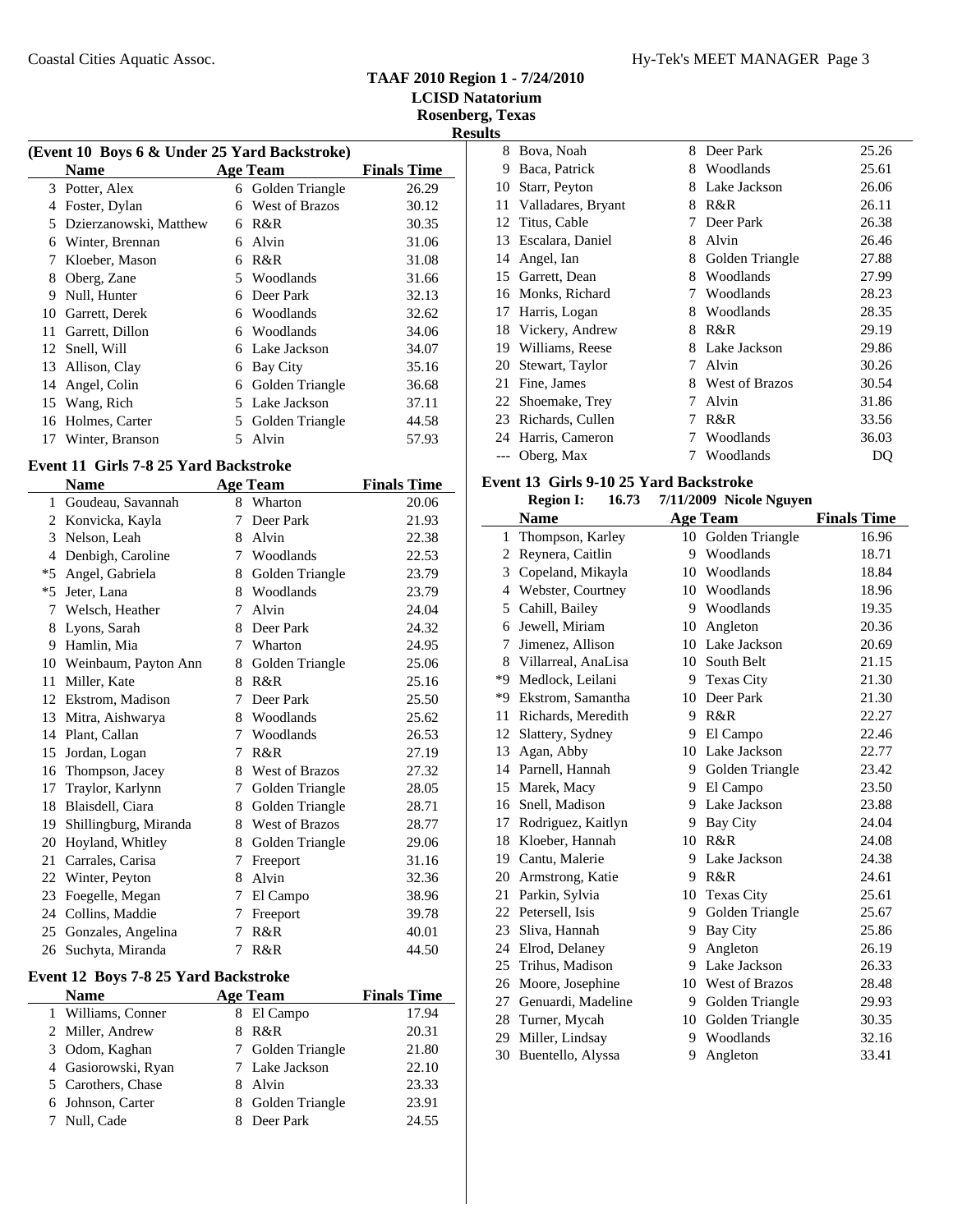# TAAF 2010 Region 1 - 7/24/2010
**LCISD Natatorium**
**Rosenberg, Texas**
**Results**

### (Event 10 Boys 6 & Under 25 Yard Backstroke)

| | Name | Age | Team | Finals Time |
|---|---|---|---|---|
| 3 | Potter, Alex | 6 | Golden Triangle | 26.29 |
| 4 | Foster, Dylan | 6 | West of Brazos | 30.12 |
| 5 | Dzierzanowski, Matthew | 6 | R&R | 30.35 |
| 6 | Winter, Brennan | 6 | Alvin | 31.06 |
| 7 | Kloeber, Mason | 6 | R&R | 31.08 |
| 8 | Oberg, Zane | 5 | Woodlands | 31.66 |
| 9 | Null, Hunter | 6 | Deer Park | 32.13 |
| 10 | Garrett, Derek | 6 | Woodlands | 32.62 |
| 11 | Garrett, Dillon | 6 | Woodlands | 34.06 |
| 12 | Snell, Will | 6 | Lake Jackson | 34.07 |
| 13 | Allison, Clay | 6 | Bay City | 35.16 |
| 14 | Angel, Colin | 6 | Golden Triangle | 36.68 |
| 15 | Wang, Rich | 5 | Lake Jackson | 37.11 |
| 16 | Holmes, Carter | 5 | Golden Triangle | 44.58 |
| 17 | Winter, Branson | 5 | Alvin | 57.93 |

### Event 11 Girls 7-8 25 Yard Backstroke

| | Name | Age | Team | Finals Time |
|---|---|---|---|---|
| 1 | Goudeau, Savannah | 8 | Wharton | 20.06 |
| 2 | Konvicka, Kayla | 7 | Deer Park | 21.93 |
| 3 | Nelson, Leah | 8 | Alvin | 22.38 |
| 4 | Denbigh, Caroline | 7 | Woodlands | 22.53 |
| *5 | Angel, Gabriela | 8 | Golden Triangle | 23.79 |
| *5 | Jeter, Lana | 8 | Woodlands | 23.79 |
| 7 | Welsch, Heather | 7 | Alvin | 24.04 |
| 8 | Lyons, Sarah | 8 | Deer Park | 24.32 |
| 9 | Hamlin, Mia | 7 | Wharton | 24.95 |
| 10 | Weinbaum, Payton Ann | 8 | Golden Triangle | 25.06 |
| 11 | Miller, Kate | 8 | R&R | 25.16 |
| 12 | Ekstrom, Madison | 7 | Deer Park | 25.50 |
| 13 | Mitra, Aishwarya | 8 | Woodlands | 25.62 |
| 14 | Plant, Callan | 7 | Woodlands | 26.53 |
| 15 | Jordan, Logan | 7 | R&R | 27.19 |
| 16 | Thompson, Jacey | 8 | West of Brazos | 27.32 |
| 17 | Traylor, Karlynn | 7 | Golden Triangle | 28.05 |
| 18 | Blaisdell, Ciara | 8 | Golden Triangle | 28.71 |
| 19 | Shillingburg, Miranda | 8 | West of Brazos | 28.77 |
| 20 | Hoyland, Whitley | 8 | Golden Triangle | 29.06 |
| 21 | Carrales, Carisa | 7 | Freeport | 31.16 |
| 22 | Winter, Peyton | 8 | Alvin | 32.36 |
| 23 | Foegelle, Megan | 7 | El Campo | 38.96 |
| 24 | Collins, Maddie | 7 | Freeport | 39.78 |
| 25 | Gonzales, Angelina | 7 | R&R | 40.01 |
| 26 | Suchyta, Miranda | 7 | R&R | 44.50 |

### Event 12 Boys 7-8 25 Yard Backstroke

| | Name | Age | Team | Finals Time |
|---|---|---|---|---|
| 1 | Williams, Conner | 8 | El Campo | 17.94 |
| 2 | Miller, Andrew | 8 | R&R | 20.31 |
| 3 | Odom, Kaghan | 7 | Golden Triangle | 21.80 |
| 4 | Gasiorowski, Ryan | 7 | Lake Jackson | 22.10 |
| 5 | Carothers, Chase | 8 | Alvin | 23.33 |
| 6 | Johnson, Carter | 8 | Golden Triangle | 23.91 |
| 7 | Null, Cade | 8 | Deer Park | 24.55 |
| 8 | Bova, Noah | 8 | Deer Park | 25.26 |
| 9 | Baca, Patrick | 8 | Woodlands | 25.61 |
| 10 | Starr, Peyton | 8 | Lake Jackson | 26.06 |
| 11 | Valladares, Bryant | 8 | R&R | 26.11 |
| 12 | Titus, Cable | 7 | Deer Park | 26.38 |
| 13 | Escalara, Daniel | 8 | Alvin | 26.46 |
| 14 | Angel, Ian | 8 | Golden Triangle | 27.88 |
| 15 | Garrett, Dean | 8 | Woodlands | 27.99 |
| 16 | Monks, Richard | 7 | Woodlands | 28.23 |
| 17 | Harris, Logan | 8 | Woodlands | 28.35 |
| 18 | Vickery, Andrew | 8 | R&R | 29.19 |
| 19 | Williams, Reese | 8 | Lake Jackson | 29.86 |
| 20 | Stewart, Taylor | 7 | Alvin | 30.26 |
| 21 | Fine, James | 8 | West of Brazos | 30.54 |
| 22 | Shoemake, Trey | 7 | Alvin | 31.86 |
| 23 | Richards, Cullen | 7 | R&R | 33.56 |
| 24 | Harris, Cameron | 7 | Woodlands | 36.03 |
| --- | Oberg, Max | 7 | Woodlands | DQ |

### Event 13 Girls 9-10 25 Yard Backstroke

**Region I: 16.73 7/11/2009 Nicole Nguyen**

| | Name | Age | Team | Finals Time |
|---|---|---|---|---|
| 1 | Thompson, Karley | 10 | Golden Triangle | 16.96 |
| 2 | Reynera, Caitlin | 9 | Woodlands | 18.71 |
| 3 | Copeland, Mikayla | 10 | Woodlands | 18.84 |
| 4 | Webster, Courtney | 10 | Woodlands | 18.96 |
| 5 | Cahill, Bailey | 9 | Woodlands | 19.35 |
| 6 | Jewell, Miriam | 10 | Angleton | 20.36 |
| 7 | Jimenez, Allison | 10 | Lake Jackson | 20.69 |
| 8 | Villarreal, AnaLisa | 10 | South Belt | 21.15 |
| *9 | Medlock, Leilani | 9 | Texas City | 21.30 |
| *9 | Ekstrom, Samantha | 10 | Deer Park | 21.30 |
| 11 | Richards, Meredith | 9 | R&R | 22.27 |
| 12 | Slattery, Sydney | 9 | El Campo | 22.46 |
| 13 | Agan, Abby | 10 | Lake Jackson | 22.77 |
| 14 | Parnell, Hannah | 9 | Golden Triangle | 23.42 |
| 15 | Marek, Macy | 9 | El Campo | 23.50 |
| 16 | Snell, Madison | 9 | Lake Jackson | 23.88 |
| 17 | Rodriguez, Kaitlyn | 9 | Bay City | 24.04 |
| 18 | Kloeber, Hannah | 10 | R&R | 24.08 |
| 19 | Cantu, Malerie | 9 | Lake Jackson | 24.38 |
| 20 | Armstrong, Katie | 9 | R&R | 24.61 |
| 21 | Parkin, Sylvia | 10 | Texas City | 25.61 |
| 22 | Petersell, Isis | 9 | Golden Triangle | 25.67 |
| 23 | Sliva, Hannah | 9 | Bay City | 25.86 |
| 24 | Elrod, Delaney | 9 | Angleton | 26.19 |
| 25 | Trihus, Madison | 9 | Lake Jackson | 26.33 |
| 26 | Moore, Josephine | 10 | West of Brazos | 28.48 |
| 27 | Genuardi, Madeline | 9 | Golden Triangle | 29.93 |
| 28 | Turner, Mycah | 10 | Golden Triangle | 30.35 |
| 29 | Miller, Lindsay | 9 | Woodlands | 32.16 |
| 30 | Buentello, Alyssa | 9 | Angleton | 33.41 |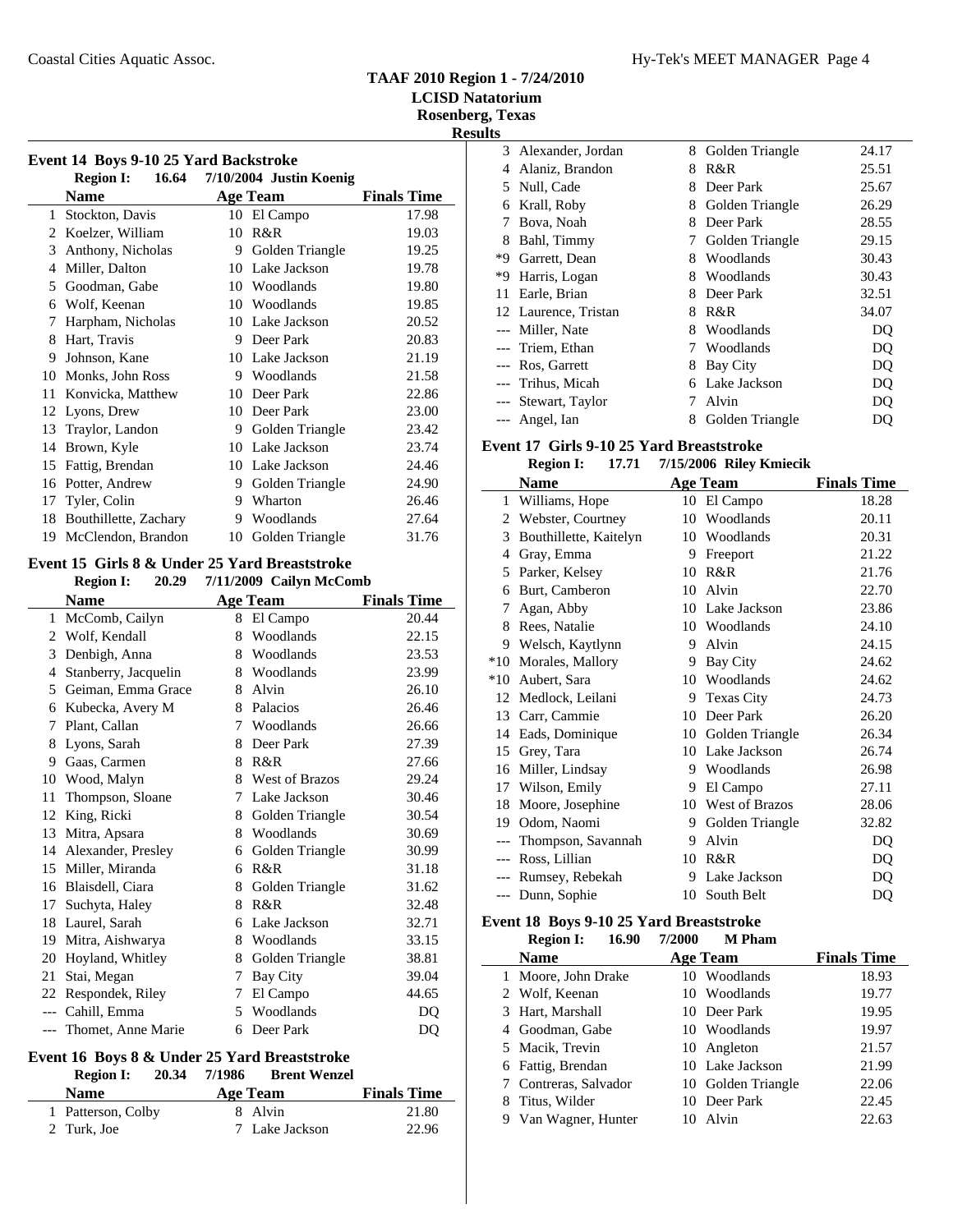**TAAF 2010 Region 1 - 7/24/2010**
**LCISD Natatorium**
**Rosenberg, Texas**
**Results**

### Event 14 Boys 9-10 25 Yard Backstroke

**Region I: 16.64 7/10/2004 Justin Koenig**

| | Name | Age | Team | Finals Time |
|---|---|---|---|---|
| 1 | Stockton, Davis | 10 | El Campo | 17.98 |
| 2 | Koelzer, William | 10 | R&R | 19.03 |
| 3 | Anthony, Nicholas | 9 | Golden Triangle | 19.25 |
| 4 | Miller, Dalton | 10 | Lake Jackson | 19.78 |
| 5 | Goodman, Gabe | 10 | Woodlands | 19.80 |
| 6 | Wolf, Keenan | 10 | Woodlands | 19.85 |
| 7 | Harpham, Nicholas | 10 | Lake Jackson | 20.52 |
| 8 | Hart, Travis | 9 | Deer Park | 20.83 |
| 9 | Johnson, Kane | 10 | Lake Jackson | 21.19 |
| 10 | Monks, John Ross | 9 | Woodlands | 21.58 |
| 11 | Konvicka, Matthew | 10 | Deer Park | 22.86 |
| 12 | Lyons, Drew | 10 | Deer Park | 23.00 |
| 13 | Traylor, Landon | 9 | Golden Triangle | 23.42 |
| 14 | Brown, Kyle | 10 | Lake Jackson | 23.74 |
| 15 | Fattig, Brendan | 10 | Lake Jackson | 24.46 |
| 16 | Potter, Andrew | 9 | Golden Triangle | 24.90 |
| 17 | Tyler, Colin | 9 | Wharton | 26.46 |
| 18 | Bouthillette, Zachary | 9 | Woodlands | 27.64 |
| 19 | McClendon, Brandon | 10 | Golden Triangle | 31.76 |

### Event 15 Girls 8 & Under 25 Yard Breaststroke

**Region I: 20.29 7/11/2009 Cailyn McComb**

| | Name | Age | Team | Finals Time |
|---|---|---|---|---|
| 1 | McComb, Cailyn | 8 | El Campo | 20.44 |
| 2 | Wolf, Kendall | 8 | Woodlands | 22.15 |
| 3 | Denbigh, Anna | 8 | Woodlands | 23.53 |
| 4 | Stanberry, Jacquelin | 8 | Woodlands | 23.99 |
| 5 | Geiman, Emma Grace | 8 | Alvin | 26.10 |
| 6 | Kubecka, Avery M | 8 | Palacios | 26.46 |
| 7 | Plant, Callan | 7 | Woodlands | 26.66 |
| 8 | Lyons, Sarah | 8 | Deer Park | 27.39 |
| 9 | Gaas, Carmen | 8 | R&R | 27.66 |
| 10 | Wood, Malyn | 8 | West of Brazos | 29.24 |
| 11 | Thompson, Sloane | 7 | Lake Jackson | 30.46 |
| 12 | King, Ricki | 8 | Golden Triangle | 30.54 |
| 13 | Mitra, Apsara | 8 | Woodlands | 30.69 |
| 14 | Alexander, Presley | 6 | Golden Triangle | 30.99 |
| 15 | Miller, Miranda | 6 | R&R | 31.18 |
| 16 | Blaisdell, Ciara | 8 | Golden Triangle | 31.62 |
| 17 | Suchyta, Haley | 8 | R&R | 32.48 |
| 18 | Laurel, Sarah | 6 | Lake Jackson | 32.71 |
| 19 | Mitra, Aishwarya | 8 | Woodlands | 33.15 |
| 20 | Hoyland, Whitley | 8 | Golden Triangle | 38.81 |
| 21 | Stai, Megan | 7 | Bay City | 39.04 |
| 22 | Respondek, Riley | 7 | El Campo | 44.65 |
| --- | Cahill, Emma | 5 | Woodlands | DQ |
| --- | Thomet, Anne Marie | 6 | Deer Park | DQ |

### Event 16 Boys 8 & Under 25 Yard Breaststroke

**Region I: 20.34 7/1986 Brent Wenzel**

| | Name | Age | Team | Finals Time |
|---|---|---|---|---|
| 1 | Patterson, Colby | 8 | Alvin | 21.80 |
| 2 | Turk, Joe | 7 | Lake Jackson | 22.96 |
| 3 | Alexander, Jordan | 8 | Golden Triangle | 24.17 |
| 4 | Alaniz, Brandon | 8 | R&R | 25.51 |
| 5 | Null, Cade | 8 | Deer Park | 25.67 |
| 6 | Krall, Roby | 8 | Golden Triangle | 26.29 |
| 7 | Bova, Noah | 8 | Deer Park | 28.55 |
| 8 | Bahl, Timmy | 7 | Golden Triangle | 29.15 |
| *9 | Garrett, Dean | 8 | Woodlands | 30.43 |
| *9 | Harris, Logan | 8 | Woodlands | 30.43 |
| 11 | Earle, Brian | 8 | Deer Park | 32.51 |
| 12 | Laurence, Tristan | 8 | R&R | 34.07 |
| --- | Miller, Nate | 8 | Woodlands | DQ |
| --- | Triem, Ethan | 7 | Woodlands | DQ |
| --- | Ros, Garrett | 8 | Bay City | DQ |
| --- | Trihus, Micah | 6 | Lake Jackson | DQ |
| --- | Stewart, Taylor | 7 | Alvin | DQ |
| --- | Angel, Ian | 8 | Golden Triangle | DQ |

### Event 17 Girls 9-10 25 Yard Breaststroke

**Region I: 17.71 7/15/2006 Riley Kmiecik**

| | Name | Age | Team | Finals Time |
|---|---|---|---|---|
| 1 | Williams, Hope | 10 | El Campo | 18.28 |
| 2 | Webster, Courtney | 10 | Woodlands | 20.11 |
| 3 | Bouthillette, Kaitelyn | 10 | Woodlands | 20.31 |
| 4 | Gray, Emma | 9 | Freeport | 21.22 |
| 5 | Parker, Kelsey | 10 | R&R | 21.76 |
| 6 | Burt, Camberon | 10 | Alvin | 22.70 |
| 7 | Agan, Abby | 10 | Lake Jackson | 23.86 |
| 8 | Rees, Natalie | 10 | Woodlands | 24.10 |
| 9 | Welsch, Kaytlynn | 9 | Alvin | 24.15 |
| *10 | Morales, Mallory | 9 | Bay City | 24.62 |
| *10 | Aubert, Sara | 10 | Woodlands | 24.62 |
| 12 | Medlock, Leilani | 9 | Texas City | 24.73 |
| 13 | Carr, Cammie | 10 | Deer Park | 26.20 |
| 14 | Eads, Dominique | 10 | Golden Triangle | 26.34 |
| 15 | Grey, Tara | 10 | Lake Jackson | 26.74 |
| 16 | Miller, Lindsay | 9 | Woodlands | 26.98 |
| 17 | Wilson, Emily | 9 | El Campo | 27.11 |
| 18 | Moore, Josephine | 10 | West of Brazos | 28.06 |
| 19 | Odom, Naomi | 9 | Golden Triangle | 32.82 |
| --- | Thompson, Savannah | 9 | Alvin | DQ |
| --- | Ross, Lillian | 10 | R&R | DQ |
| --- | Rumsey, Rebekah | 9 | Lake Jackson | DQ |
| --- | Dunn, Sophie | 10 | South Belt | DQ |

### Event 18 Boys 9-10 25 Yard Breaststroke

**Region I: 16.90 7/2000 M Pham**

| | Name | Age | Team | Finals Time |
|---|---|---|---|---|
| 1 | Moore, John Drake | 10 | Woodlands | 18.93 |
| 2 | Wolf, Keenan | 10 | Woodlands | 19.77 |
| 3 | Hart, Marshall | 10 | Deer Park | 19.95 |
| 4 | Goodman, Gabe | 10 | Woodlands | 19.97 |
| 5 | Macik, Trevin | 10 | Angleton | 21.57 |
| 6 | Fattig, Brendan | 10 | Lake Jackson | 21.99 |
| 7 | Contreras, Salvador | 10 | Golden Triangle | 22.06 |
| 8 | Titus, Wilder | 10 | Deer Park | 22.45 |
| 9 | Van Wagner, Hunter | 10 | Alvin | 22.63 |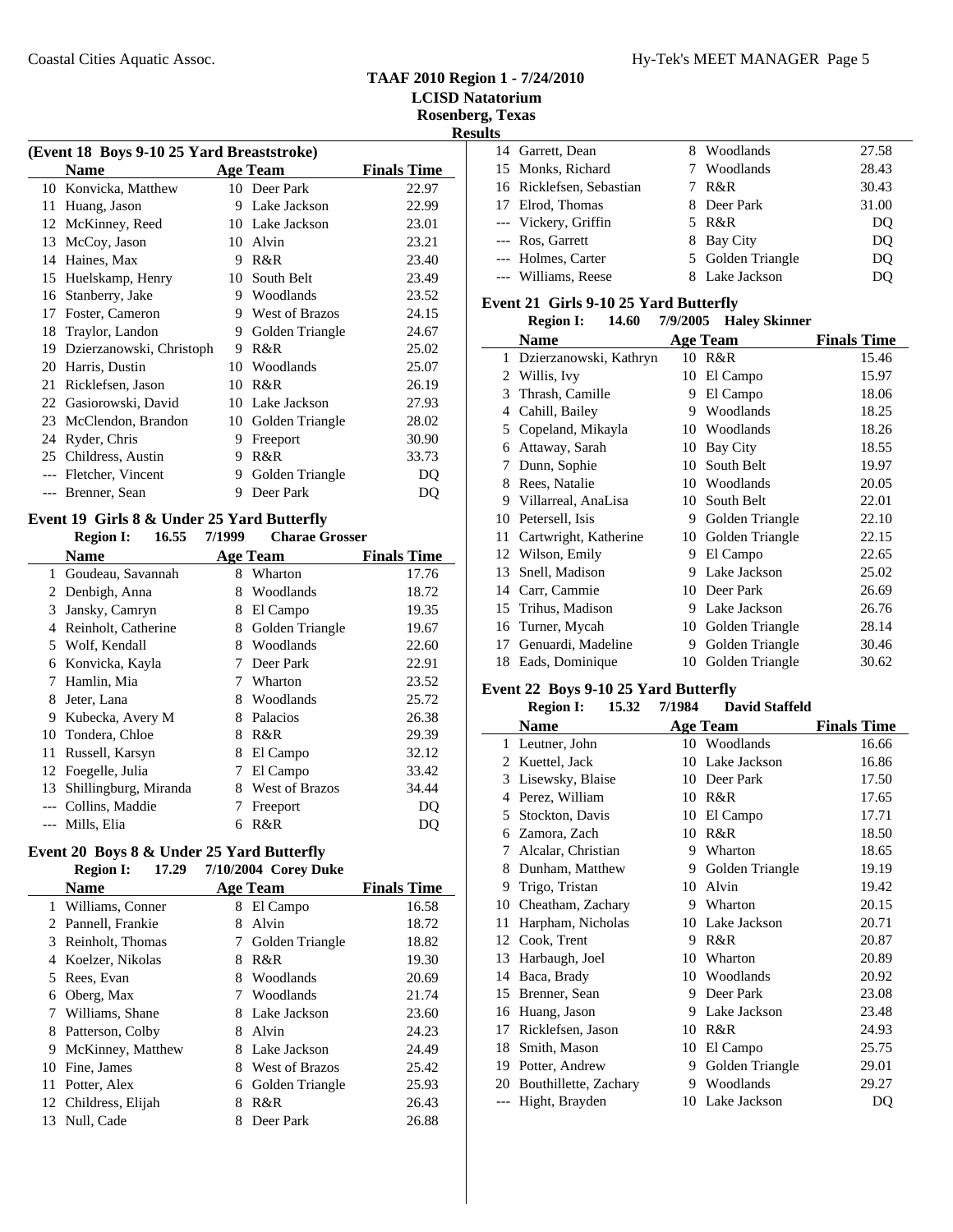TAAF 2010 Region 1 - 7/24/2010
LCISD Natatorium
Rosenberg, Texas
Results

### (Event 18 Boys 9-10 25 Yard Breaststroke)

| | Name | Age | Team | Finals Time |
|---|---|---|---|---|
| 10 | Konvicka, Matthew | 10 | Deer Park | 22.97 |
| 11 | Huang, Jason | 9 | Lake Jackson | 22.99 |
| 12 | McKinney, Reed | 10 | Lake Jackson | 23.01 |
| 13 | McCoy, Jason | 10 | Alvin | 23.21 |
| 14 | Haines, Max | 9 | R&R | 23.40 |
| 15 | Huelskamp, Henry | 10 | South Belt | 23.49 |
| 16 | Stanberry, Jake | 9 | Woodlands | 23.52 |
| 17 | Foster, Cameron | 9 | West of Brazos | 24.15 |
| 18 | Traylor, Landon | 9 | Golden Triangle | 24.67 |
| 19 | Dzierzanowski, Christoph | 9 | R&R | 25.02 |
| 20 | Harris, Dustin | 10 | Woodlands | 25.07 |
| 21 | Ricklefsen, Jason | 10 | R&R | 26.19 |
| 22 | Gasiorowski, David | 10 | Lake Jackson | 27.93 |
| 23 | McClendon, Brandon | 10 | Golden Triangle | 28.02 |
| 24 | Ryder, Chris | 9 | Freeport | 30.90 |
| 25 | Childress, Austin | 9 | R&R | 33.73 |
| --- | Fletcher, Vincent | 9 | Golden Triangle | DQ |
| --- | Brenner, Sean | 9 | Deer Park | DQ |

### Event 19 Girls 8 & Under 25 Yard Butterfly

**Region I: 16.55 7/1999 Charae Grosser**

| | Name | Age | Team | Finals Time |
|---|---|---|---|---|
| 1 | Goudeau, Savannah | 8 | Wharton | 17.76 |
| 2 | Denbigh, Anna | 8 | Woodlands | 18.72 |
| 3 | Jansky, Camryn | 8 | El Campo | 19.35 |
| 4 | Reinholt, Catherine | 8 | Golden Triangle | 19.67 |
| 5 | Wolf, Kendall | 8 | Woodlands | 22.60 |
| 6 | Konvicka, Kayla | 7 | Deer Park | 22.91 |
| 7 | Hamlin, Mia | 7 | Wharton | 23.52 |
| 8 | Jeter, Lana | 8 | Woodlands | 25.72 |
| 9 | Kubecka, Avery M | 8 | Palacios | 26.38 |
| 10 | Tondera, Chloe | 8 | R&R | 29.39 |
| 11 | Russell, Karsyn | 8 | El Campo | 32.12 |
| 12 | Foegelle, Julia | 7 | El Campo | 33.42 |
| 13 | Shillingburg, Miranda | 8 | West of Brazos | 34.44 |
| --- | Collins, Maddie | 7 | Freeport | DQ |
| --- | Mills, Elia | 6 | R&R | DQ |

### Event 20 Boys 8 & Under 25 Yard Butterfly

**Region I: 17.29 7/10/2004 Corey Duke**

| | Name | Age | Team | Finals Time |
|---|---|---|---|---|
| 1 | Williams, Conner | 8 | El Campo | 16.58 |
| 2 | Pannell, Frankie | 8 | Alvin | 18.72 |
| 3 | Reinholt, Thomas | 7 | Golden Triangle | 18.82 |
| 4 | Koelzer, Nikolas | 8 | R&R | 19.30 |
| 5 | Rees, Evan | 8 | Woodlands | 20.69 |
| 6 | Oberg, Max | 7 | Woodlands | 21.74 |
| 7 | Williams, Shane | 8 | Lake Jackson | 23.60 |
| 8 | Patterson, Colby | 8 | Alvin | 24.23 |
| 9 | McKinney, Matthew | 8 | Lake Jackson | 24.49 |
| 10 | Fine, James | 8 | West of Brazos | 25.42 |
| 11 | Potter, Alex | 6 | Golden Triangle | 25.93 |
| 12 | Childress, Elijah | 8 | R&R | 26.43 |
| 13 | Null, Cade | 8 | Deer Park | 26.88 |
| 14 | Garrett, Dean | 8 | Woodlands | 27.58 |
| 15 | Monks, Richard | 7 | Woodlands | 28.43 |
| 16 | Ricklefsen, Sebastian | 7 | R&R | 30.43 |
| 17 | Elrod, Thomas | 8 | Deer Park | 31.00 |
| --- | Vickery, Griffin | 5 | R&R | DQ |
| --- | Ros, Garrett | 8 | Bay City | DQ |
| --- | Holmes, Carter | 5 | Golden Triangle | DQ |
| --- | Williams, Reese | 8 | Lake Jackson | DQ |

### Event 21 Girls 9-10 25 Yard Butterfly

**Region I: 14.60 7/9/2005 Haley Skinner**

| | Name | Age | Team | Finals Time |
|---|---|---|---|---|
| 1 | Dzierzanowski, Kathryn | 10 | R&R | 15.46 |
| 2 | Willis, Ivy | 10 | El Campo | 15.97 |
| 3 | Thrash, Camille | 9 | El Campo | 18.06 |
| 4 | Cahill, Bailey | 9 | Woodlands | 18.25 |
| 5 | Copeland, Mikayla | 10 | Woodlands | 18.26 |
| 6 | Attaway, Sarah | 10 | Bay City | 18.55 |
| 7 | Dunn, Sophie | 10 | South Belt | 19.97 |
| 8 | Rees, Natalie | 10 | Woodlands | 20.05 |
| 9 | Villarreal, AnaLisa | 10 | South Belt | 22.01 |
| 10 | Petersell, Isis | 9 | Golden Triangle | 22.10 |
| 11 | Cartwright, Katherine | 10 | Golden Triangle | 22.15 |
| 12 | Wilson, Emily | 9 | El Campo | 22.65 |
| 13 | Snell, Madison | 9 | Lake Jackson | 25.02 |
| 14 | Carr, Cammie | 10 | Deer Park | 26.69 |
| 15 | Trihus, Madison | 9 | Lake Jackson | 26.76 |
| 16 | Turner, Mycah | 10 | Golden Triangle | 28.14 |
| 17 | Genuardi, Madeline | 9 | Golden Triangle | 30.46 |
| 18 | Eads, Dominique | 10 | Golden Triangle | 30.62 |

### Event 22 Boys 9-10 25 Yard Butterfly

**Region I: 15.32 7/1984 David Staffeld**

| | Name | Age | Team | Finals Time |
|---|---|---|---|---|
| 1 | Leutner, John | 10 | Woodlands | 16.66 |
| 2 | Kuettel, Jack | 10 | Lake Jackson | 16.86 |
| 3 | Lisewsky, Blaise | 10 | Deer Park | 17.50 |
| 4 | Perez, William | 10 | R&R | 17.65 |
| 5 | Stockton, Davis | 10 | El Campo | 17.71 |
| 6 | Zamora, Zach | 10 | R&R | 18.50 |
| 7 | Alcalar, Christian | 9 | Wharton | 18.65 |
| 8 | Dunham, Matthew | 9 | Golden Triangle | 19.19 |
| 9 | Trigo, Tristan | 10 | Alvin | 19.42 |
| 10 | Cheatham, Zachary | 9 | Wharton | 20.15 |
| 11 | Harpham, Nicholas | 10 | Lake Jackson | 20.71 |
| 12 | Cook, Trent | 9 | R&R | 20.87 |
| 13 | Harbaugh, Joel | 10 | Wharton | 20.89 |
| 14 | Baca, Brady | 10 | Woodlands | 20.92 |
| 15 | Brenner, Sean | 9 | Deer Park | 23.08 |
| 16 | Huang, Jason | 9 | Lake Jackson | 23.48 |
| 17 | Ricklefsen, Jason | 10 | R&R | 24.93 |
| 18 | Smith, Mason | 10 | El Campo | 25.75 |
| 19 | Potter, Andrew | 9 | Golden Triangle | 29.01 |
| 20 | Bouthillette, Zachary | 9 | Woodlands | 29.27 |
| --- | Hight, Brayden | 10 | Lake Jackson | DQ |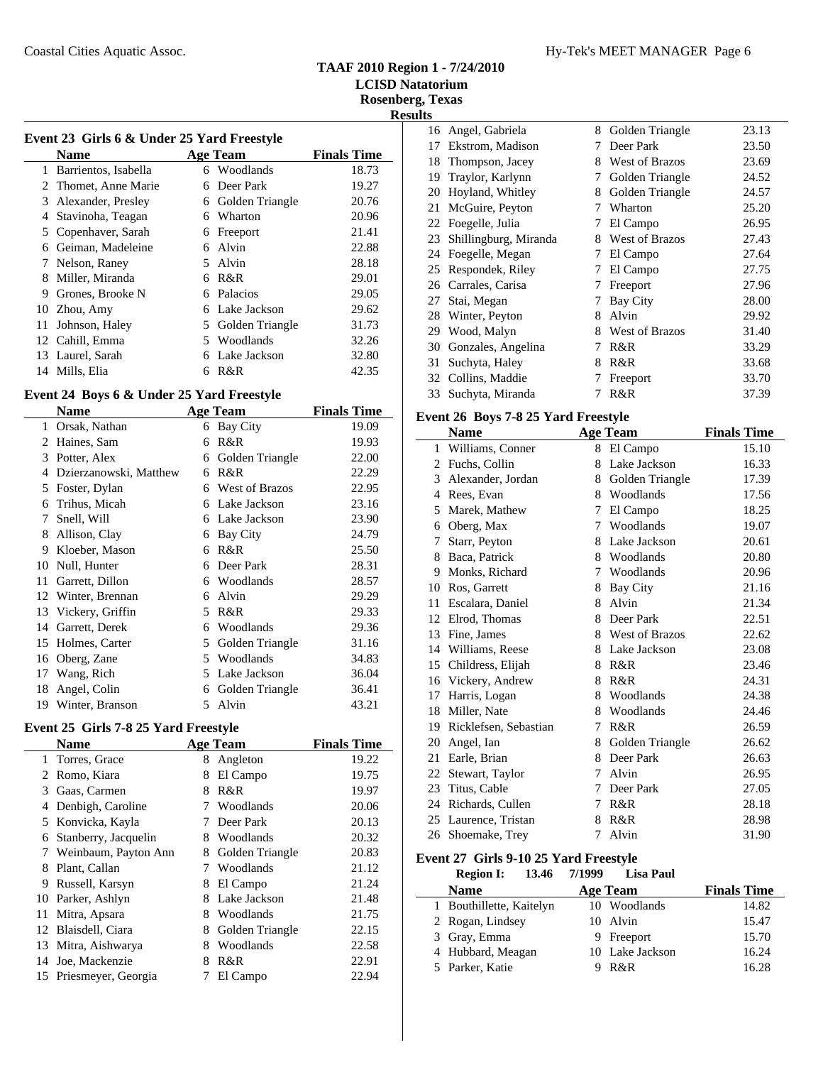# TAAF 2010 Region 1 - 7/24/2010
## LCISD Natatorium
## Rosenberg, Texas
## Results

### Event 23 Girls 6 & Under 25 Yard Freestyle

| | Name | Age | Team | Finals Time |
|---|---|---|---|---|
| 1 | Barrientos, Isabella | 6 | Woodlands | 18.73 |
| 2 | Thomet, Anne Marie | 6 | Deer Park | 19.27 |
| 3 | Alexander, Presley | 6 | Golden Triangle | 20.76 |
| 4 | Stavinoha, Teagan | 6 | Wharton | 20.96 |
| 5 | Copenhaver, Sarah | 6 | Freeport | 21.41 |
| 6 | Geiman, Madeleine | 6 | Alvin | 22.88 |
| 7 | Nelson, Raney | 5 | Alvin | 28.18 |
| 8 | Miller, Miranda | 6 | R&R | 29.01 |
| 9 | Grones, Brooke N | 6 | Palacios | 29.05 |
| 10 | Zhou, Amy | 6 | Lake Jackson | 29.62 |
| 11 | Johnson, Haley | 5 | Golden Triangle | 31.73 |
| 12 | Cahill, Emma | 5 | Woodlands | 32.26 |
| 13 | Laurel, Sarah | 6 | Lake Jackson | 32.80 |
| 14 | Mills, Elia | 6 | R&R | 42.35 |

### Event 24 Boys 6 & Under 25 Yard Freestyle

| | Name | Age | Team | Finals Time |
|---|---|---|---|---|
| 1 | Orsak, Nathan | 6 | Bay City | 19.09 |
| 2 | Haines, Sam | 6 | R&R | 19.93 |
| 3 | Potter, Alex | 6 | Golden Triangle | 22.00 |
| 4 | Dzierzanowski, Matthew | 6 | R&R | 22.29 |
| 5 | Foster, Dylan | 6 | West of Brazos | 22.95 |
| 6 | Trihus, Micah | 6 | Lake Jackson | 23.16 |
| 7 | Snell, Will | 6 | Lake Jackson | 23.90 |
| 8 | Allison, Clay | 6 | Bay City | 24.79 |
| 9 | Kloeber, Mason | 6 | R&R | 25.50 |
| 10 | Null, Hunter | 6 | Deer Park | 28.31 |
| 11 | Garrett, Dillon | 6 | Woodlands | 28.57 |
| 12 | Winter, Brennan | 6 | Alvin | 29.29 |
| 13 | Vickery, Griffin | 5 | R&R | 29.33 |
| 14 | Garrett, Derek | 6 | Woodlands | 29.36 |
| 15 | Holmes, Carter | 5 | Golden Triangle | 31.16 |
| 16 | Oberg, Zane | 5 | Woodlands | 34.83 |
| 17 | Wang, Rich | 5 | Lake Jackson | 36.04 |
| 18 | Angel, Colin | 6 | Golden Triangle | 36.41 |
| 19 | Winter, Branson | 5 | Alvin | 43.21 |

### Event 25 Girls 7-8 25 Yard Freestyle

| | Name | Age | Team | Finals Time |
|---|---|---|---|---|
| 1 | Torres, Grace | 8 | Angleton | 19.22 |
| 2 | Romo, Kiara | 8 | El Campo | 19.75 |
| 3 | Gaas, Carmen | 8 | R&R | 19.97 |
| 4 | Denbigh, Caroline | 7 | Woodlands | 20.06 |
| 5 | Konvicka, Kayla | 7 | Deer Park | 20.13 |
| 6 | Stanberry, Jacquelin | 8 | Woodlands | 20.32 |
| 7 | Weinbaum, Payton Ann | 8 | Golden Triangle | 20.83 |
| 8 | Plant, Callan | 7 | Woodlands | 21.12 |
| 9 | Russell, Karsyn | 8 | El Campo | 21.24 |
| 10 | Parker, Ashlyn | 8 | Lake Jackson | 21.48 |
| 11 | Mitra, Apsara | 8 | Woodlands | 21.75 |
| 12 | Blaisdell, Ciara | 8 | Golden Triangle | 22.15 |
| 13 | Mitra, Aishwarya | 8 | Woodlands | 22.58 |
| 14 | Joe, Mackenzie | 8 | R&R | 22.91 |
| 15 | Priesmeyer, Georgia | 7 | El Campo | 22.94 |
| 16 | Angel, Gabriela | 8 | Golden Triangle | 23.13 |
| 17 | Ekstrom, Madison | 7 | Deer Park | 23.50 |
| 18 | Thompson, Jacey | 8 | West of Brazos | 23.69 |
| 19 | Traylor, Karlynn | 7 | Golden Triangle | 24.52 |
| 20 | Hoyland, Whitley | 8 | Golden Triangle | 24.57 |
| 21 | McGuire, Peyton | 7 | Wharton | 25.20 |
| 22 | Foegelle, Julia | 7 | El Campo | 26.95 |
| 23 | Shillingburg, Miranda | 8 | West of Brazos | 27.43 |
| 24 | Foegelle, Megan | 7 | El Campo | 27.64 |
| 25 | Respondek, Riley | 7 | El Campo | 27.75 |
| 26 | Carrales, Carisa | 7 | Freeport | 27.96 |
| 27 | Stai, Megan | 7 | Bay City | 28.00 |
| 28 | Winter, Peyton | 8 | Alvin | 29.92 |
| 29 | Wood, Malyn | 8 | West of Brazos | 31.40 |
| 30 | Gonzales, Angelina | 7 | R&R | 33.29 |
| 31 | Suchyta, Haley | 8 | R&R | 33.68 |
| 32 | Collins, Maddie | 7 | Freeport | 33.70 |
| 33 | Suchyta, Miranda | 7 | R&R | 37.39 |

### Event 26 Boys 7-8 25 Yard Freestyle

| | Name | Age | Team | Finals Time |
|---|---|---|---|---|
| 1 | Williams, Conner | 8 | El Campo | 15.10 |
| 2 | Fuchs, Collin | 8 | Lake Jackson | 16.33 |
| 3 | Alexander, Jordan | 8 | Golden Triangle | 17.39 |
| 4 | Rees, Evan | 8 | Woodlands | 17.56 |
| 5 | Marek, Mathew | 7 | El Campo | 18.25 |
| 6 | Oberg, Max | 7 | Woodlands | 19.07 |
| 7 | Starr, Peyton | 8 | Lake Jackson | 20.61 |
| 8 | Baca, Patrick | 8 | Woodlands | 20.80 |
| 9 | Monks, Richard | 7 | Woodlands | 20.96 |
| 10 | Ros, Garrett | 8 | Bay City | 21.16 |
| 11 | Escalara, Daniel | 8 | Alvin | 21.34 |
| 12 | Elrod, Thomas | 8 | Deer Park | 22.51 |
| 13 | Fine, James | 8 | West of Brazos | 22.62 |
| 14 | Williams, Reese | 8 | Lake Jackson | 23.08 |
| 15 | Childress, Elijah | 8 | R&R | 23.46 |
| 16 | Vickery, Andrew | 8 | R&R | 24.31 |
| 17 | Harris, Logan | 8 | Woodlands | 24.38 |
| 18 | Miller, Nate | 8 | Woodlands | 24.46 |
| 19 | Ricklefsen, Sebastian | 7 | R&R | 26.59 |
| 20 | Angel, Ian | 8 | Golden Triangle | 26.62 |
| 21 | Earle, Brian | 8 | Deer Park | 26.63 |
| 22 | Stewart, Taylor | 7 | Alvin | 26.95 |
| 23 | Titus, Cable | 7 | Deer Park | 27.05 |
| 24 | Richards, Cullen | 7 | R&R | 28.18 |
| 25 | Laurence, Tristan | 8 | R&R | 28.98 |
| 26 | Shoemake, Trey | 7 | Alvin | 31.90 |

### Event 27 Girls 9-10 25 Yard Freestyle

**Region I: 13.46 7/1999 Lisa Paul**

| | Name | Age | Team | Finals Time |
|---|---|---|---|---|
| 1 | Bouthillette, Kaitelyn | 10 | Woodlands | 14.82 |
| 2 | Rogan, Lindsey | 10 | Alvin | 15.47 |
| 3 | Gray, Emma | 9 | Freeport | 15.70 |
| 4 | Hubbard, Meagan | 10 | Lake Jackson | 16.24 |
| 5 | Parker, Katie | 9 | R&R | 16.28 |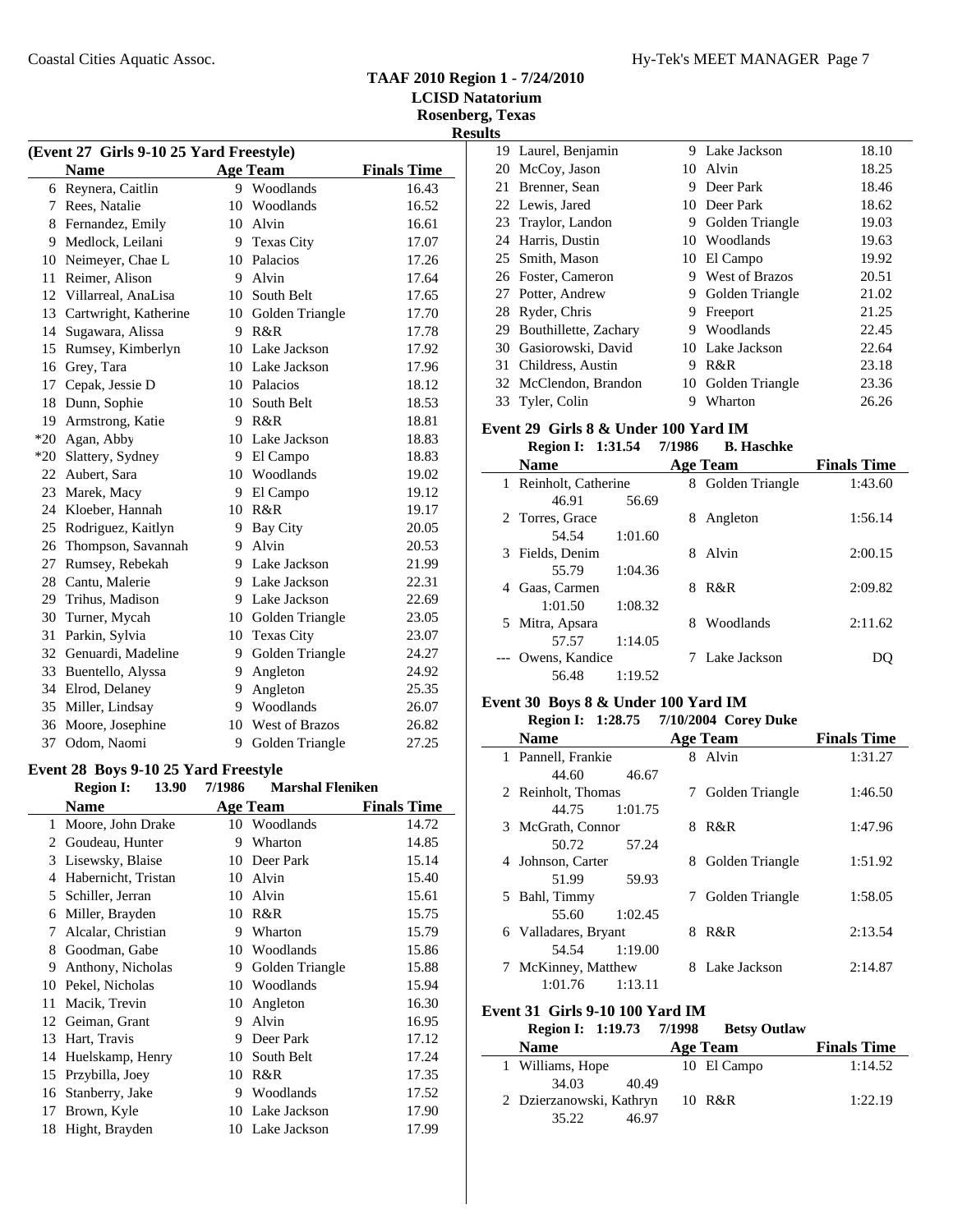**TAAF 2010 Region 1 - 7/24/2010**
**LCISD Natatorium**
**Rosenberg, Texas**
**Results**

### (Event 27 Girls 9-10 25 Yard Freestyle)

| | Name | Age | Team | Finals Time |
|---|---|---|---|---|
| 6 | Reynera, Caitlin | 9 | Woodlands | 16.43 |
| 7 | Rees, Natalie | 10 | Woodlands | 16.52 |
| 8 | Fernandez, Emily | 10 | Alvin | 16.61 |
| 9 | Medlock, Leilani | 9 | Texas City | 17.07 |
| 10 | Neimeyer, Chae L | 10 | Palacios | 17.26 |
| 11 | Reimer, Alison | 9 | Alvin | 17.64 |
| 12 | Villarreal, AnaLisa | 10 | South Belt | 17.65 |
| 13 | Cartwright, Katherine | 10 | Golden Triangle | 17.70 |
| 14 | Sugawara, Alissa | 9 | R&R | 17.78 |
| 15 | Rumsey, Kimberlyn | 10 | Lake Jackson | 17.92 |
| 16 | Grey, Tara | 10 | Lake Jackson | 17.96 |
| 17 | Cepak, Jessie D | 10 | Palacios | 18.12 |
| 18 | Dunn, Sophie | 10 | South Belt | 18.53 |
| 19 | Armstrong, Katie | 9 | R&R | 18.81 |
| *20 | Agan, Abby | 10 | Lake Jackson | 18.83 |
| *20 | Slattery, Sydney | 9 | El Campo | 18.83 |
| 22 | Aubert, Sara | 10 | Woodlands | 19.02 |
| 23 | Marek, Macy | 9 | El Campo | 19.12 |
| 24 | Kloeber, Hannah | 10 | R&R | 19.17 |
| 25 | Rodriguez, Kaitlyn | 9 | Bay City | 20.05 |
| 26 | Thompson, Savannah | 9 | Alvin | 20.53 |
| 27 | Rumsey, Rebekah | 9 | Lake Jackson | 21.99 |
| 28 | Cantu, Malerie | 9 | Lake Jackson | 22.31 |
| 29 | Trihus, Madison | 9 | Lake Jackson | 22.69 |
| 30 | Turner, Mycah | 10 | Golden Triangle | 23.05 |
| 31 | Parkin, Sylvia | 10 | Texas City | 23.07 |
| 32 | Genuardi, Madeline | 9 | Golden Triangle | 24.27 |
| 33 | Buentello, Alyssa | 9 | Angleton | 24.92 |
| 34 | Elrod, Delaney | 9 | Angleton | 25.35 |
| 35 | Miller, Lindsay | 9 | Woodlands | 26.07 |
| 36 | Moore, Josephine | 10 | West of Brazos | 26.82 |
| 37 | Odom, Naomi | 9 | Golden Triangle | 27.25 |

### Event 28 Boys 9-10 25 Yard Freestyle

**Region I: 13.90 7/1986 Marshal Fleniken**

| | Name | Age | Team | Finals Time |
|---|---|---|---|---|
| 1 | Moore, John Drake | 10 | Woodlands | 14.72 |
| 2 | Goudeau, Hunter | 9 | Wharton | 14.85 |
| 3 | Lisewsky, Blaise | 10 | Deer Park | 15.14 |
| 4 | Habernicht, Tristan | 10 | Alvin | 15.40 |
| 5 | Schiller, Jerran | 10 | Alvin | 15.61 |
| 6 | Miller, Brayden | 10 | R&R | 15.75 |
| 7 | Alcalar, Christian | 9 | Wharton | 15.79 |
| 8 | Goodman, Gabe | 10 | Woodlands | 15.86 |
| 9 | Anthony, Nicholas | 9 | Golden Triangle | 15.88 |
| 10 | Pekel, Nicholas | 10 | Woodlands | 15.94 |
| 11 | Macik, Trevin | 10 | Angleton | 16.30 |
| 12 | Geiman, Grant | 9 | Alvin | 16.95 |
| 13 | Hart, Travis | 9 | Deer Park | 17.12 |
| 14 | Huelskamp, Henry | 10 | South Belt | 17.24 |
| 15 | Przybilla, Joey | 10 | R&R | 17.35 |
| 16 | Stanberry, Jake | 9 | Woodlands | 17.52 |
| 17 | Brown, Kyle | 10 | Lake Jackson | 17.90 |
| 18 | Hight, Brayden | 10 | Lake Jackson | 17.99 |
| 19 | Laurel, Benjamin | 9 | Lake Jackson | 18.10 |
| 20 | McCoy, Jason | 10 | Alvin | 18.25 |
| 21 | Brenner, Sean | 9 | Deer Park | 18.46 |
| 22 | Lewis, Jared | 10 | Deer Park | 18.62 |
| 23 | Traylor, Landon | 9 | Golden Triangle | 19.03 |
| 24 | Harris, Dustin | 10 | Woodlands | 19.63 |
| 25 | Smith, Mason | 10 | El Campo | 19.92 |
| 26 | Foster, Cameron | 9 | West of Brazos | 20.51 |
| 27 | Potter, Andrew | 9 | Golden Triangle | 21.02 |
| 28 | Ryder, Chris | 9 | Freeport | 21.25 |
| 29 | Bouthillette, Zachary | 9 | Woodlands | 22.45 |
| 30 | Gasiorowski, David | 10 | Lake Jackson | 22.64 |
| 31 | Childress, Austin | 9 | R&R | 23.18 |
| 32 | McClendon, Brandon | 10 | Golden Triangle | 23.36 |
| 33 | Tyler, Colin | 9 | Wharton | 26.26 |

### Event 29 Girls 8 & Under 100 Yard IM

**Region I: 1:31.54 7/1986 B. Haschke**

| | Name | Age | Team | Finals Time |
|---|---|---|---|---|
| 1 | Reinholt, Catherine | 8 | Golden Triangle | 1:43.60 |
| | 46.91 56.69 | | | |
| 2 | Torres, Grace | 8 | Angleton | 1:56.14 |
| | 54.54 1:01.60 | | | |
| 3 | Fields, Denim | 8 | Alvin | 2:00.15 |
| | 55.79 1:04.36 | | | |
| 4 | Gaas, Carmen | 8 | R&R | 2:09.82 |
| | 1:01.50 1:08.32 | | | |
| 5 | Mitra, Apsara | 8 | Woodlands | 2:11.62 |
| | 57.57 1:14.05 | | | |
| --- | Owens, Kandice | 7 | Lake Jackson | DQ |
| | 56.48 1:19.52 | | | |

### Event 30 Boys 8 & Under 100 Yard IM

**Region I: 1:28.75 7/10/2004 Corey Duke**

| | Name | Age | Team | Finals Time |
|---|---|---|---|---|
| 1 | Pannell, Frankie | 8 | Alvin | 1:31.27 |
| | 44.60 46.67 | | | |
| 2 | Reinholt, Thomas | 7 | Golden Triangle | 1:46.50 |
| | 44.75 1:01.75 | | | |
| 3 | McGrath, Connor | 8 | R&R | 1:47.96 |
| | 50.72 57.24 | | | |
| 4 | Johnson, Carter | 8 | Golden Triangle | 1:51.92 |
| | 51.99 59.93 | | | |
| 5 | Bahl, Timmy | 7 | Golden Triangle | 1:58.05 |
| | 55.60 1:02.45 | | | |
| 6 | Valladares, Bryant | 8 | R&R | 2:13.54 |
| | 54.54 1:19.00 | | | |
| 7 | McKinney, Matthew | 8 | Lake Jackson | 2:14.87 |
| | 1:01.76 1:13.11 | | | |

### Event 31 Girls 9-10 100 Yard IM

**Region I: 1:19.73 7/1998 Betsy Outlaw**

| | Name | Age | Team | Finals Time |
|---|---|---|---|---|
| 1 | Williams, Hope | 10 | El Campo | 1:14.52 |
| | 34.03 40.49 | | | |
| 2 | Dzierzanowski, Kathryn | 10 | R&R | 1:22.19 |
| | 35.22 46.97 | | | |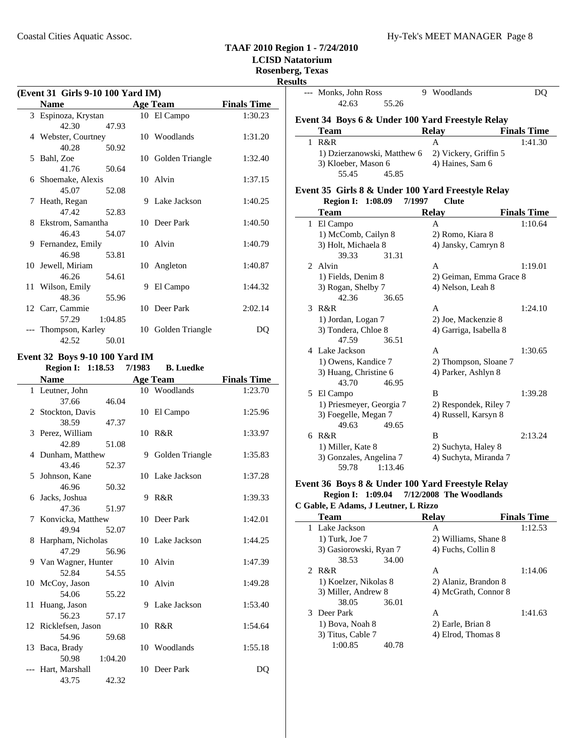TAAF 2010 Region 1 - 7/24/2010
LCISD Natatorium
Rosenberg, Texas
Results

### (Event 31 Girls 9-10 100 Yard IM)

| | Name | Age | Team | Finals Time |
|---|---|---|---|---|
| 3 | Espinoza, Krystan | 10 | El Campo | 1:30.23 |
| | 42.30 47.93 | | | |
| 4 | Webster, Courtney | 10 | Woodlands | 1:31.20 |
| | 40.28 50.92 | | | |
| 5 | Bahl, Zoe | 10 | Golden Triangle | 1:32.40 |
| | 41.76 50.64 | | | |
| 6 | Shoemake, Alexis | 10 | Alvin | 1:37.15 |
| | 45.07 52.08 | | | |
| 7 | Heath, Regan | 9 | Lake Jackson | 1:40.25 |
| | 47.42 52.83 | | | |
| 8 | Ekstrom, Samantha | 10 | Deer Park | 1:40.50 |
| | 46.43 54.07 | | | |
| 9 | Fernandez, Emily | 10 | Alvin | 1:40.79 |
| | 46.98 53.81 | | | |
| 10 | Jewell, Miriam | 10 | Angleton | 1:40.87 |
| | 46.26 54.61 | | | |
| 11 | Wilson, Emily | 9 | El Campo | 1:44.32 |
| | 48.36 55.96 | | | |
| 12 | Carr, Cammie | 10 | Deer Park | 2:02.14 |
| | 57.29 1:04.85 | | | |
| --- | Thompson, Karley | 10 | Golden Triangle | DQ |
| | 42.52 50.01 | | | |

### Event 32 Boys 9-10 100 Yard IM

**Region I: 1:18.53 7/1983 B. Luedke**

| | Name | Age | Team | Finals Time |
|---|---|---|---|---|
| 1 | Leutner, John | 10 | Woodlands | 1:23.70 |
| | 37.66 46.04 | | | |
| 2 | Stockton, Davis | 10 | El Campo | 1:25.96 |
| | 38.59 47.37 | | | |
| 3 | Perez, William | 10 | R&R | 1:33.97 |
| | 42.89 51.08 | | | |
| 4 | Dunham, Matthew | 9 | Golden Triangle | 1:35.83 |
| | 43.46 52.37 | | | |
| 5 | Johnson, Kane | 10 | Lake Jackson | 1:37.28 |
| | 46.96 50.32 | | | |
| 6 | Jacks, Joshua | 9 | R&R | 1:39.33 |
| | 47.36 51.97 | | | |
| 7 | Konvicka, Matthew | 10 | Deer Park | 1:42.01 |
| | 49.94 52.07 | | | |
| 8 | Harpham, Nicholas | 10 | Lake Jackson | 1:44.25 |
| | 47.29 56.96 | | | |
| 9 | Van Wagner, Hunter | 10 | Alvin | 1:47.39 |
| | 52.84 54.55 | | | |
| 10 | McCoy, Jason | 10 | Alvin | 1:49.28 |
| | 54.06 55.22 | | | |
| 11 | Huang, Jason | 9 | Lake Jackson | 1:53.40 |
| | 56.23 57.17 | | | |
| 12 | Ricklefsen, Jason | 10 | R&R | 1:54.64 |
| | 54.96 59.68 | | | |
| 13 | Baca, Brady | 10 | Woodlands | 1:55.18 |
| | 50.98 1:04.20 | | | |
| --- | Hart, Marshall | 10 | Deer Park | DQ |
| | 43.75 42.32 | | | |
| --- | Monks, John Ross | 9 | Woodlands | DQ |
| | 42.63 55.26 | | | |

### Event 34 Boys 6 & Under 100 Yard Freestyle Relay

| | Team | Relay | Finals Time |
|---|---|---|---|
| 1 | R&R | A | 1:41.30 |
| | 1) Dzierzanowski, Matthew 6 | 2) Vickery, Griffin 5 | |
| | 3) Kloeber, Mason 6 | 4) Haines, Sam 6 | |
| | 55.45 45.85 | | |

### Event 35 Girls 8 & Under 100 Yard Freestyle Relay

**Region I: 1:08.09 7/1997 Clute**

| | Team | Relay | Finals Time |
|---|---|---|---|
| 1 | El Campo | A | 1:10.64 |
| | 1) McComb, Cailyn 8 | 2) Romo, Kiara 8 | |
| | 3) Holt, Michaela 8 | 4) Jansky, Camryn 8 | |
| | 39.33 31.31 | | |
| 2 | Alvin | A | 1:19.01 |
| | 1) Fields, Denim 8 | 2) Geiman, Emma Grace 8 | |
| | 3) Rogan, Shelby 7 | 4) Nelson, Leah 8 | |
| | 42.36 36.65 | | |
| 3 | R&R | A | 1:24.10 |
| | 1) Jordan, Logan 7 | 2) Joe, Mackenzie 8 | |
| | 3) Tondera, Chloe 8 | 4) Garriga, Isabella 8 | |
| | 47.59 36.51 | | |
| 4 | Lake Jackson | A | 1:30.65 |
| | 1) Owens, Kandice 7 | 2) Thompson, Sloane 7 | |
| | 3) Huang, Christine 6 | 4) Parker, Ashlyn 8 | |
| | 43.70 46.95 | | |
| 5 | El Campo | B | 1:39.28 |
| | 1) Priesmeyer, Georgia 7 | 2) Respondek, Riley 7 | |
| | 3) Foegelle, Megan 7 | 4) Russell, Karsyn 8 | |
| | 49.63 49.65 | | |
| 6 | R&R | B | 2:13.24 |
| | 1) Miller, Kate 8 | 2) Suchyta, Haley 8 | |
| | 3) Gonzales, Angelina 7 | 4) Suchyta, Miranda 7 | |
| | 59.78 1:13.46 | | |

### Event 36 Boys 8 & Under 100 Yard Freestyle Relay

**Region I: 1:09.04 7/12/2008 The Woodlands**
**C Gable, E Adams, J Leutner, L Rizzo**

| | Team | Relay | Finals Time |
|---|---|---|---|
| 1 | Lake Jackson | A | 1:12.53 |
| | 1) Turk, Joe 7 | 2) Williams, Shane 8 | |
| | 3) Gasiorowski, Ryan 7 | 4) Fuchs, Collin 8 | |
| | 38.53 34.00 | | |
| 2 | R&R | A | 1:14.06 |
| | 1) Koelzer, Nikolas 8 | 2) Alaniz, Brandon 8 | |
| | 3) Miller, Andrew 8 | 4) McGrath, Connor 8 | |
| | 38.05 36.01 | | |
| 3 | Deer Park | A | 1:41.63 |
| | 1) Bova, Noah 8 | 2) Earle, Brian 8 | |
| | 3) Titus, Cable 7 | 4) Elrod, Thomas 8 | |
| | 1:00.85 40.78 | | |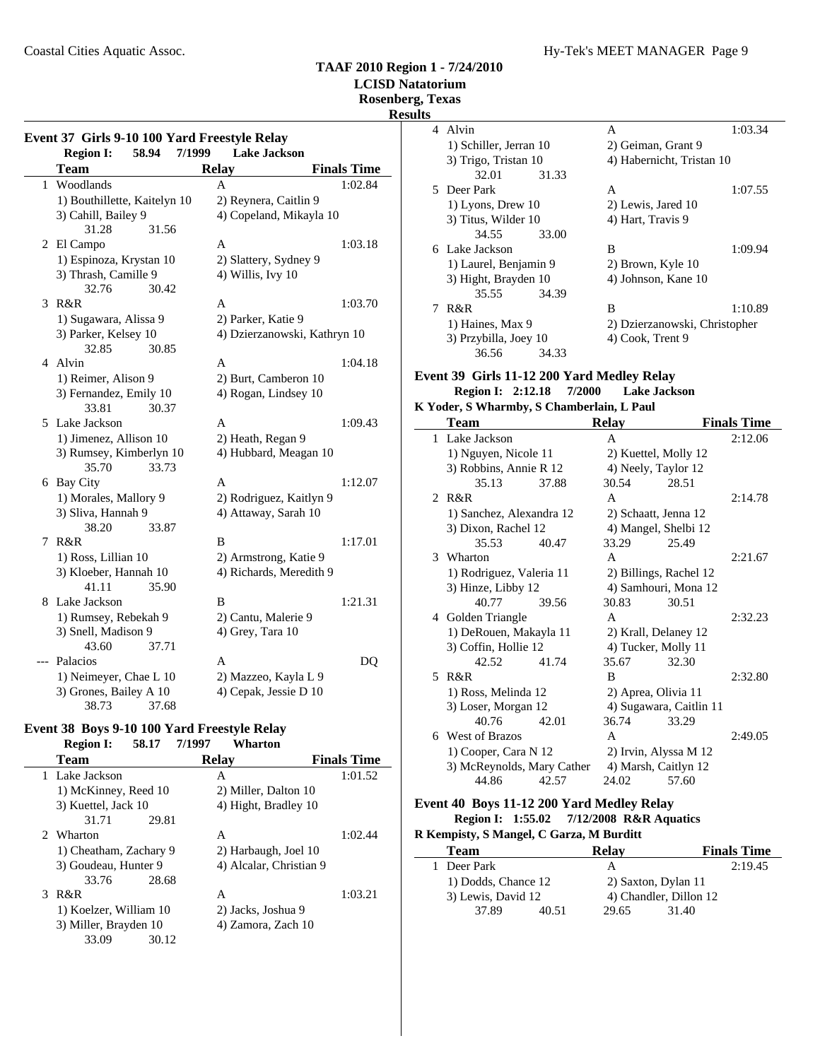Coastal Cities Aquatic Assoc.

# TAAF 2010 Region 1 - 7/24/2010
## LCISD Natatorium
## Rosenberg, Texas
## Results

### Event 37 Girls 9-10 100 Yard Freestyle Relay

**Region I: 58.94 7/1999 Lake Jackson**

| | Team | Relay | Finals Time |
|---|---|---|---|
| 1 | Woodlands | A | 1:02.84 |
| | 1) Bouthillette, Kaitelyn 10 | 2) Reynera, Caitlin 9 | |
| | 3) Cahill, Bailey 9 | 4) Copeland, Mikayla 10 | |
| | 31.28 31.56 | | |
| 2 | El Campo | A | 1:03.18 |
| | 1) Espinoza, Krystan 10 | 2) Slattery, Sydney 9 | |
| | 3) Thrash, Camille 9 | 4) Willis, Ivy 10 | |
| | 32.76 30.42 | | |
| 3 | R&R | A | 1:03.70 |
| | 1) Sugawara, Alissa 9 | 2) Parker, Katie 9 | |
| | 3) Parker, Kelsey 10 | 4) Dzierzanowski, Kathryn 10 | |
| | 32.85 30.85 | | |
| 4 | Alvin | A | 1:04.18 |
| | 1) Reimer, Alison 9 | 2) Burt, Camberon 10 | |
| | 3) Fernandez, Emily 10 | 4) Rogan, Lindsey 10 | |
| | 33.81 30.37 | | |
| 5 | Lake Jackson | A | 1:09.43 |
| | 1) Jimenez, Allison 10 | 2) Heath, Regan 9 | |
| | 3) Rumsey, Kimberlyn 10 | 4) Hubbard, Meagan 10 | |
| | 35.70 33.73 | | |
| 6 | Bay City | A | 1:12.07 |
| | 1) Morales, Mallory 9 | 2) Rodriguez, Kaitlyn 9 | |
| | 3) Sliva, Hannah 9 | 4) Attaway, Sarah 10 | |
| | 38.20 33.87 | | |
| 7 | R&R | B | 1:17.01 |
| | 1) Ross, Lillian 10 | 2) Armstrong, Katie 9 | |
| | 3) Kloeber, Hannah 10 | 4) Richards, Meredith 9 | |
| | 41.11 35.90 | | |
| 8 | Lake Jackson | B | 1:21.31 |
| | 1) Rumsey, Rebekah 9 | 2) Cantu, Malerie 9 | |
| | 3) Snell, Madison 9 | 4) Grey, Tara 10 | |
| | 43.60 37.71 | | |
| --- | Palacios | A | DQ |
| | 1) Neimeyer, Chae L 10 | 2) Mazzeo, Kayla L 9 | |
| | 3) Grones, Bailey A 10 | 4) Cepak, Jessie D 10 | |
| | 38.73 37.68 | | |

### Event 38 Boys 9-10 100 Yard Freestyle Relay

**Region I: 58.17 7/1997 Wharton**

| | Team | Relay | Finals Time |
|---|---|---|---|
| 1 | Lake Jackson | A | 1:01.52 |
| | 1) McKinney, Reed 10 | 2) Miller, Dalton 10 | |
| | 3) Kuettel, Jack 10 | 4) Hight, Bradley 10 | |
| | 31.71 29.81 | | |
| 2 | Wharton | A | 1:02.44 |
| | 1) Cheatham, Zachary 9 | 2) Harbaugh, Joel 10 | |
| | 3) Goudeau, Hunter 9 | 4) Alcalar, Christian 9 | |
| | 33.76 28.68 | | |
| 3 | R&R | A | 1:03.21 |
| | 1) Koelzer, William 10 | 2) Jacks, Joshua 9 | |
| | 3) Miller, Brayden 10 | 4) Zamora, Zach 10 | |
| | 33.09 30.12 | | |
| 4 | Alvin | A | 1:03.34 |
| | 1) Schiller, Jerran 10 | 2) Geiman, Grant 9 | |
| | 3) Trigo, Tristan 10 | 4) Habernicht, Tristan 10 | |
| | 32.01 31.33 | | |
| 5 | Deer Park | A | 1:07.55 |
| | 1) Lyons, Drew 10 | 2) Lewis, Jared 10 | |
| | 3) Titus, Wilder 10 | 4) Hart, Travis 9 | |
| | 34.55 33.00 | | |
| 6 | Lake Jackson | B | 1:09.94 |
| | 1) Laurel, Benjamin 9 | 2) Brown, Kyle 10 | |
| | 3) Hight, Brayden 10 | 4) Johnson, Kane 10 | |
| | 35.55 34.39 | | |
| 7 | R&R | B | 1:10.89 |
| | 1) Haines, Max 9 | 2) Dzierzanowski, Christopher | |
| | 3) Przybilla, Joey 10 | 4) Cook, Trent 9 | |
| | 36.56 34.33 | | |

### Event 39 Girls 11-12 200 Yard Medley Relay

**Region I: 2:12.18 7/2000 Lake Jackson**

**K Yoder, S Wharmby, S Chamberlain, L Paul**

| | Team | Relay | Finals Time |
|---|---|---|---|
| 1 | Lake Jackson | A | 2:12.06 |
| | 1) Nguyen, Nicole 11 | 2) Kuettel, Molly 12 | |
| | 3) Robbins, Annie R 12 | 4) Neely, Taylor 12 | |
| | 35.13 37.88 | 30.54 28.51 | |
| 2 | R&R | A | 2:14.78 |
| | 1) Sanchez, Alexandra 12 | 2) Schaatt, Jenna 12 | |
| | 3) Dixon, Rachel 12 | 4) Mangel, Shelbi 12 | |
| | 35.53 40.47 | 33.29 25.49 | |
| 3 | Wharton | A | 2:21.67 |
| | 1) Rodriguez, Valeria 11 | 2) Billings, Rachel 12 | |
| | 3) Hinze, Libby 12 | 4) Samhouri, Mona 12 | |
| | 40.77 39.56 | 30.83 30.51 | |
| 4 | Golden Triangle | A | 2:32.23 |
| | 1) DeRouen, Makayla 11 | 2) Krall, Delaney 12 | |
| | 3) Coffin, Hollie 12 | 4) Tucker, Molly 11 | |
| | 42.52 41.74 | 35.67 32.30 | |
| 5 | R&R | B | 2:32.80 |
| | 1) Ross, Melinda 12 | 2) Aprea, Olivia 11 | |
| | 3) Loser, Morgan 12 | 4) Sugawara, Caitlin 11 | |
| | 40.76 42.01 | 36.74 33.29 | |
| 6 | West of Brazos | A | 2:49.05 |
| | 1) Cooper, Cara N 12 | 2) Irvin, Alyssa M 12 | |
| | 3) McReynolds, Mary Cather | 4) Marsh, Caitlyn 12 | |
| | 44.86 42.57 | 24.02 57.60 | |

### Event 40 Boys 11-12 200 Yard Medley Relay

**Region I: 1:55.02 7/12/2008 R&R Aquatics**

**R Kempisty, S Mangel, C Garza, M Burditt**

| | Team | Relay | Finals Time |
|---|---|---|---|
| 1 | Deer Park | A | 2:19.45 |
| | 1) Dodds, Chance 12 | 2) Saxton, Dylan 11 | |
| | 3) Lewis, David 12 | 4) Chandler, Dillon 12 | |
| | 37.89 40.51 | 29.65 31.40 | |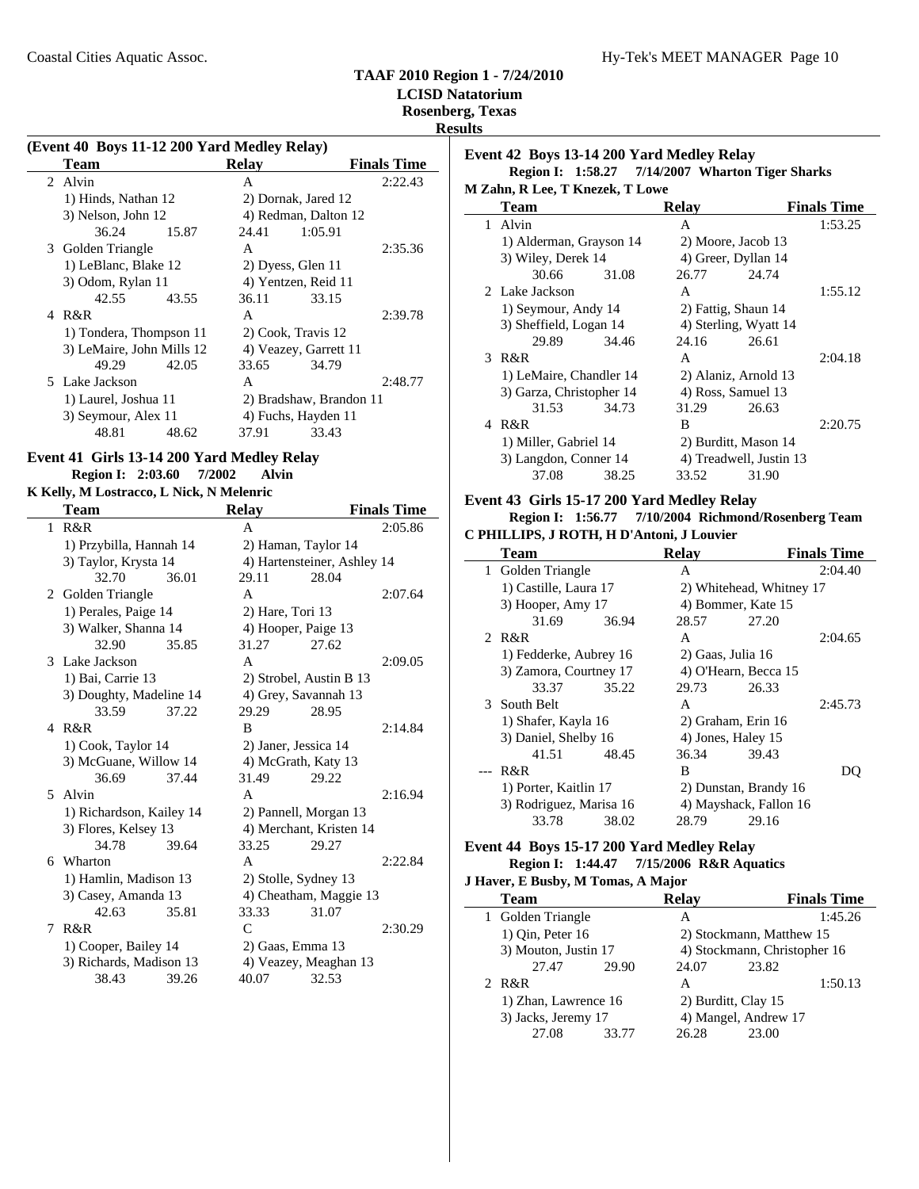**TAAF 2010 Region 1 - 7/24/2010**
**LCISD Natatorium**
**Rosenberg, Texas**
**Results**

### (Event 40 Boys 11-12 200 Yard Medley Relay)

| | Team | Relay | Finals Time |
|---|---|---|---|
| 2 | Alvin | A | 2:22.43 |
| | 1) Hinds, Nathan 12 | 2) Dornak, Jared 12 | |
| | 3) Nelson, John 12 | 4) Redman, Dalton 12 | |
| | 36.24 15.87 | 24.41 1:05.91 | |
| 3 | Golden Triangle | A | 2:35.36 |
| | 1) LeBlanc, Blake 12 | 2) Dyess, Glen 11 | |
| | 3) Odom, Rylan 11 | 4) Yentzen, Reid 11 | |
| | 42.55 43.55 | 36.11 33.15 | |
| 4 | R&R | A | 2:39.78 |
| | 1) Tondera, Thompson 11 | 2) Cook, Travis 12 | |
| | 3) LeMaire, John Mills 12 | 4) Veazey, Garrett 11 | |
| | 49.29 42.05 | 33.65 34.79 | |
| 5 | Lake Jackson | A | 2:48.77 |
| | 1) Laurel, Joshua 11 | 2) Bradshaw, Brandon 11 | |
| | 3) Seymour, Alex 11 | 4) Fuchs, Hayden 11 | |
| | 48.81 48.62 | 37.91 33.43 | |

### Event 41 Girls 13-14 200 Yard Medley Relay

**Region I: 2:03.60 7/2002 Alvin**
**K Kelly, M Lostracco, L Nick, N Melenric**

| | Team | Relay | Finals Time |
|---|---|---|---|
| 1 | R&R | A | 2:05.86 |
| | 1) Przybilla, Hannah 14 | 2) Haman, Taylor 14 | |
| | 3) Taylor, Krysta 14 | 4) Hartensteiner, Ashley 14 | |
| | 32.70 36.01 | 29.11 28.04 | |
| 2 | Golden Triangle | A | 2:07.64 |
| | 1) Perales, Paige 14 | 2) Hare, Tori 13 | |
| | 3) Walker, Shanna 14 | 4) Hooper, Paige 13 | |
| | 32.90 35.85 | 31.27 27.62 | |
| 3 | Lake Jackson | A | 2:09.05 |
| | 1) Bai, Carrie 13 | 2) Strobel, Austin B 13 | |
| | 3) Doughty, Madeline 14 | 4) Grey, Savannah 13 | |
| | 33.59 37.22 | 29.29 28.95 | |
| 4 | R&R | B | 2:14.84 |
| | 1) Cook, Taylor 14 | 2) Janer, Jessica 14 | |
| | 3) McGuane, Willow 14 | 4) McGrath, Katy 13 | |
| | 36.69 37.44 | 31.49 29.22 | |
| 5 | Alvin | A | 2:16.94 |
| | 1) Richardson, Kailey 14 | 2) Pannell, Morgan 13 | |
| | 3) Flores, Kelsey 13 | 4) Merchant, Kristen 14 | |
| | 34.78 39.64 | 33.25 29.27 | |
| 6 | Wharton | A | 2:22.84 |
| | 1) Hamlin, Madison 13 | 2) Stolle, Sydney 13 | |
| | 3) Casey, Amanda 13 | 4) Cheatham, Maggie 13 | |
| | 42.63 35.81 | 33.33 31.07 | |
| 7 | R&R | C | 2:30.29 |
| | 1) Cooper, Bailey 14 | 2) Gaas, Emma 13 | |
| | 3) Richards, Madison 13 | 4) Veazey, Meaghan 13 | |
| | 38.43 39.26 | 40.07 32.53 | |

### Event 42 Boys 13-14 200 Yard Medley Relay

**Region I: 1:58.27 7/14/2007 Wharton Tiger Sharks**
**M Zahn, R Lee, T Knezek, T Lowe**

| | Team | Relay | Finals Time |
|---|---|---|---|
| 1 | Alvin | A | 1:53.25 |
| | 1) Alderman, Grayson 14 | 2) Moore, Jacob 13 | |
| | 3) Wiley, Derek 14 | 4) Greer, Dyllan 14 | |
| | 30.66 31.08 | 26.77 24.74 | |
| 2 | Lake Jackson | A | 1:55.12 |
| | 1) Seymour, Andy 14 | 2) Fattig, Shaun 14 | |
| | 3) Sheffield, Logan 14 | 4) Sterling, Wyatt 14 | |
| | 29.89 34.46 | 24.16 26.61 | |
| 3 | R&R | A | 2:04.18 |
| | 1) LeMaire, Chandler 14 | 2) Alaniz, Arnold 13 | |
| | 3) Garza, Christopher 14 | 4) Ross, Samuel 13 | |
| | 31.53 34.73 | 31.29 26.63 | |
| 4 | R&R | B | 2:20.75 |
| | 1) Miller, Gabriel 14 | 2) Burditt, Mason 14 | |
| | 3) Langdon, Conner 14 | 4) Treadwell, Justin 13 | |
| | 37.08 38.25 | 33.52 31.90 | |

### Event 43 Girls 15-17 200 Yard Medley Relay

**Region I: 1:56.77 7/10/2004 Richmond/Rosenberg Team**
**C PHILLIPS, J ROTH, H D'Antoni, J Louvier**

| | Team | Relay | Finals Time |
|---|---|---|---|
| 1 | Golden Triangle | A | 2:04.40 |
| | 1) Castille, Laura 17 | 2) Whitehead, Whitney 17 | |
| | 3) Hooper, Amy 17 | 4) Bommer, Kate 15 | |
| | 31.69 36.94 | 28.57 27.20 | |
| 2 | R&R | A | 2:04.65 |
| | 1) Fedderke, Aubrey 16 | 2) Gaas, Julia 16 | |
| | 3) Zamora, Courtney 17 | 4) O'Hearn, Becca 15 | |
| | 33.37 35.22 | 29.73 26.33 | |
| 3 | South Belt | A | 2:45.73 |
| | 1) Shafer, Kayla 16 | 2) Graham, Erin 16 | |
| | 3) Daniel, Shelby 16 | 4) Jones, Haley 15 | |
| | 41.51 48.45 | 36.34 39.43 | |
| --- | R&R | B | DQ |
| | 1) Porter, Kaitlin 17 | 2) Dunstan, Brandy 16 | |
| | 3) Rodriguez, Marisa 16 | 4) Mayshack, Fallon 16 | |
| | 33.78 38.02 | 28.79 29.16 | |

### Event 44 Boys 15-17 200 Yard Medley Relay

**Region I: 1:44.47 7/15/2006 R&R Aquatics**
**J Haver, E Busby, M Tomas, A Major**

| | Team | Relay | Finals Time |
|---|---|---|---|
| 1 | Golden Triangle | A | 1:45.26 |
| | 1) Qin, Peter 16 | 2) Stockmann, Matthew 15 | |
| | 3) Mouton, Justin 17 | 4) Stockmann, Christopher 16 | |
| | 27.47 29.90 | 24.07 23.82 | |
| 2 | R&R | A | 1:50.13 |
| | 1) Zhan, Lawrence 16 | 2) Burditt, Clay 15 | |
| | 3) Jacks, Jeremy 17 | 4) Mangel, Andrew 17 | |
| | 27.08 33.77 | 26.28 23.00 | |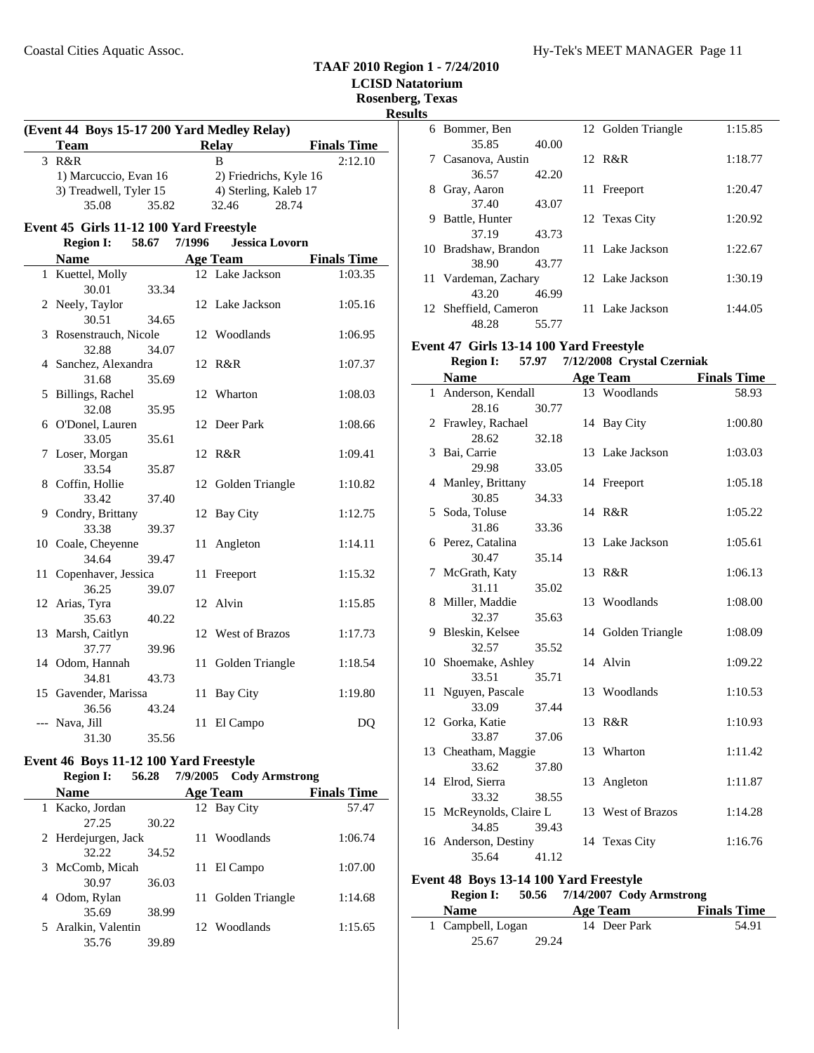**TAAF 2010 Region 1 - 7/24/2010**
**LCISD Natatorium**
**Rosenberg, Texas**
**Results**

### (Event 44 Boys 15-17 200 Yard Medley Relay)

| | Team | Relay | Finals Time |
|---|---|---|---|
| 3 | R&R | B | 2:12.10 |
| | 1) Marcuccio, Evan 16 | 2) Friedrichs, Kyle 16 | |
| | 3) Treadwell, Tyler 15 | 4) Sterling, Kaleb 17 | |
| | 35.08 35.82 | 32.46 28.74 | |

### Event 45 Girls 11-12 100 Yard Freestyle

**Region I: 58.67 7/1996 Jessica Lovorn**

| | Name | Age | Team | Finals Time |
|---|---|---|---|---|
| 1 | Kuettel, Molly | 12 | Lake Jackson | 1:03.35 |
| | 30.01 33.34 | | | |
| 2 | Neely, Taylor | 12 | Lake Jackson | 1:05.16 |
| | 30.51 34.65 | | | |
| 3 | Rosenstrauch, Nicole | 12 | Woodlands | 1:06.95 |
| | 32.88 34.07 | | | |
| 4 | Sanchez, Alexandra | 12 | R&R | 1:07.37 |
| | 31.68 35.69 | | | |
| 5 | Billings, Rachel | 12 | Wharton | 1:08.03 |
| | 32.08 35.95 | | | |
| 6 | O'Donel, Lauren | 12 | Deer Park | 1:08.66 |
| | 33.05 35.61 | | | |
| 7 | Loser, Morgan | 12 | R&R | 1:09.41 |
| | 33.54 35.87 | | | |
| 8 | Coffin, Hollie | 12 | Golden Triangle | 1:10.82 |
| | 33.42 37.40 | | | |
| 9 | Condry, Brittany | 12 | Bay City | 1:12.75 |
| | 33.38 39.37 | | | |
| 10 | Coale, Cheyenne | 11 | Angleton | 1:14.11 |
| | 34.64 39.47 | | | |
| 11 | Copenhaver, Jessica | 11 | Freeport | 1:15.32 |
| | 36.25 39.07 | | | |
| 12 | Arias, Tyra | 12 | Alvin | 1:15.85 |
| | 35.63 40.22 | | | |
| 13 | Marsh, Caitlyn | 12 | West of Brazos | 1:17.73 |
| | 37.77 39.96 | | | |
| 14 | Odom, Hannah | 11 | Golden Triangle | 1:18.54 |
| | 34.81 43.73 | | | |
| 15 | Gavender, Marissa | 11 | Bay City | 1:19.80 |
| | 36.56 43.24 | | | |
| --- | Nava, Jill | 11 | El Campo | DQ |
| | 31.30 35.56 | | | |

### Event 46 Boys 11-12 100 Yard Freestyle

**Region I: 56.28 7/9/2005 Cody Armstrong**

| | Name | Age | Team | Finals Time |
|---|---|---|---|---|
| 1 | Kacko, Jordan | 12 | Bay City | 57.47 |
| | 27.25 30.22 | | | |
| 2 | Herdejurgen, Jack | 11 | Woodlands | 1:06.74 |
| | 32.22 34.52 | | | |
| 3 | McComb, Micah | 11 | El Campo | 1:07.00 |
| | 30.97 36.03 | | | |
| 4 | Odom, Rylan | 11 | Golden Triangle | 1:14.68 |
| | 35.69 38.99 | | | |
| 5 | Aralkin, Valentin | 12 | Woodlands | 1:15.65 |
| | 35.76 39.89 | | | |
| 6 | Bommer, Ben | 12 | Golden Triangle | 1:15.85 |
| | 35.85 40.00 | | | |
| 7 | Casanova, Austin | 12 | R&R | 1:18.77 |
| | 36.57 42.20 | | | |
| 8 | Gray, Aaron | 11 | Freeport | 1:20.47 |
| | 37.40 43.07 | | | |
| 9 | Battle, Hunter | 12 | Texas City | 1:20.92 |
| | 37.19 43.73 | | | |
| 10 | Bradshaw, Brandon | 11 | Lake Jackson | 1:22.67 |
| | 38.90 43.77 | | | |
| 11 | Vardeman, Zachary | 12 | Lake Jackson | 1:30.19 |
| | 43.20 46.99 | | | |
| 12 | Sheffield, Cameron | 11 | Lake Jackson | 1:44.05 |
| | 48.28 55.77 | | | |

### Event 47 Girls 13-14 100 Yard Freestyle

**Region I: 57.97 7/12/2008 Crystal Czerniak**

| | Name | Age | Team | Finals Time |
|---|---|---|---|---|
| 1 | Anderson, Kendall | 13 | Woodlands | 58.93 |
| | 28.16 30.77 | | | |
| 2 | Frawley, Rachael | 14 | Bay City | 1:00.80 |
| | 28.62 32.18 | | | |
| 3 | Bai, Carrie | 13 | Lake Jackson | 1:03.03 |
| | 29.98 33.05 | | | |
| 4 | Manley, Brittany | 14 | Freeport | 1:05.18 |
| | 30.85 34.33 | | | |
| 5 | Soda, Toluse | 14 | R&R | 1:05.22 |
| | 31.86 33.36 | | | |
| 6 | Perez, Catalina | 13 | Lake Jackson | 1:05.61 |
| | 30.47 35.14 | | | |
| 7 | McGrath, Katy | 13 | R&R | 1:06.13 |
| | 31.11 35.02 | | | |
| 8 | Miller, Maddie | 13 | Woodlands | 1:08.00 |
| | 32.37 35.63 | | | |
| 9 | Bleskin, Kelsee | 14 | Golden Triangle | 1:08.09 |
| | 32.57 35.52 | | | |
| 10 | Shoemake, Ashley | 14 | Alvin | 1:09.22 |
| | 33.51 35.71 | | | |
| 11 | Nguyen, Pascale | 13 | Woodlands | 1:10.53 |
| | 33.09 37.44 | | | |
| 12 | Gorka, Katie | 13 | R&R | 1:10.93 |
| | 33.87 37.06 | | | |
| 13 | Cheatham, Maggie | 13 | Wharton | 1:11.42 |
| | 33.62 37.80 | | | |
| 14 | Elrod, Sierra | 13 | Angleton | 1:11.87 |
| | 33.32 38.55 | | | |
| 15 | McReynolds, Claire L | 13 | West of Brazos | 1:14.28 |
| | 34.85 39.43 | | | |
| 16 | Anderson, Destiny | 14 | Texas City | 1:16.76 |
| | 35.64 41.12 | | | |

### Event 48 Boys 13-14 100 Yard Freestyle

**Region I: 50.56 7/14/2007 Cody Armstrong**

| | Name | Age | Team | Finals Time |
|---|---|---|---|---|
| 1 | Campbell, Logan | 14 | Deer Park | 54.91 |
| | 25.67 29.24 | | | |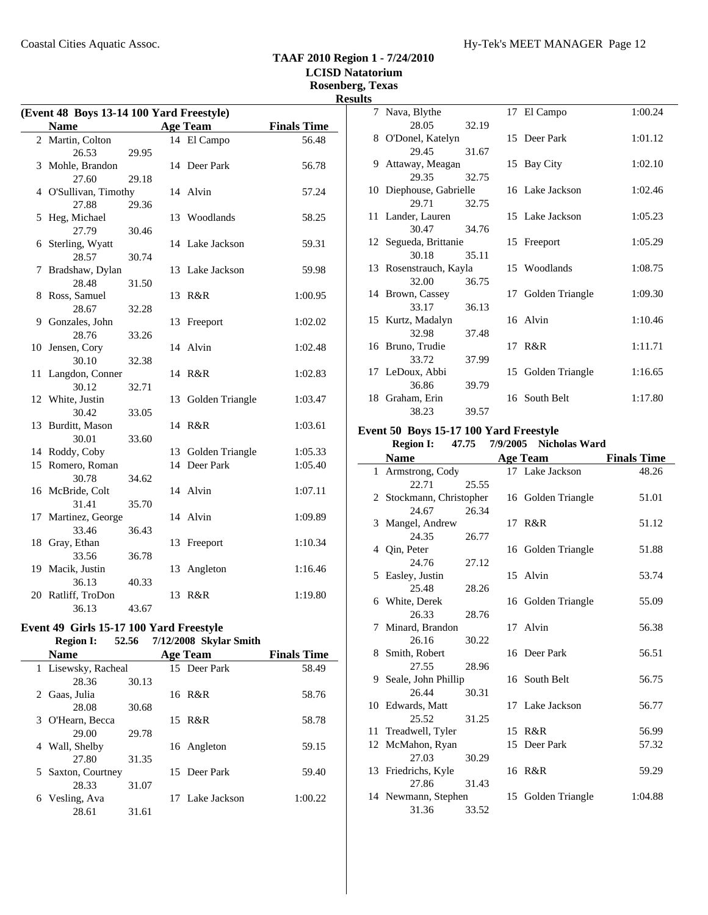# TAAF 2010 Region 1 - 7/24/2010

**LCISD Natatorium**
**Rosenberg, Texas**
**Results**

### (Event 48 Boys 13-14 100 Yard Freestyle)

| | Name | Age | Team | Finals Time |
|---|---|---|---|---|
| 2 | Martin, Colton | 14 | El Campo | 56.48 |
| | 26.53 29.95 | | | |
| 3 | Mohle, Brandon | 14 | Deer Park | 56.78 |
| | 27.60 29.18 | | | |
| 4 | O'Sullivan, Timothy | 14 | Alvin | 57.24 |
| | 27.88 29.36 | | | |
| 5 | Heg, Michael | 13 | Woodlands | 58.25 |
| | 27.79 30.46 | | | |
| 6 | Sterling, Wyatt | 14 | Lake Jackson | 59.31 |
| | 28.57 30.74 | | | |
| 7 | Bradshaw, Dylan | 13 | Lake Jackson | 59.98 |
| | 28.48 31.50 | | | |
| 8 | Ross, Samuel | 13 | R&R | 1:00.95 |
| | 28.67 32.28 | | | |
| 9 | Gonzales, John | 13 | Freeport | 1:02.02 |
| | 28.76 33.26 | | | |
| 10 | Jensen, Cory | 14 | Alvin | 1:02.48 |
| | 30.10 32.38 | | | |
| 11 | Langdon, Conner | 14 | R&R | 1:02.83 |
| | 30.12 32.71 | | | |
| 12 | White, Justin | 13 | Golden Triangle | 1:03.47 |
| | 30.42 33.05 | | | |
| 13 | Burditt, Mason | 14 | R&R | 1:03.61 |
| | 30.01 33.60 | | | |
| 14 | Roddy, Coby | 13 | Golden Triangle | 1:05.33 |
| 15 | Romero, Roman | 14 | Deer Park | 1:05.40 |
| | 30.78 34.62 | | | |
| 16 | McBride, Colt | 14 | Alvin | 1:07.11 |
| | 31.41 35.70 | | | |
| 17 | Martinez, George | 14 | Alvin | 1:09.89 |
| | 33.46 36.43 | | | |
| 18 | Gray, Ethan | 13 | Freeport | 1:10.34 |
| | 33.56 36.78 | | | |
| 19 | Macik, Justin | 13 | Angleton | 1:16.46 |
| | 36.13 40.33 | | | |
| 20 | Ratliff, TroDon | 13 | R&R | 1:19.80 |
| | 36.13 43.67 | | | |

### Event 49 Girls 15-17 100 Yard Freestyle

**Region I: 52.56 7/12/2008 Skylar Smith**

| | Name | Age | Team | Finals Time |
|---|---|---|---|---|
| 1 | Lisewsky, Racheal | 15 | Deer Park | 58.49 |
| | 28.36 30.13 | | | |
| 2 | Gaas, Julia | 16 | R&R | 58.76 |
| | 28.08 30.68 | | | |
| 3 | O'Hearn, Becca | 15 | R&R | 58.78 |
| | 29.00 29.78 | | | |
| 4 | Wall, Shelby | 16 | Angleton | 59.15 |
| | 27.80 31.35 | | | |
| 5 | Saxton, Courtney | 15 | Deer Park | 59.40 |
| | 28.33 31.07 | | | |
| 6 | Vesling, Ava | 17 | Lake Jackson | 1:00.22 |
| | 28.61 31.61 | | | |
| 7 | Nava, Blythe | 17 | El Campo | 1:00.24 |
| | 28.05 32.19 | | | |
| 8 | O'Donel, Katelyn | 15 | Deer Park | 1:01.12 |
| | 29.45 31.67 | | | |
| 9 | Attaway, Meagan | 15 | Bay City | 1:02.10 |
| | 29.35 32.75 | | | |
| 10 | Diephouse, Gabrielle | 16 | Lake Jackson | 1:02.46 |
| | 29.71 32.75 | | | |
| 11 | Lander, Lauren | 15 | Lake Jackson | 1:05.23 |
| | 30.47 34.76 | | | |
| 12 | Segueda, Brittanie | 15 | Freeport | 1:05.29 |
| | 30.18 35.11 | | | |
| 13 | Rosenstrauch, Kayla | 15 | Woodlands | 1:08.75 |
| | 32.00 36.75 | | | |
| 14 | Brown, Cassey | 17 | Golden Triangle | 1:09.30 |
| | 33.17 36.13 | | | |
| 15 | Kurtz, Madalyn | 16 | Alvin | 1:10.46 |
| | 32.98 37.48 | | | |
| 16 | Bruno, Trudie | 17 | R&R | 1:11.71 |
| | 33.72 37.99 | | | |
| 17 | LeDoux, Abbi | 15 | Golden Triangle | 1:16.65 |
| | 36.86 39.79 | | | |
| 18 | Graham, Erin | 16 | South Belt | 1:17.80 |
| | 38.23 39.57 | | | |

### Event 50 Boys 15-17 100 Yard Freestyle

**Region I: 47.75 7/9/2005 Nicholas Ward**

| | Name | Age | Team | Finals Time |
|---|---|---|---|---|
| 1 | Armstrong, Cody | 17 | Lake Jackson | 48.26 |
| | 22.71 25.55 | | | |
| 2 | Stockmann, Christopher | 16 | Golden Triangle | 51.01 |
| | 24.67 26.34 | | | |
| 3 | Mangel, Andrew | 17 | R&R | 51.12 |
| | 24.35 26.77 | | | |
| 4 | Qin, Peter | 16 | Golden Triangle | 51.88 |
| | 24.76 27.12 | | | |
| 5 | Easley, Justin | 15 | Alvin | 53.74 |
| | 25.48 28.26 | | | |
| 6 | White, Derek | 16 | Golden Triangle | 55.09 |
| | 26.33 28.76 | | | |
| 7 | Minard, Brandon | 17 | Alvin | 56.38 |
| | 26.16 30.22 | | | |
| 8 | Smith, Robert | 16 | Deer Park | 56.51 |
| | 27.55 28.96 | | | |
| 9 | Seale, John Phillip | 16 | South Belt | 56.75 |
| | 26.44 30.31 | | | |
| 10 | Edwards, Matt | 17 | Lake Jackson | 56.77 |
| | 25.52 31.25 | | | |
| 11 | Treadwell, Tyler | 15 | R&R | 56.99 |
| 12 | McMahon, Ryan | 15 | Deer Park | 57.32 |
| | 27.03 30.29 | | | |
| 13 | Friedrichs, Kyle | 16 | R&R | 59.29 |
| | 27.86 31.43 | | | |
| 14 | Newmann, Stephen | 15 | Golden Triangle | 1:04.88 |
| | 31.36 33.52 | | | |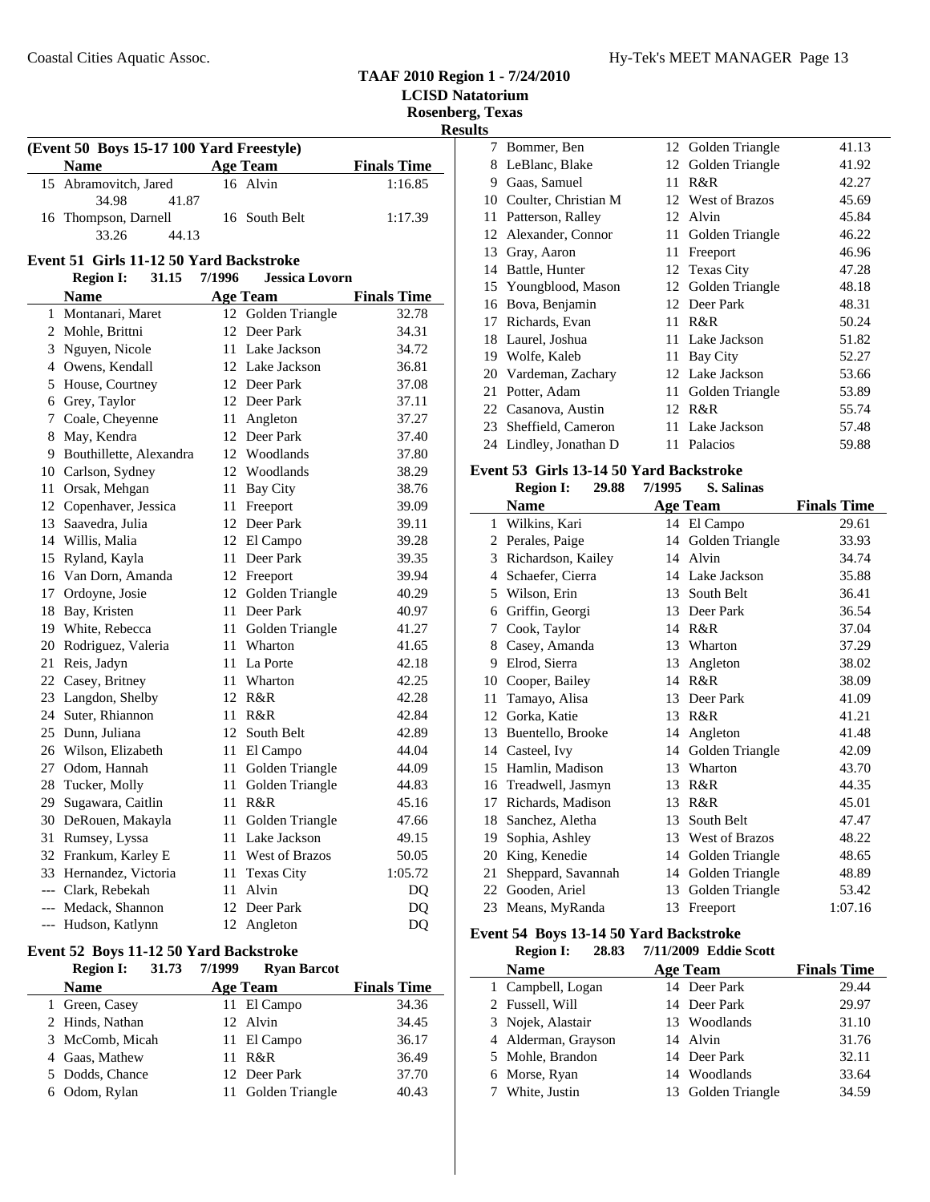# TAAF 2010 Region 1 - 7/24/2010

## LCISD Natatorium

## Rosenberg, Texas

## Results

### (Event 50 Boys 15-17 100 Yard Freestyle)

| | Name | Age | Team | Finals Time |
|---|---|---|---|---|
| 15 | Abramovitch, Jared | 16 | Alvin | 1:16.85 |
| | 34.98 41.87 | | | |
| 16 | Thompson, Darnell | 16 | South Belt | 1:17.39 |
| | 33.26 44.13 | | | |

### Event 51 Girls 11-12 50 Yard Backstroke

**Region I: 31.15 7/1996 Jessica Lovorn**

| | Name | Age | Team | Finals Time |
|---|---|---|---|---|
| 1 | Montanari, Maret | 12 | Golden Triangle | 32.78 |
| 2 | Mohle, Brittni | 12 | Deer Park | 34.31 |
| 3 | Nguyen, Nicole | 11 | Lake Jackson | 34.72 |
| 4 | Owens, Kendall | 12 | Lake Jackson | 36.81 |
| 5 | House, Courtney | 12 | Deer Park | 37.08 |
| 6 | Grey, Taylor | 12 | Deer Park | 37.11 |
| 7 | Coale, Cheyenne | 11 | Angleton | 37.27 |
| 8 | May, Kendra | 12 | Deer Park | 37.40 |
| 9 | Bouthillette, Alexandra | 12 | Woodlands | 37.80 |
| 10 | Carlson, Sydney | 12 | Woodlands | 38.29 |
| 11 | Orsak, Mehgan | 11 | Bay City | 38.76 |
| 12 | Copenhaver, Jessica | 11 | Freeport | 39.09 |
| 13 | Saavedra, Julia | 12 | Deer Park | 39.11 |
| 14 | Willis, Malia | 12 | El Campo | 39.28 |
| 15 | Ryland, Kayla | 11 | Deer Park | 39.35 |
| 16 | Van Dorn, Amanda | 12 | Freeport | 39.94 |
| 17 | Ordoyne, Josie | 12 | Golden Triangle | 40.29 |
| 18 | Bay, Kristen | 11 | Deer Park | 40.97 |
| 19 | White, Rebecca | 11 | Golden Triangle | 41.27 |
| 20 | Rodriguez, Valeria | 11 | Wharton | 41.65 |
| 21 | Reis, Jadyn | 11 | La Porte | 42.18 |
| 22 | Casey, Britney | 11 | Wharton | 42.25 |
| 23 | Langdon, Shelby | 12 | R&R | 42.28 |
| 24 | Suter, Rhiannon | 11 | R&R | 42.84 |
| 25 | Dunn, Juliana | 12 | South Belt | 42.89 |
| 26 | Wilson, Elizabeth | 11 | El Campo | 44.04 |
| 27 | Odom, Hannah | 11 | Golden Triangle | 44.09 |
| 28 | Tucker, Molly | 11 | Golden Triangle | 44.83 |
| 29 | Sugawara, Caitlin | 11 | R&R | 45.16 |
| 30 | DeRouen, Makayla | 11 | Golden Triangle | 47.66 |
| 31 | Rumsey, Lyssa | 11 | Lake Jackson | 49.15 |
| 32 | Frankum, Karley E | 11 | West of Brazos | 50.05 |
| 33 | Hernandez, Victoria | 11 | Texas City | 1:05.72 |
| --- | Clark, Rebekah | 11 | Alvin | DQ |
| --- | Medack, Shannon | 12 | Deer Park | DQ |
| --- | Hudson, Katlynn | 12 | Angleton | DQ |

### Event 52 Boys 11-12 50 Yard Backstroke

**Region I: 31.73 7/1999 Ryan Barcot**

| | Name | Age | Team | Finals Time |
|---|---|---|---|---|
| 1 | Green, Casey | 11 | El Campo | 34.36 |
| 2 | Hinds, Nathan | 12 | Alvin | 34.45 |
| 3 | McComb, Micah | 11 | El Campo | 36.17 |
| 4 | Gaas, Mathew | 11 | R&R | 36.49 |
| 5 | Dodds, Chance | 12 | Deer Park | 37.70 |
| 6 | Odom, Rylan | 11 | Golden Triangle | 40.43 |
| 7 | Bommer, Ben | 12 | Golden Triangle | 41.13 |
| 8 | LeBlanc, Blake | 12 | Golden Triangle | 41.92 |
| 9 | Gaas, Samuel | 11 | R&R | 42.27 |
| 10 | Coulter, Christian M | 12 | West of Brazos | 45.69 |
| 11 | Patterson, Ralley | 12 | Alvin | 45.84 |
| 12 | Alexander, Connor | 11 | Golden Triangle | 46.22 |
| 13 | Gray, Aaron | 11 | Freeport | 46.96 |
| 14 | Battle, Hunter | 12 | Texas City | 47.28 |
| 15 | Youngblood, Mason | 12 | Golden Triangle | 48.18 |
| 16 | Bova, Benjamin | 12 | Deer Park | 48.31 |
| 17 | Richards, Evan | 11 | R&R | 50.24 |
| 18 | Laurel, Joshua | 11 | Lake Jackson | 51.82 |
| 19 | Wolfe, Kaleb | 11 | Bay City | 52.27 |
| 20 | Vardeman, Zachary | 12 | Lake Jackson | 53.66 |
| 21 | Potter, Adam | 11 | Golden Triangle | 53.89 |
| 22 | Casanova, Austin | 12 | R&R | 55.74 |
| 23 | Sheffield, Cameron | 11 | Lake Jackson | 57.48 |
| 24 | Lindley, Jonathan D | 11 | Palacios | 59.88 |

### Event 53 Girls 13-14 50 Yard Backstroke

**Region I: 29.88 7/1995 S. Salinas**

| | Name | Age | Team | Finals Time |
|---|---|---|---|---|
| 1 | Wilkins, Kari | 14 | El Campo | 29.61 |
| 2 | Perales, Paige | 14 | Golden Triangle | 33.93 |
| 3 | Richardson, Kailey | 14 | Alvin | 34.74 |
| 4 | Schaefer, Cierra | 14 | Lake Jackson | 35.88 |
| 5 | Wilson, Erin | 13 | South Belt | 36.41 |
| 6 | Griffin, Georgi | 13 | Deer Park | 36.54 |
| 7 | Cook, Taylor | 14 | R&R | 37.04 |
| 8 | Casey, Amanda | 13 | Wharton | 37.29 |
| 9 | Elrod, Sierra | 13 | Angleton | 38.02 |
| 10 | Cooper, Bailey | 14 | R&R | 38.09 |
| 11 | Tamayo, Alisa | 13 | Deer Park | 41.09 |
| 12 | Gorka, Katie | 13 | R&R | 41.21 |
| 13 | Buentello, Brooke | 14 | Angleton | 41.48 |
| 14 | Casteel, Ivy | 14 | Golden Triangle | 42.09 |
| 15 | Hamlin, Madison | 13 | Wharton | 43.70 |
| 16 | Treadwell, Jasmyn | 13 | R&R | 44.35 |
| 17 | Richards, Madison | 13 | R&R | 45.01 |
| 18 | Sanchez, Aletha | 13 | South Belt | 47.47 |
| 19 | Sophia, Ashley | 13 | West of Brazos | 48.22 |
| 20 | King, Kenedie | 14 | Golden Triangle | 48.65 |
| 21 | Sheppard, Savannah | 14 | Golden Triangle | 48.89 |
| 22 | Gooden, Ariel | 13 | Golden Triangle | 53.42 |
| 23 | Means, MyRanda | 13 | Freeport | 1:07.16 |

### Event 54 Boys 13-14 50 Yard Backstroke

**Region I: 28.83 7/11/2009 Eddie Scott**

| | Name | Age | Team | Finals Time |
|---|---|---|---|---|
| 1 | Campbell, Logan | 14 | Deer Park | 29.44 |
| 2 | Fussell, Will | 14 | Deer Park | 29.97 |
| 3 | Nojek, Alastair | 13 | Woodlands | 31.10 |
| 4 | Alderman, Grayson | 14 | Alvin | 31.76 |
| 5 | Mohle, Brandon | 14 | Deer Park | 32.11 |
| 6 | Morse, Ryan | 14 | Woodlands | 33.64 |
| 7 | White, Justin | 13 | Golden Triangle | 34.59 |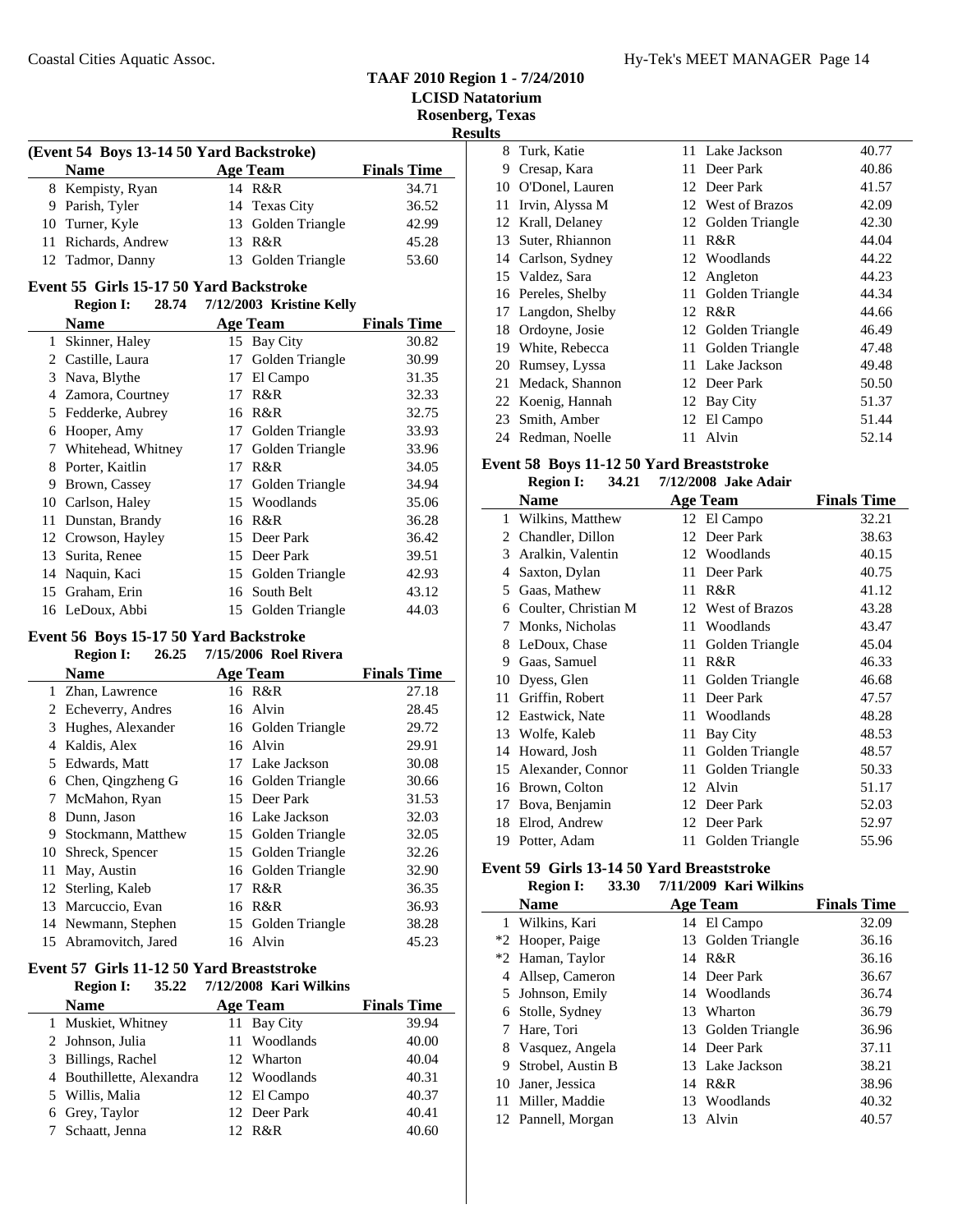TAAF 2010 Region 1 - 7/24/2010
LCISD Natatorium
Rosenberg, Texas
Results

### (Event 54 Boys 13-14 50 Yard Backstroke)

| | Name | Age | Team | Finals Time |
|---|---|---|---|---|
| 8 | Kempisty, Ryan | 14 | R&R | 34.71 |
| 9 | Parish, Tyler | 14 | Texas City | 36.52 |
| 10 | Turner, Kyle | 13 | Golden Triangle | 42.99 |
| 11 | Richards, Andrew | 13 | R&R | 45.28 |
| 12 | Tadmor, Danny | 13 | Golden Triangle | 53.60 |

### Event 55 Girls 15-17 50 Yard Backstroke

Region I: 28.74 7/12/2003 Kristine Kelly

| | Name | Age | Team | Finals Time |
|---|---|---|---|---|
| 1 | Skinner, Haley | 15 | Bay City | 30.82 |
| 2 | Castille, Laura | 17 | Golden Triangle | 30.99 |
| 3 | Nava, Blythe | 17 | El Campo | 31.35 |
| 4 | Zamora, Courtney | 17 | R&R | 32.33 |
| 5 | Fedderke, Aubrey | 16 | R&R | 32.75 |
| 6 | Hooper, Amy | 17 | Golden Triangle | 33.93 |
| 7 | Whitehead, Whitney | 17 | Golden Triangle | 33.96 |
| 8 | Porter, Kaitlin | 17 | R&R | 34.05 |
| 9 | Brown, Cassey | 17 | Golden Triangle | 34.94 |
| 10 | Carlson, Haley | 15 | Woodlands | 35.06 |
| 11 | Dunstan, Brandy | 16 | R&R | 36.28 |
| 12 | Crowson, Hayley | 15 | Deer Park | 36.42 |
| 13 | Surita, Renee | 15 | Deer Park | 39.51 |
| 14 | Naquin, Kaci | 15 | Golden Triangle | 42.93 |
| 15 | Graham, Erin | 16 | South Belt | 43.12 |
| 16 | LeDoux, Abbi | 15 | Golden Triangle | 44.03 |

### Event 56 Boys 15-17 50 Yard Backstroke

Region I: 26.25 7/15/2006 Roel Rivera

| | Name | Age | Team | Finals Time |
|---|---|---|---|---|
| 1 | Zhan, Lawrence | 16 | R&R | 27.18 |
| 2 | Echeverry, Andres | 16 | Alvin | 28.45 |
| 3 | Hughes, Alexander | 16 | Golden Triangle | 29.72 |
| 4 | Kaldis, Alex | 16 | Alvin | 29.91 |
| 5 | Edwards, Matt | 17 | Lake Jackson | 30.08 |
| 6 | Chen, Qingzheng G | 16 | Golden Triangle | 30.66 |
| 7 | McMahon, Ryan | 15 | Deer Park | 31.53 |
| 8 | Dunn, Jason | 16 | Lake Jackson | 32.03 |
| 9 | Stockmann, Matthew | 15 | Golden Triangle | 32.05 |
| 10 | Shreck, Spencer | 15 | Golden Triangle | 32.26 |
| 11 | May, Austin | 16 | Golden Triangle | 32.90 |
| 12 | Sterling, Kaleb | 17 | R&R | 36.35 |
| 13 | Marcuccio, Evan | 16 | R&R | 36.93 |
| 14 | Newmann, Stephen | 15 | Golden Triangle | 38.28 |
| 15 | Abramovitch, Jared | 16 | Alvin | 45.23 |

### Event 57 Girls 11-12 50 Yard Breaststroke

Region I: 35.22 7/12/2008 Kari Wilkins

| | Name | Age | Team | Finals Time |
|---|---|---|---|---|
| 1 | Muskiet, Whitney | 11 | Bay City | 39.94 |
| 2 | Johnson, Julia | 11 | Woodlands | 40.00 |
| 3 | Billings, Rachel | 12 | Wharton | 40.04 |
| 4 | Bouthillette, Alexandra | 12 | Woodlands | 40.31 |
| 5 | Willis, Malia | 12 | El Campo | 40.37 |
| 6 | Grey, Taylor | 12 | Deer Park | 40.41 |
| 7 | Schaatt, Jenna | 12 | R&R | 40.60 |
| 8 | Turk, Katie | 11 | Lake Jackson | 40.77 |
| 9 | Cresap, Kara | 11 | Deer Park | 40.86 |
| 10 | O'Donel, Lauren | 12 | Deer Park | 41.57 |
| 11 | Irvin, Alyssa M | 12 | West of Brazos | 42.09 |
| 12 | Krall, Delaney | 12 | Golden Triangle | 42.30 |
| 13 | Suter, Rhiannon | 11 | R&R | 44.04 |
| 14 | Carlson, Sydney | 12 | Woodlands | 44.22 |
| 15 | Valdez, Sara | 12 | Angleton | 44.23 |
| 16 | Pereles, Shelby | 11 | Golden Triangle | 44.34 |
| 17 | Langdon, Shelby | 12 | R&R | 44.66 |
| 18 | Ordoyne, Josie | 12 | Golden Triangle | 46.49 |
| 19 | White, Rebecca | 11 | Golden Triangle | 47.48 |
| 20 | Rumsey, Lyssa | 11 | Lake Jackson | 49.48 |
| 21 | Medack, Shannon | 12 | Deer Park | 50.50 |
| 22 | Koenig, Hannah | 12 | Bay City | 51.37 |
| 23 | Smith, Amber | 12 | El Campo | 51.44 |
| 24 | Redman, Noelle | 11 | Alvin | 52.14 |

### Event 58 Boys 11-12 50 Yard Breaststroke

Region I: 34.21 7/12/2008 Jake Adair

| | Name | Age | Team | Finals Time |
|---|---|---|---|---|
| 1 | Wilkins, Matthew | 12 | El Campo | 32.21 |
| 2 | Chandler, Dillon | 12 | Deer Park | 38.63 |
| 3 | Aralkin, Valentin | 12 | Woodlands | 40.15 |
| 4 | Saxton, Dylan | 11 | Deer Park | 40.75 |
| 5 | Gaas, Mathew | 11 | R&R | 41.12 |
| 6 | Coulter, Christian M | 12 | West of Brazos | 43.28 |
| 7 | Monks, Nicholas | 11 | Woodlands | 43.47 |
| 8 | LeDoux, Chase | 11 | Golden Triangle | 45.04 |
| 9 | Gaas, Samuel | 11 | R&R | 46.33 |
| 10 | Dyess, Glen | 11 | Golden Triangle | 46.68 |
| 11 | Griffin, Robert | 11 | Deer Park | 47.57 |
| 12 | Eastwick, Nate | 11 | Woodlands | 48.28 |
| 13 | Wolfe, Kaleb | 11 | Bay City | 48.53 |
| 14 | Howard, Josh | 11 | Golden Triangle | 48.57 |
| 15 | Alexander, Connor | 11 | Golden Triangle | 50.33 |
| 16 | Brown, Colton | 12 | Alvin | 51.17 |
| 17 | Bova, Benjamin | 12 | Deer Park | 52.03 |
| 18 | Elrod, Andrew | 12 | Deer Park | 52.97 |
| 19 | Potter, Adam | 11 | Golden Triangle | 55.96 |

### Event 59 Girls 13-14 50 Yard Breaststroke

Region I: 33.30 7/11/2009 Kari Wilkins

| | Name | Age | Team | Finals Time |
|---|---|---|---|---|
| 1 | Wilkins, Kari | 14 | El Campo | 32.09 |
| *2 | Hooper, Paige | 13 | Golden Triangle | 36.16 |
| *2 | Haman, Taylor | 14 | R&R | 36.16 |
| 4 | Allsep, Cameron | 14 | Deer Park | 36.67 |
| 5 | Johnson, Emily | 14 | Woodlands | 36.74 |
| 6 | Stolle, Sydney | 13 | Wharton | 36.79 |
| 7 | Hare, Tori | 13 | Golden Triangle | 36.96 |
| 8 | Vasquez, Angela | 14 | Deer Park | 37.11 |
| 9 | Strobel, Austin B | 13 | Lake Jackson | 38.21 |
| 10 | Janer, Jessica | 14 | R&R | 38.96 |
| 11 | Miller, Maddie | 13 | Woodlands | 40.32 |
| 12 | Pannell, Morgan | 13 | Alvin | 40.57 |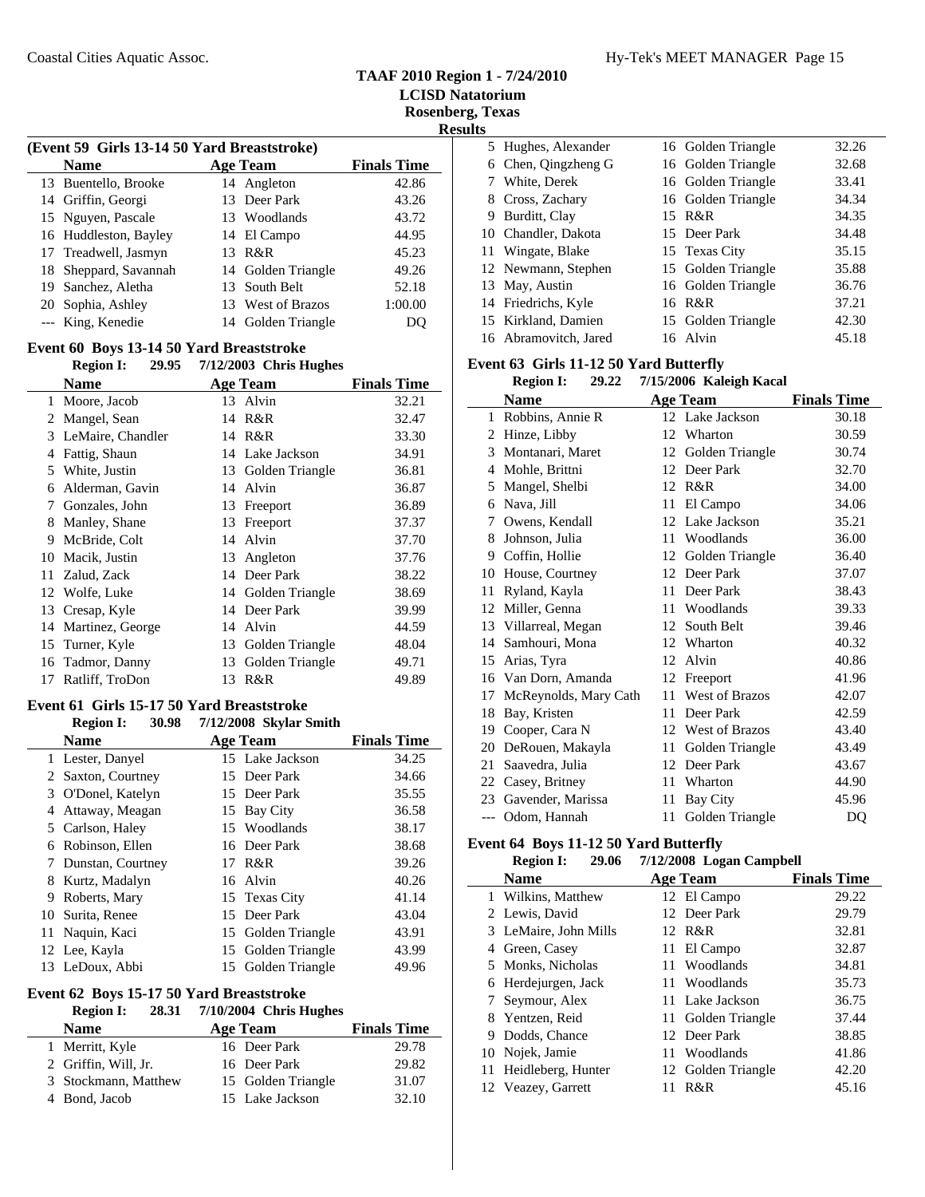## TAAF 2010 Region 1 - 7/24/2010
### LCISD Natatorium
### Rosenberg, Texas
### Results

**(Event 59 Girls 13-14 50 Yard Breaststroke)**

| | Name | Age | Team | Finals Time |
|---|---|---|---|---|
| 13 | Buentello, Brooke | 14 | Angleton | 42.86 |
| 14 | Griffin, Georgi | 13 | Deer Park | 43.26 |
| 15 | Nguyen, Pascale | 13 | Woodlands | 43.72 |
| 16 | Huddleston, Bayley | 14 | El Campo | 44.95 |
| 17 | Treadwell, Jasmyn | 13 | R&R | 45.23 |
| 18 | Sheppard, Savannah | 14 | Golden Triangle | 49.26 |
| 19 | Sanchez, Aletha | 13 | South Belt | 52.18 |
| 20 | Sophia, Ashley | 13 | West of Brazos | 1:00.00 |
| --- | King, Kenedie | 14 | Golden Triangle | DQ |

**Event 60 Boys 13-14 50 Yard Breaststroke**

Region I: 29.95 7/12/2003 Chris Hughes

| | Name | Age | Team | Finals Time |
|---|---|---|---|---|
| 1 | Moore, Jacob | 13 | Alvin | 32.21 |
| 2 | Mangel, Sean | 14 | R&R | 32.47 |
| 3 | LeMaire, Chandler | 14 | R&R | 33.30 |
| 4 | Fattig, Shaun | 14 | Lake Jackson | 34.91 |
| 5 | White, Justin | 13 | Golden Triangle | 36.81 |
| 6 | Alderman, Gavin | 14 | Alvin | 36.87 |
| 7 | Gonzales, John | 13 | Freeport | 36.89 |
| 8 | Manley, Shane | 13 | Freeport | 37.37 |
| 9 | McBride, Colt | 14 | Alvin | 37.70 |
| 10 | Macik, Justin | 13 | Angleton | 37.76 |
| 11 | Zalud, Zack | 14 | Deer Park | 38.22 |
| 12 | Wolfe, Luke | 14 | Golden Triangle | 38.69 |
| 13 | Cresap, Kyle | 14 | Deer Park | 39.99 |
| 14 | Martinez, George | 14 | Alvin | 44.59 |
| 15 | Turner, Kyle | 13 | Golden Triangle | 48.04 |
| 16 | Tadmor, Danny | 13 | Golden Triangle | 49.71 |
| 17 | Ratliff, TroDon | 13 | R&R | 49.89 |

**Event 61 Girls 15-17 50 Yard Breaststroke**

Region I: 30.98 7/12/2008 Skylar Smith

| | Name | Age | Team | Finals Time |
|---|---|---|---|---|
| 1 | Lester, Danyel | 15 | Lake Jackson | 34.25 |
| 2 | Saxton, Courtney | 15 | Deer Park | 34.66 |
| 3 | O'Donel, Katelyn | 15 | Deer Park | 35.55 |
| 4 | Attaway, Meagan | 15 | Bay City | 36.58 |
| 5 | Carlson, Haley | 15 | Woodlands | 38.17 |
| 6 | Robinson, Ellen | 16 | Deer Park | 38.68 |
| 7 | Dunstan, Courtney | 17 | R&R | 39.26 |
| 8 | Kurtz, Madalyn | 16 | Alvin | 40.26 |
| 9 | Roberts, Mary | 15 | Texas City | 41.14 |
| 10 | Surita, Renee | 15 | Deer Park | 43.04 |
| 11 | Naquin, Kaci | 15 | Golden Triangle | 43.91 |
| 12 | Lee, Kayla | 15 | Golden Triangle | 43.99 |
| 13 | LeDoux, Abbi | 15 | Golden Triangle | 49.96 |

**Event 62 Boys 15-17 50 Yard Breaststroke**

Region I: 28.31 7/10/2004 Chris Hughes

| | Name | Age | Team | Finals Time |
|---|---|---|---|---|
| 1 | Merritt, Kyle | 16 | Deer Park | 29.78 |
| 2 | Griffin, Will, Jr. | 16 | Deer Park | 29.82 |
| 3 | Stockmann, Matthew | 15 | Golden Triangle | 31.07 |
| 4 | Bond, Jacob | 15 | Lake Jackson | 32.10 |
| 5 | Hughes, Alexander | 16 | Golden Triangle | 32.26 |
| 6 | Chen, Qingzheng G | 16 | Golden Triangle | 32.68 |
| 7 | White, Derek | 16 | Golden Triangle | 33.41 |
| 8 | Cross, Zachary | 16 | Golden Triangle | 34.34 |
| 9 | Burditt, Clay | 15 | R&R | 34.35 |
| 10 | Chandler, Dakota | 15 | Deer Park | 34.48 |
| 11 | Wingate, Blake | 15 | Texas City | 35.15 |
| 12 | Newmann, Stephen | 15 | Golden Triangle | 35.88 |
| 13 | May, Austin | 16 | Golden Triangle | 36.76 |
| 14 | Friedrichs, Kyle | 16 | R&R | 37.21 |
| 15 | Kirkland, Damien | 15 | Golden Triangle | 42.30 |
| 16 | Abramovitch, Jared | 16 | Alvin | 45.18 |

**Event 63 Girls 11-12 50 Yard Butterfly**

Region I: 29.22 7/15/2006 Kaleigh Kacal

| | Name | Age | Team | Finals Time |
|---|---|---|---|---|
| 1 | Robbins, Annie R | 12 | Lake Jackson | 30.18 |
| 2 | Hinze, Libby | 12 | Wharton | 30.59 |
| 3 | Montanari, Maret | 12 | Golden Triangle | 30.74 |
| 4 | Mohle, Brittni | 12 | Deer Park | 32.70 |
| 5 | Mangel, Shelbi | 12 | R&R | 34.00 |
| 6 | Nava, Jill | 11 | El Campo | 34.06 |
| 7 | Owens, Kendall | 12 | Lake Jackson | 35.21 |
| 8 | Johnson, Julia | 11 | Woodlands | 36.00 |
| 9 | Coffin, Hollie | 12 | Golden Triangle | 36.40 |
| 10 | House, Courtney | 12 | Deer Park | 37.07 |
| 11 | Ryland, Kayla | 11 | Deer Park | 38.43 |
| 12 | Miller, Genna | 11 | Woodlands | 39.33 |
| 13 | Villarreal, Megan | 12 | South Belt | 39.46 |
| 14 | Samhouri, Mona | 12 | Wharton | 40.32 |
| 15 | Arias, Tyra | 12 | Alvin | 40.86 |
| 16 | Van Dorn, Amanda | 12 | Freeport | 41.96 |
| 17 | McReynolds, Mary Cath | 11 | West of Brazos | 42.07 |
| 18 | Bay, Kristen | 11 | Deer Park | 42.59 |
| 19 | Cooper, Cara N | 12 | West of Brazos | 43.40 |
| 20 | DeRouen, Makayla | 11 | Golden Triangle | 43.49 |
| 21 | Saavedra, Julia | 12 | Deer Park | 43.67 |
| 22 | Casey, Britney | 11 | Wharton | 44.90 |
| 23 | Gavender, Marissa | 11 | Bay City | 45.96 |
| --- | Odom, Hannah | 11 | Golden Triangle | DQ |

**Event 64 Boys 11-12 50 Yard Butterfly**

Region I: 29.06 7/12/2008 Logan Campbell

| | Name | Age | Team | Finals Time |
|---|---|---|---|---|
| 1 | Wilkins, Matthew | 12 | El Campo | 29.22 |
| 2 | Lewis, David | 12 | Deer Park | 29.79 |
| 3 | LeMaire, John Mills | 12 | R&R | 32.81 |
| 4 | Green, Casey | 11 | El Campo | 32.87 |
| 5 | Monks, Nicholas | 11 | Woodlands | 34.81 |
| 6 | Herdejurgen, Jack | 11 | Woodlands | 35.73 |
| 7 | Seymour, Alex | 11 | Lake Jackson | 36.75 |
| 8 | Yentzen, Reid | 11 | Golden Triangle | 37.44 |
| 9 | Dodds, Chance | 12 | Deer Park | 38.85 |
| 10 | Nojek, Jamie | 11 | Woodlands | 41.86 |
| 11 | Heidleberg, Hunter | 12 | Golden Triangle | 42.20 |
| 12 | Veazey, Garrett | 11 | R&R | 45.16 |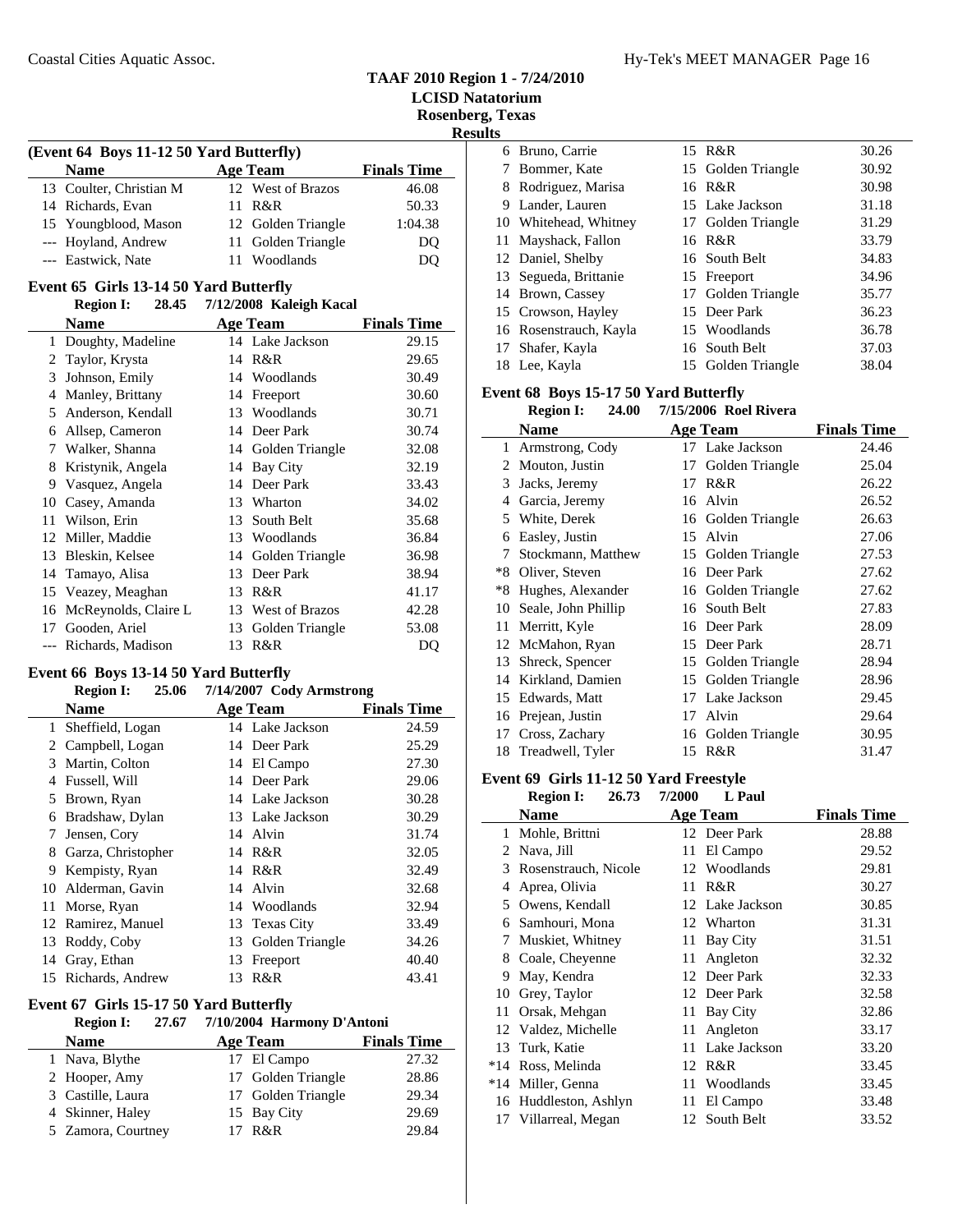# TAAF 2010 Region 1 - 7/24/2010

**LCISD Natatorium**

**Rosenberg, Texas**

**Results**

### (Event 64 Boys 11-12 50 Yard Butterfly)

| | Name | Age | Team | Finals Time |
|---|---|---|---|---|
| 13 | Coulter, Christian M | 12 | West of Brazos | 46.08 |
| 14 | Richards, Evan | 11 | R&R | 50.33 |
| 15 | Youngblood, Mason | 12 | Golden Triangle | 1:04.38 |
| --- | Hoyland, Andrew | 11 | Golden Triangle | DQ |
| --- | Eastwick, Nate | 11 | Woodlands | DQ |

### Event 65 Girls 13-14 50 Yard Butterfly

**Region I: 28.45 7/12/2008 Kaleigh Kacal**

| | Name | Age | Team | Finals Time |
|---|---|---|---|---|
| 1 | Doughty, Madeline | 14 | Lake Jackson | 29.15 |
| 2 | Taylor, Krysta | 14 | R&R | 29.65 |
| 3 | Johnson, Emily | 14 | Woodlands | 30.49 |
| 4 | Manley, Brittany | 14 | Freeport | 30.60 |
| 5 | Anderson, Kendall | 13 | Woodlands | 30.71 |
| 6 | Allsep, Cameron | 14 | Deer Park | 30.74 |
| 7 | Walker, Shanna | 14 | Golden Triangle | 32.08 |
| 8 | Kristynik, Angela | 14 | Bay City | 32.19 |
| 9 | Vasquez, Angela | 14 | Deer Park | 33.43 |
| 10 | Casey, Amanda | 13 | Wharton | 34.02 |
| 11 | Wilson, Erin | 13 | South Belt | 35.68 |
| 12 | Miller, Maddie | 13 | Woodlands | 36.84 |
| 13 | Bleskin, Kelsee | 14 | Golden Triangle | 36.98 |
| 14 | Tamayo, Alisa | 13 | Deer Park | 38.94 |
| 15 | Veazey, Meaghan | 13 | R&R | 41.17 |
| 16 | McReynolds, Claire L | 13 | West of Brazos | 42.28 |
| 17 | Gooden, Ariel | 13 | Golden Triangle | 53.08 |
| --- | Richards, Madison | 13 | R&R | DQ |

### Event 66 Boys 13-14 50 Yard Butterfly

**Region I: 25.06 7/14/2007 Cody Armstrong**

| | Name | Age | Team | Finals Time |
|---|---|---|---|---|
| 1 | Sheffield, Logan | 14 | Lake Jackson | 24.59 |
| 2 | Campbell, Logan | 14 | Deer Park | 25.29 |
| 3 | Martin, Colton | 14 | El Campo | 27.30 |
| 4 | Fussell, Will | 14 | Deer Park | 29.06 |
| 5 | Brown, Ryan | 14 | Lake Jackson | 30.28 |
| 6 | Bradshaw, Dylan | 13 | Lake Jackson | 30.29 |
| 7 | Jensen, Cory | 14 | Alvin | 31.74 |
| 8 | Garza, Christopher | 14 | R&R | 32.05 |
| 9 | Kempisty, Ryan | 14 | R&R | 32.49 |
| 10 | Alderman, Gavin | 14 | Alvin | 32.68 |
| 11 | Morse, Ryan | 14 | Woodlands | 32.94 |
| 12 | Ramirez, Manuel | 13 | Texas City | 33.49 |
| 13 | Roddy, Coby | 13 | Golden Triangle | 34.26 |
| 14 | Gray, Ethan | 13 | Freeport | 40.40 |
| 15 | Richards, Andrew | 13 | R&R | 43.41 |

### Event 67 Girls 15-17 50 Yard Butterfly

**Region I: 27.67 7/10/2004 Harmony D'Antoni**

| | Name | Age | Team | Finals Time |
|---|---|---|---|---|
| 1 | Nava, Blythe | 17 | El Campo | 27.32 |
| 2 | Hooper, Amy | 17 | Golden Triangle | 28.86 |
| 3 | Castille, Laura | 17 | Golden Triangle | 29.34 |
| 4 | Skinner, Haley | 15 | Bay City | 29.69 |
| 5 | Zamora, Courtney | 17 | R&R | 29.84 |
| 6 | Bruno, Carrie | 15 | R&R | 30.26 |
| 7 | Bommer, Kate | 15 | Golden Triangle | 30.92 |
| 8 | Rodriguez, Marisa | 16 | R&R | 30.98 |
| 9 | Lander, Lauren | 15 | Lake Jackson | 31.18 |
| 10 | Whitehead, Whitney | 17 | Golden Triangle | 31.29 |
| 11 | Mayshack, Fallon | 16 | R&R | 33.79 |
| 12 | Daniel, Shelby | 16 | South Belt | 34.83 |
| 13 | Segueda, Brittanie | 15 | Freeport | 34.96 |
| 14 | Brown, Cassey | 17 | Golden Triangle | 35.77 |
| 15 | Crowson, Hayley | 15 | Deer Park | 36.23 |
| 16 | Rosenstrauch, Kayla | 15 | Woodlands | 36.78 |
| 17 | Shafer, Kayla | 16 | South Belt | 37.03 |
| 18 | Lee, Kayla | 15 | Golden Triangle | 38.04 |

### Event 68 Boys 15-17 50 Yard Butterfly

**Region I: 24.00 7/15/2006 Roel Rivera**

| | Name | Age | Team | Finals Time |
|---|---|---|---|---|
| 1 | Armstrong, Cody | 17 | Lake Jackson | 24.46 |
| 2 | Mouton, Justin | 17 | Golden Triangle | 25.04 |
| 3 | Jacks, Jeremy | 17 | R&R | 26.22 |
| 4 | Garcia, Jeremy | 16 | Alvin | 26.52 |
| 5 | White, Derek | 16 | Golden Triangle | 26.63 |
| 6 | Easley, Justin | 15 | Alvin | 27.06 |
| 7 | Stockmann, Matthew | 15 | Golden Triangle | 27.53 |
| *8 | Oliver, Steven | 16 | Deer Park | 27.62 |
| *8 | Hughes, Alexander | 16 | Golden Triangle | 27.62 |
| 10 | Seale, John Phillip | 16 | South Belt | 27.83 |
| 11 | Merritt, Kyle | 16 | Deer Park | 28.09 |
| 12 | McMahon, Ryan | 15 | Deer Park | 28.71 |
| 13 | Shreck, Spencer | 15 | Golden Triangle | 28.94 |
| 14 | Kirkland, Damien | 15 | Golden Triangle | 28.96 |
| 15 | Edwards, Matt | 17 | Lake Jackson | 29.45 |
| 16 | Prejean, Justin | 17 | Alvin | 29.64 |
| 17 | Cross, Zachary | 16 | Golden Triangle | 30.95 |
| 18 | Treadwell, Tyler | 15 | R&R | 31.47 |

### Event 69 Girls 11-12 50 Yard Freestyle

**Region I: 26.73 7/2000 L Paul**

| | Name | Age | Team | Finals Time |
|---|---|---|---|---|
| 1 | Mohle, Brittni | 12 | Deer Park | 28.88 |
| 2 | Nava, Jill | 11 | El Campo | 29.52 |
| 3 | Rosenstrauch, Nicole | 12 | Woodlands | 29.81 |
| 4 | Aprea, Olivia | 11 | R&R | 30.27 |
| 5 | Owens, Kendall | 12 | Lake Jackson | 30.85 |
| 6 | Samhouri, Mona | 12 | Wharton | 31.31 |
| 7 | Muskiet, Whitney | 11 | Bay City | 31.51 |
| 8 | Coale, Cheyenne | 11 | Angleton | 32.32 |
| 9 | May, Kendra | 12 | Deer Park | 32.33 |
| 10 | Grey, Taylor | 12 | Deer Park | 32.58 |
| 11 | Orsak, Mehgan | 11 | Bay City | 32.86 |
| 12 | Valdez, Michelle | 11 | Angleton | 33.17 |
| 13 | Turk, Katie | 11 | Lake Jackson | 33.20 |
| *14 | Ross, Melinda | 12 | R&R | 33.45 |
| *14 | Miller, Genna | 11 | Woodlands | 33.45 |
| 16 | Huddleston, Ashlyn | 11 | El Campo | 33.48 |
| 17 | Villarreal, Megan | 12 | South Belt | 33.52 |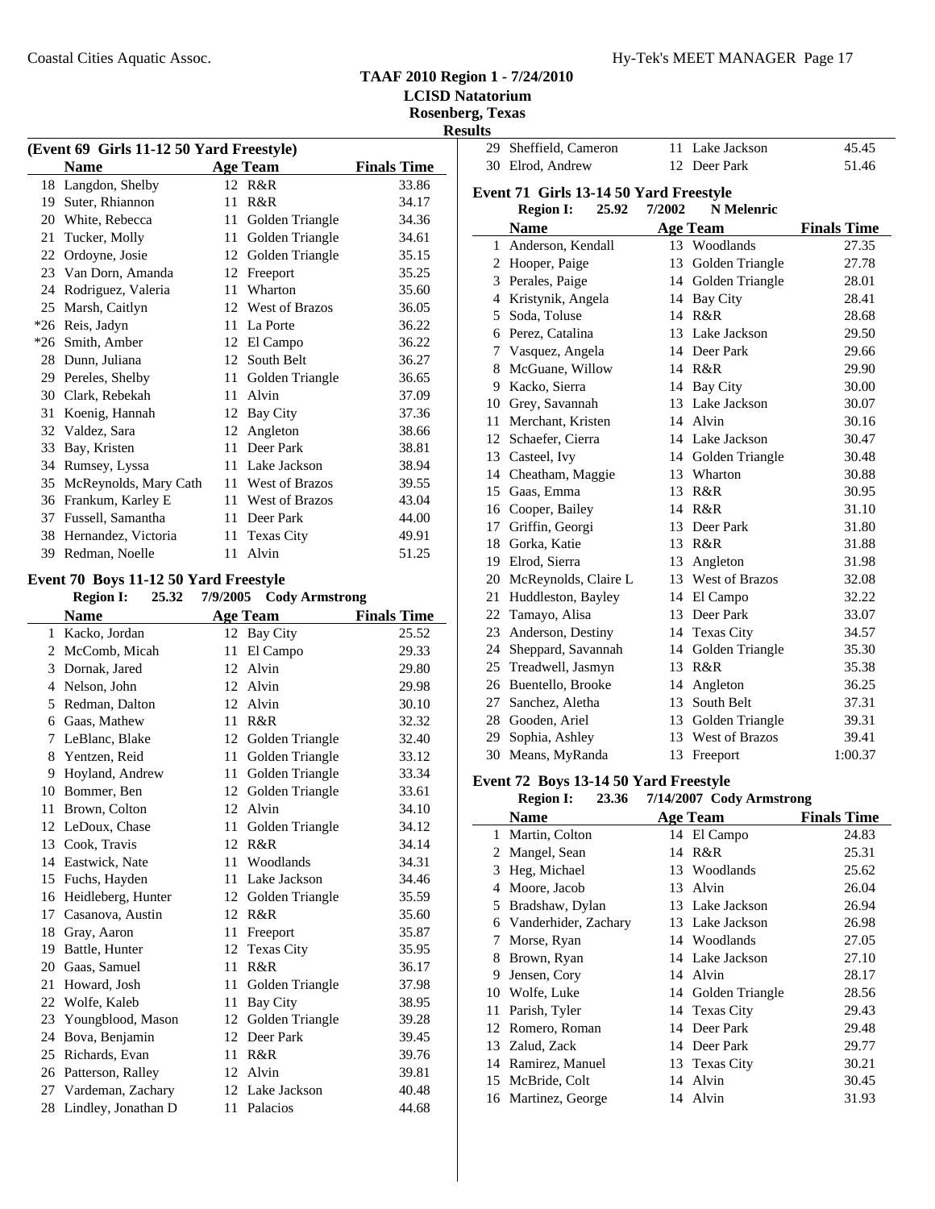# TAAF 2010 Region 1 - 7/24/2010

**LCISD Natatorium**
**Rosenberg, Texas**
**Results**

### (Event 69 Girls 11-12 50 Yard Freestyle)

| | Name | Age | Team | Finals Time |
|---|---|---|---|---|
| 18 | Langdon, Shelby | 12 | R&R | 33.86 |
| 19 | Suter, Rhiannon | 11 | R&R | 34.17 |
| 20 | White, Rebecca | 11 | Golden Triangle | 34.36 |
| 21 | Tucker, Molly | 11 | Golden Triangle | 34.61 |
| 22 | Ordoyne, Josie | 12 | Golden Triangle | 35.15 |
| 23 | Van Dorn, Amanda | 12 | Freeport | 35.25 |
| 24 | Rodriguez, Valeria | 11 | Wharton | 35.60 |
| 25 | Marsh, Caitlyn | 12 | West of Brazos | 36.05 |
| *26 | Reis, Jadyn | 11 | La Porte | 36.22 |
| *26 | Smith, Amber | 12 | El Campo | 36.22 |
| 28 | Dunn, Juliana | 12 | South Belt | 36.27 |
| 29 | Pereles, Shelby | 11 | Golden Triangle | 36.65 |
| 30 | Clark, Rebekah | 11 | Alvin | 37.09 |
| 31 | Koenig, Hannah | 12 | Bay City | 37.36 |
| 32 | Valdez, Sara | 12 | Angleton | 38.66 |
| 33 | Bay, Kristen | 11 | Deer Park | 38.81 |
| 34 | Rumsey, Lyssa | 11 | Lake Jackson | 38.94 |
| 35 | McReynolds, Mary Cath | 11 | West of Brazos | 39.55 |
| 36 | Frankum, Karley E | 11 | West of Brazos | 43.04 |
| 37 | Fussell, Samantha | 11 | Deer Park | 44.00 |
| 38 | Hernandez, Victoria | 11 | Texas City | 49.91 |
| 39 | Redman, Noelle | 11 | Alvin | 51.25 |

### Event 70 Boys 11-12 50 Yard Freestyle

**Region I: 25.32 7/9/2005 Cody Armstrong**

| | Name | Age | Team | Finals Time |
|---|---|---|---|---|
| 1 | Kacko, Jordan | 12 | Bay City | 25.52 |
| 2 | McComb, Micah | 11 | El Campo | 29.33 |
| 3 | Dornak, Jared | 12 | Alvin | 29.80 |
| 4 | Nelson, John | 12 | Alvin | 29.98 |
| 5 | Redman, Dalton | 12 | Alvin | 30.10 |
| 6 | Gaas, Mathew | 11 | R&R | 32.32 |
| 7 | LeBlanc, Blake | 12 | Golden Triangle | 32.40 |
| 8 | Yentzen, Reid | 11 | Golden Triangle | 33.12 |
| 9 | Hoyland, Andrew | 11 | Golden Triangle | 33.34 |
| 10 | Bommer, Ben | 12 | Golden Triangle | 33.61 |
| 11 | Brown, Colton | 12 | Alvin | 34.10 |
| 12 | LeDoux, Chase | 11 | Golden Triangle | 34.12 |
| 13 | Cook, Travis | 12 | R&R | 34.14 |
| 14 | Eastwick, Nate | 11 | Woodlands | 34.31 |
| 15 | Fuchs, Hayden | 11 | Lake Jackson | 34.46 |
| 16 | Heidleberg, Hunter | 12 | Golden Triangle | 35.59 |
| 17 | Casanova, Austin | 12 | R&R | 35.60 |
| 18 | Gray, Aaron | 11 | Freeport | 35.87 |
| 19 | Battle, Hunter | 12 | Texas City | 35.95 |
| 20 | Gaas, Samuel | 11 | R&R | 36.17 |
| 21 | Howard, Josh | 11 | Golden Triangle | 37.98 |
| 22 | Wolfe, Kaleb | 11 | Bay City | 38.95 |
| 23 | Youngblood, Mason | 12 | Golden Triangle | 39.28 |
| 24 | Bova, Benjamin | 12 | Deer Park | 39.45 |
| 25 | Richards, Evan | 11 | R&R | 39.76 |
| 26 | Patterson, Ralley | 12 | Alvin | 39.81 |
| 27 | Vardeman, Zachary | 12 | Lake Jackson | 40.48 |
| 28 | Lindley, Jonathan D | 11 | Palacios | 44.68 |
| 29 | Sheffield, Cameron | 11 | Lake Jackson | 45.45 |
| 30 | Elrod, Andrew | 12 | Deer Park | 51.46 |

### Event 71 Girls 13-14 50 Yard Freestyle

**Region I: 25.92 7/2002 N Melenric**

| | Name | Age | Team | Finals Time |
|---|---|---|---|---|
| 1 | Anderson, Kendall | 13 | Woodlands | 27.35 |
| 2 | Hooper, Paige | 13 | Golden Triangle | 27.78 |
| 3 | Perales, Paige | 14 | Golden Triangle | 28.01 |
| 4 | Kristynik, Angela | 14 | Bay City | 28.41 |
| 5 | Soda, Toluse | 14 | R&R | 28.68 |
| 6 | Perez, Catalina | 13 | Lake Jackson | 29.50 |
| 7 | Vasquez, Angela | 14 | Deer Park | 29.66 |
| 8 | McGuane, Willow | 14 | R&R | 29.90 |
| 9 | Kacko, Sierra | 14 | Bay City | 30.00 |
| 10 | Grey, Savannah | 13 | Lake Jackson | 30.07 |
| 11 | Merchant, Kristen | 14 | Alvin | 30.16 |
| 12 | Schaefer, Cierra | 14 | Lake Jackson | 30.47 |
| 13 | Casteel, Ivy | 14 | Golden Triangle | 30.48 |
| 14 | Cheatham, Maggie | 13 | Wharton | 30.88 |
| 15 | Gaas, Emma | 13 | R&R | 30.95 |
| 16 | Cooper, Bailey | 14 | R&R | 31.10 |
| 17 | Griffin, Georgi | 13 | Deer Park | 31.80 |
| 18 | Gorka, Katie | 13 | R&R | 31.88 |
| 19 | Elrod, Sierra | 13 | Angleton | 31.98 |
| 20 | McReynolds, Claire L | 13 | West of Brazos | 32.08 |
| 21 | Huddleston, Bayley | 14 | El Campo | 32.22 |
| 22 | Tamayo, Alisa | 13 | Deer Park | 33.07 |
| 23 | Anderson, Destiny | 14 | Texas City | 34.57 |
| 24 | Sheppard, Savannah | 14 | Golden Triangle | 35.30 |
| 25 | Treadwell, Jasmyn | 13 | R&R | 35.38 |
| 26 | Buentello, Brooke | 14 | Angleton | 36.25 |
| 27 | Sanchez, Aletha | 13 | South Belt | 37.31 |
| 28 | Gooden, Ariel | 13 | Golden Triangle | 39.31 |
| 29 | Sophia, Ashley | 13 | West of Brazos | 39.41 |
| 30 | Means, MyRanda | 13 | Freeport | 1:00.37 |

### Event 72 Boys 13-14 50 Yard Freestyle

**Region I: 23.36 7/14/2007 Cody Armstrong**

| | Name | Age | Team | Finals Time |
|---|---|---|---|---|
| 1 | Martin, Colton | 14 | El Campo | 24.83 |
| 2 | Mangel, Sean | 14 | R&R | 25.31 |
| 3 | Heg, Michael | 13 | Woodlands | 25.62 |
| 4 | Moore, Jacob | 13 | Alvin | 26.04 |
| 5 | Bradshaw, Dylan | 13 | Lake Jackson | 26.94 |
| 6 | Vanderhider, Zachary | 13 | Lake Jackson | 26.98 |
| 7 | Morse, Ryan | 14 | Woodlands | 27.05 |
| 8 | Brown, Ryan | 14 | Lake Jackson | 27.10 |
| 9 | Jensen, Cory | 14 | Alvin | 28.17 |
| 10 | Wolfe, Luke | 14 | Golden Triangle | 28.56 |
| 11 | Parish, Tyler | 14 | Texas City | 29.43 |
| 12 | Romero, Roman | 14 | Deer Park | 29.48 |
| 13 | Zalud, Zack | 14 | Deer Park | 29.77 |
| 14 | Ramirez, Manuel | 13 | Texas City | 30.21 |
| 15 | McBride, Colt | 14 | Alvin | 30.45 |
| 16 | Martinez, George | 14 | Alvin | 31.93 |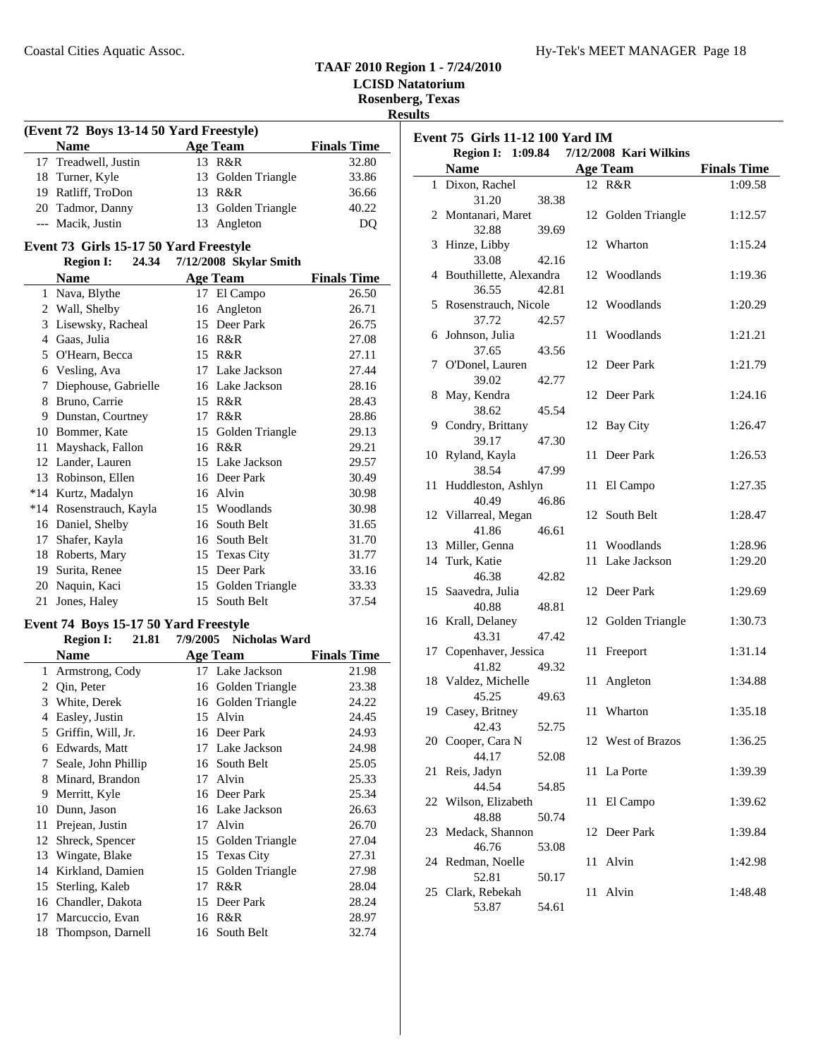# TAAF 2010 Region 1 - 7/24/2010

**LCISD Natatorium**
**Rosenberg, Texas**
**Results**

### (Event 72 Boys 13-14 50 Yard Freestyle)

| | Name | Age | Team | Finals Time |
|---|---|---|---|---|
| 17 | Treadwell, Justin | 13 | R&R | 32.80 |
| 18 | Turner, Kyle | 13 | Golden Triangle | 33.86 |
| 19 | Ratliff, TroDon | 13 | R&R | 36.66 |
| 20 | Tadmor, Danny | 13 | Golden Triangle | 40.22 |
| --- | Macik, Justin | 13 | Angleton | DQ |

### Event 73 Girls 15-17 50 Yard Freestyle

**Region I: 24.34 7/12/2008 Skylar Smith**

| | Name | Age | Team | Finals Time |
|---|---|---|---|---|
| 1 | Nava, Blythe | 17 | El Campo | 26.50 |
| 2 | Wall, Shelby | 16 | Angleton | 26.71 |
| 3 | Lisewsky, Racheal | 15 | Deer Park | 26.75 |
| 4 | Gaas, Julia | 16 | R&R | 27.08 |
| 5 | O'Hearn, Becca | 15 | R&R | 27.11 |
| 6 | Vesling, Ava | 17 | Lake Jackson | 27.44 |
| 7 | Diephouse, Gabrielle | 16 | Lake Jackson | 28.16 |
| 8 | Bruno, Carrie | 15 | R&R | 28.43 |
| 9 | Dunstan, Courtney | 17 | R&R | 28.86 |
| 10 | Bommer, Kate | 15 | Golden Triangle | 29.13 |
| 11 | Mayshack, Fallon | 16 | R&R | 29.21 |
| 12 | Lander, Lauren | 15 | Lake Jackson | 29.57 |
| 13 | Robinson, Ellen | 16 | Deer Park | 30.49 |
| *14 | Kurtz, Madalyn | 16 | Alvin | 30.98 |
| *14 | Rosenstrauch, Kayla | 15 | Woodlands | 30.98 |
| 16 | Daniel, Shelby | 16 | South Belt | 31.65 |
| 17 | Shafer, Kayla | 16 | South Belt | 31.70 |
| 18 | Roberts, Mary | 15 | Texas City | 31.77 |
| 19 | Surita, Renee | 15 | Deer Park | 33.16 |
| 20 | Naquin, Kaci | 15 | Golden Triangle | 33.33 |
| 21 | Jones, Haley | 15 | South Belt | 37.54 |

### Event 74 Boys 15-17 50 Yard Freestyle

**Region I: 21.81 7/9/2005 Nicholas Ward**

| | Name | Age | Team | Finals Time |
|---|---|---|---|---|
| 1 | Armstrong, Cody | 17 | Lake Jackson | 21.98 |
| 2 | Qin, Peter | 16 | Golden Triangle | 23.38 |
| 3 | White, Derek | 16 | Golden Triangle | 24.22 |
| 4 | Easley, Justin | 15 | Alvin | 24.45 |
| 5 | Griffin, Will, Jr. | 16 | Deer Park | 24.93 |
| 6 | Edwards, Matt | 17 | Lake Jackson | 24.98 |
| 7 | Seale, John Phillip | 16 | South Belt | 25.05 |
| 8 | Minard, Brandon | 17 | Alvin | 25.33 |
| 9 | Merritt, Kyle | 16 | Deer Park | 25.34 |
| 10 | Dunn, Jason | 16 | Lake Jackson | 26.63 |
| 11 | Prejean, Justin | 17 | Alvin | 26.70 |
| 12 | Shreck, Spencer | 15 | Golden Triangle | 27.04 |
| 13 | Wingate, Blake | 15 | Texas City | 27.31 |
| 14 | Kirkland, Damien | 15 | Golden Triangle | 27.98 |
| 15 | Sterling, Kaleb | 17 | R&R | 28.04 |
| 16 | Chandler, Dakota | 15 | Deer Park | 28.24 |
| 17 | Marcuccio, Evan | 16 | R&R | 28.97 |
| 18 | Thompson, Darnell | 16 | South Belt | 32.74 |

### Event 75 Girls 11-12 100 Yard IM

**Region I: 1:09.84 7/12/2008 Kari Wilkins**

| | Name | Age | Team | Finals Time |
|---|---|---|---|---|
| 1 | Dixon, Rachel | 12 | R&R | 1:09.58 |
| | 31.20 38.38 | | | |
| 2 | Montanari, Maret | 12 | Golden Triangle | 1:12.57 |
| | 32.88 39.69 | | | |
| 3 | Hinze, Libby | 12 | Wharton | 1:15.24 |
| | 33.08 42.16 | | | |
| 4 | Bouthillette, Alexandra | 12 | Woodlands | 1:19.36 |
| | 36.55 42.81 | | | |
| 5 | Rosenstrauch, Nicole | 12 | Woodlands | 1:20.29 |
| | 37.72 42.57 | | | |
| 6 | Johnson, Julia | 11 | Woodlands | 1:21.21 |
| | 37.65 43.56 | | | |
| 7 | O'Donel, Lauren | 12 | Deer Park | 1:21.79 |
| | 39.02 42.77 | | | |
| 8 | May, Kendra | 12 | Deer Park | 1:24.16 |
| | 38.62 45.54 | | | |
| 9 | Condry, Brittany | 12 | Bay City | 1:26.47 |
| | 39.17 47.30 | | | |
| 10 | Ryland, Kayla | 11 | Deer Park | 1:26.53 |
| | 38.54 47.99 | | | |
| 11 | Huddleston, Ashlyn | 11 | El Campo | 1:27.35 |
| | 40.49 46.86 | | | |
| 12 | Villarreal, Megan | 12 | South Belt | 1:28.47 |
| | 41.86 46.61 | | | |
| 13 | Miller, Genna | 11 | Woodlands | 1:28.96 |
| 14 | Turk, Katie | 11 | Lake Jackson | 1:29.20 |
| | 46.38 42.82 | | | |
| 15 | Saavedra, Julia | 12 | Deer Park | 1:29.69 |
| | 40.88 48.81 | | | |
| 16 | Krall, Delaney | 12 | Golden Triangle | 1:30.73 |
| | 43.31 47.42 | | | |
| 17 | Copenhaver, Jessica | 11 | Freeport | 1:31.14 |
| | 41.82 49.32 | | | |
| 18 | Valdez, Michelle | 11 | Angleton | 1:34.88 |
| | 45.25 49.63 | | | |
| 19 | Casey, Britney | 11 | Wharton | 1:35.18 |
| | 42.43 52.75 | | | |
| 20 | Cooper, Cara N | 12 | West of Brazos | 1:36.25 |
| | 44.17 52.08 | | | |
| 21 | Reis, Jadyn | 11 | La Porte | 1:39.39 |
| | 44.54 54.85 | | | |
| 22 | Wilson, Elizabeth | 11 | El Campo | 1:39.62 |
| | 48.88 50.74 | | | |
| 23 | Medack, Shannon | 12 | Deer Park | 1:39.84 |
| | 46.76 53.08 | | | |
| 24 | Redman, Noelle | 11 | Alvin | 1:42.98 |
| | 52.81 50.17 | | | |
| 25 | Clark, Rebekah | 11 | Alvin | 1:48.48 |
| | 53.87 54.61 | | | |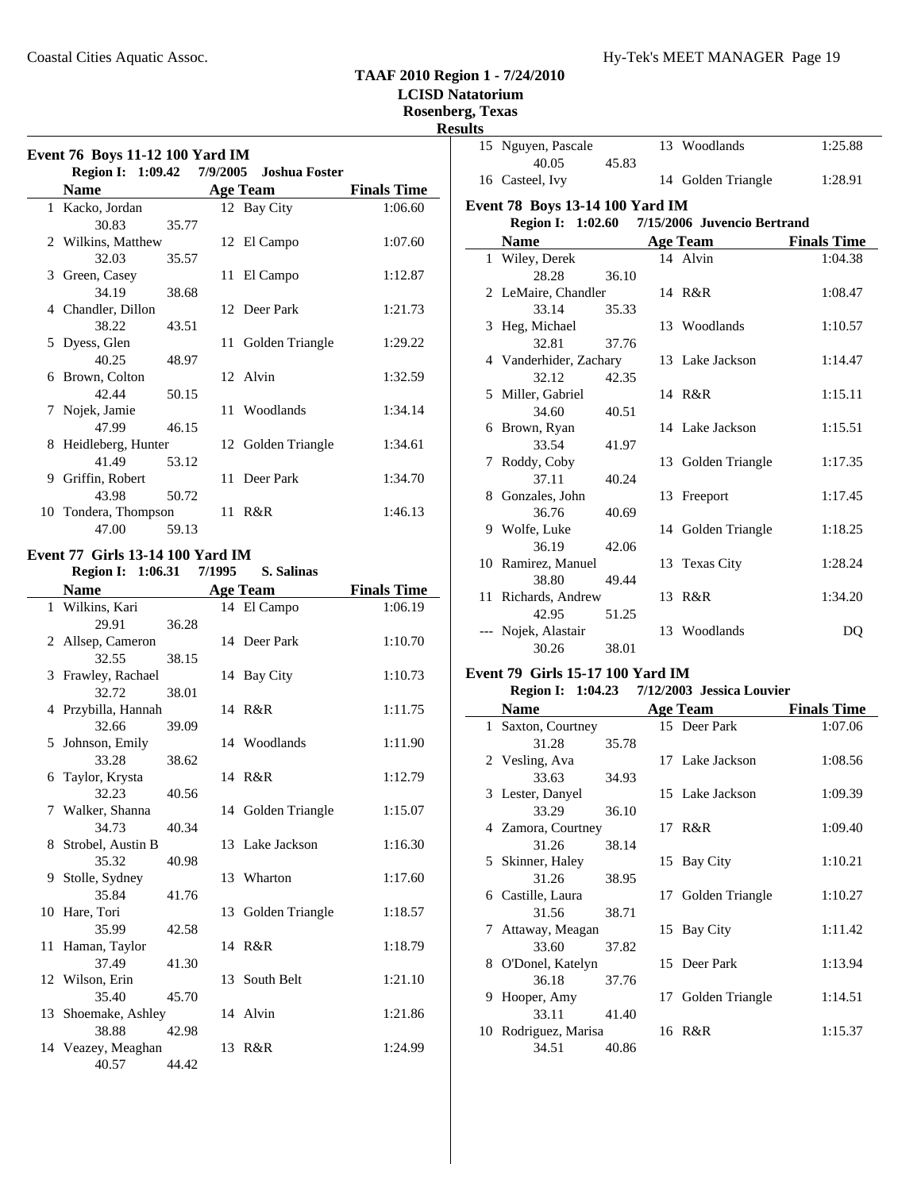**TAAF 2010 Region 1 - 7/24/2010**
**LCISD Natatorium**
**Rosenberg, Texas**
**Results**

### Event 76 Boys 11-12 100 Yard IM

**Region I: 1:09.42 7/9/2005 Joshua Foster**

| | Name | Age | Team | Finals Time |
|---|---|---|---|---|
| 1 | Kacko, Jordan | 12 | Bay City | 1:06.60 |
| | 30.83 35.77 | | | |
| 2 | Wilkins, Matthew | 12 | El Campo | 1:07.60 |
| | 32.03 35.57 | | | |
| 3 | Green, Casey | 11 | El Campo | 1:12.87 |
| | 34.19 38.68 | | | |
| 4 | Chandler, Dillon | 12 | Deer Park | 1:21.73 |
| | 38.22 43.51 | | | |
| 5 | Dyess, Glen | 11 | Golden Triangle | 1:29.22 |
| | 40.25 48.97 | | | |
| 6 | Brown, Colton | 12 | Alvin | 1:32.59 |
| | 42.44 50.15 | | | |
| 7 | Nojek, Jamie | 11 | Woodlands | 1:34.14 |
| | 47.99 46.15 | | | |
| 8 | Heidleberg, Hunter | 12 | Golden Triangle | 1:34.61 |
| | 41.49 53.12 | | | |
| 9 | Griffin, Robert | 11 | Deer Park | 1:34.70 |
| | 43.98 50.72 | | | |
| 10 | Tondera, Thompson | 11 | R&R | 1:46.13 |
| | 47.00 59.13 | | | |

### Event 77 Girls 13-14 100 Yard IM

**Region I: 1:06.31 7/1995 S. Salinas**

| | Name | Age | Team | Finals Time |
|---|---|---|---|---|
| 1 | Wilkins, Kari | 14 | El Campo | 1:06.19 |
| | 29.91 36.28 | | | |
| 2 | Allsep, Cameron | 14 | Deer Park | 1:10.70 |
| | 32.55 38.15 | | | |
| 3 | Frawley, Rachael | 14 | Bay City | 1:10.73 |
| | 32.72 38.01 | | | |
| 4 | Przybilla, Hannah | 14 | R&R | 1:11.75 |
| | 32.66 39.09 | | | |
| 5 | Johnson, Emily | 14 | Woodlands | 1:11.90 |
| | 33.28 38.62 | | | |
| 6 | Taylor, Krysta | 14 | R&R | 1:12.79 |
| | 32.23 40.56 | | | |
| 7 | Walker, Shanna | 14 | Golden Triangle | 1:15.07 |
| | 34.73 40.34 | | | |
| 8 | Strobel, Austin B | 13 | Lake Jackson | 1:16.30 |
| | 35.32 40.98 | | | |
| 9 | Stolle, Sydney | 13 | Wharton | 1:17.60 |
| | 35.84 41.76 | | | |
| 10 | Hare, Tori | 13 | Golden Triangle | 1:18.57 |
| | 35.99 42.58 | | | |
| 11 | Haman, Taylor | 14 | R&R | 1:18.79 |
| | 37.49 41.30 | | | |
| 12 | Wilson, Erin | 13 | South Belt | 1:21.10 |
| | 35.40 45.70 | | | |
| 13 | Shoemake, Ashley | 14 | Alvin | 1:21.86 |
| | 38.88 42.98 | | | |
| 14 | Veazey, Meaghan | 13 | R&R | 1:24.99 |
| | 40.57 44.42 | | | |
| 15 | Nguyen, Pascale | 13 | Woodlands | 1:25.88 |
| | 40.05 45.83 | | | |
| 16 | Casteel, Ivy | 14 | Golden Triangle | 1:28.91 |

### Event 78 Boys 13-14 100 Yard IM

**Region I: 1:02.60 7/15/2006 Juvencio Bertrand**

| | Name | Age | Team | Finals Time |
|---|---|---|---|---|
| 1 | Wiley, Derek | 14 | Alvin | 1:04.38 |
| | 28.28 36.10 | | | |
| 2 | LeMaire, Chandler | 14 | R&R | 1:08.47 |
| | 33.14 35.33 | | | |
| 3 | Heg, Michael | 13 | Woodlands | 1:10.57 |
| | 32.81 37.76 | | | |
| 4 | Vanderhider, Zachary | 13 | Lake Jackson | 1:14.47 |
| | 32.12 42.35 | | | |
| 5 | Miller, Gabriel | 14 | R&R | 1:15.11 |
| | 34.60 40.51 | | | |
| 6 | Brown, Ryan | 14 | Lake Jackson | 1:15.51 |
| | 33.54 41.97 | | | |
| 7 | Roddy, Coby | 13 | Golden Triangle | 1:17.35 |
| | 37.11 40.24 | | | |
| 8 | Gonzales, John | 13 | Freeport | 1:17.45 |
| | 36.76 40.69 | | | |
| 9 | Wolfe, Luke | 14 | Golden Triangle | 1:18.25 |
| | 36.19 42.06 | | | |
| 10 | Ramirez, Manuel | 13 | Texas City | 1:28.24 |
| | 38.80 49.44 | | | |
| 11 | Richards, Andrew | 13 | R&R | 1:34.20 |
| | 42.95 51.25 | | | |
| --- | Nojek, Alastair | 13 | Woodlands | DQ |
| | 30.26 38.01 | | | |

### Event 79 Girls 15-17 100 Yard IM

**Region I: 1:04.23 7/12/2003 Jessica Louvier**

| | Name | Age | Team | Finals Time |
|---|---|---|---|---|
| 1 | Saxton, Courtney | 15 | Deer Park | 1:07.06 |
| | 31.28 35.78 | | | |
| 2 | Vesling, Ava | 17 | Lake Jackson | 1:08.56 |
| | 33.63 34.93 | | | |
| 3 | Lester, Danyel | 15 | Lake Jackson | 1:09.39 |
| | 33.29 36.10 | | | |
| 4 | Zamora, Courtney | 17 | R&R | 1:09.40 |
| | 31.26 38.14 | | | |
| 5 | Skinner, Haley | 15 | Bay City | 1:10.21 |
| | 31.26 38.95 | | | |
| 6 | Castille, Laura | 17 | Golden Triangle | 1:10.27 |
| | 31.56 38.71 | | | |
| 7 | Attaway, Meagan | 15 | Bay City | 1:11.42 |
| | 33.60 37.82 | | | |
| 8 | O'Donel, Katelyn | 15 | Deer Park | 1:13.94 |
| | 36.18 37.76 | | | |
| 9 | Hooper, Amy | 17 | Golden Triangle | 1:14.51 |
| | 33.11 41.40 | | | |
| 10 | Rodriguez, Marisa | 16 | R&R | 1:15.37 |
| | 34.51 40.86 | | | |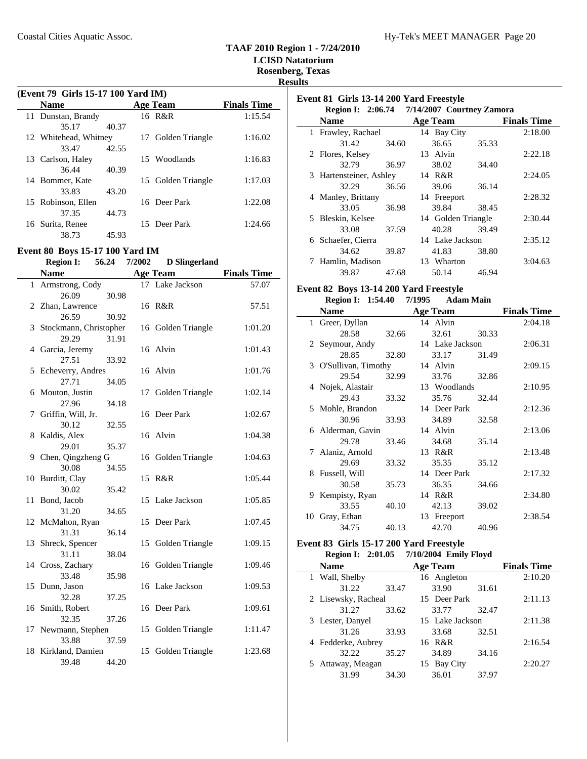**TAAF 2010 Region 1 - 7/24/2010**
**LCISD Natatorium**
**Rosenberg, Texas**
**Results**

### (Event 79 Girls 15-17 100 Yard IM)

| | Name | Age | Team | Finals Time |
|---|---|---|---|---|
| 11 | Dunstan, Brandy | 16 | R&R | 1:15.54 |
| | 35.17 40.37 | | | |
| 12 | Whitehead, Whitney | 17 | Golden Triangle | 1:16.02 |
| | 33.47 42.55 | | | |
| 13 | Carlson, Haley | 15 | Woodlands | 1:16.83 |
| | 36.44 40.39 | | | |
| 14 | Bommer, Kate | 15 | Golden Triangle | 1:17.03 |
| | 33.83 43.20 | | | |
| 15 | Robinson, Ellen | 16 | Deer Park | 1:22.08 |
| | 37.35 44.73 | | | |
| 16 | Surita, Renee | 15 | Deer Park | 1:24.66 |
| | 38.73 45.93 | | | |

### Event 80 Boys 15-17 100 Yard IM

**Region I: 56.24 7/2002 D Slingerland**

| | Name | Age | Team | Finals Time |
|---|---|---|---|---|
| 1 | Armstrong, Cody | 17 | Lake Jackson | 57.07 |
| | 26.09 30.98 | | | |
| 2 | Zhan, Lawrence | 16 | R&R | 57.51 |
| | 26.59 30.92 | | | |
| 3 | Stockmann, Christopher | 16 | Golden Triangle | 1:01.20 |
| | 29.29 31.91 | | | |
| 4 | Garcia, Jeremy | 16 | Alvin | 1:01.43 |
| | 27.51 33.92 | | | |
| 5 | Echeverry, Andres | 16 | Alvin | 1:01.76 |
| | 27.71 34.05 | | | |
| 6 | Mouton, Justin | 17 | Golden Triangle | 1:02.14 |
| | 27.96 34.18 | | | |
| 7 | Griffin, Will, Jr. | 16 | Deer Park | 1:02.67 |
| | 30.12 32.55 | | | |
| 8 | Kaldis, Alex | 16 | Alvin | 1:04.38 |
| | 29.01 35.37 | | | |
| 9 | Chen, Qingzheng G | 16 | Golden Triangle | 1:04.63 |
| | 30.08 34.55 | | | |
| 10 | Burditt, Clay | 15 | R&R | 1:05.44 |
| | 30.02 35.42 | | | |
| 11 | Bond, Jacob | 15 | Lake Jackson | 1:05.85 |
| | 31.20 34.65 | | | |
| 12 | McMahon, Ryan | 15 | Deer Park | 1:07.45 |
| | 31.31 36.14 | | | |
| 13 | Shreck, Spencer | 15 | Golden Triangle | 1:09.15 |
| | 31.11 38.04 | | | |
| 14 | Cross, Zachary | 16 | Golden Triangle | 1:09.46 |
| | 33.48 35.98 | | | |
| 15 | Dunn, Jason | 16 | Lake Jackson | 1:09.53 |
| | 32.28 37.25 | | | |
| 16 | Smith, Robert | 16 | Deer Park | 1:09.61 |
| | 32.35 37.26 | | | |
| 17 | Newmann, Stephen | 15 | Golden Triangle | 1:11.47 |
| | 33.88 37.59 | | | |
| 18 | Kirkland, Damien | 15 | Golden Triangle | 1:23.68 |
| | 39.48 44.20 | | | |

### Event 81 Girls 13-14 200 Yard Freestyle

**Region I: 2:06.74 7/14/2007 Courtney Zamora**

| | Name | Age | Team | Finals Time |
|---|---|---|---|---|
| 1 | Frawley, Rachael | 14 | Bay City | 2:18.00 |
| | 31.42 34.60 36.65 35.33 | | | |
| 2 | Flores, Kelsey | 13 | Alvin | 2:22.18 |
| | 32.79 36.97 38.02 34.40 | | | |
| 3 | Hartensteiner, Ashley | 14 | R&R | 2:24.05 |
| | 32.29 36.56 39.06 36.14 | | | |
| 4 | Manley, Brittany | 14 | Freeport | 2:28.32 |
| | 33.05 36.98 39.84 38.45 | | | |
| 5 | Bleskin, Kelsee | 14 | Golden Triangle | 2:30.44 |
| | 33.08 37.59 40.28 39.49 | | | |
| 6 | Schaefer, Cierra | 14 | Lake Jackson | 2:35.12 |
| | 34.62 39.87 41.83 38.80 | | | |
| 7 | Hamlin, Madison | 13 | Wharton | 3:04.63 |
| | 39.87 47.68 50.14 46.94 | | | |

### Event 82 Boys 13-14 200 Yard Freestyle

**Region I: 1:54.40 7/1995 Adam Main**

| | Name | Age | Team | Finals Time |
|---|---|---|---|---|
| 1 | Greer, Dyllan | 14 | Alvin | 2:04.18 |
| | 28.58 32.66 32.61 30.33 | | | |
| 2 | Seymour, Andy | 14 | Lake Jackson | 2:06.31 |
| | 28.85 32.80 33.17 31.49 | | | |
| 3 | O'Sullivan, Timothy | 14 | Alvin | 2:09.15 |
| | 29.54 32.99 33.76 32.86 | | | |
| 4 | Nojek, Alastair | 13 | Woodlands | 2:10.95 |
| | 29.43 33.32 35.76 32.44 | | | |
| 5 | Mohle, Brandon | 14 | Deer Park | 2:12.36 |
| | 30.96 33.93 34.89 32.58 | | | |
| 6 | Alderman, Gavin | 14 | Alvin | 2:13.06 |
| | 29.78 33.46 34.68 35.14 | | | |
| 7 | Alaniz, Arnold | 13 | R&R | 2:13.48 |
| | 29.69 33.32 35.35 35.12 | | | |
| 8 | Fussell, Will | 14 | Deer Park | 2:17.32 |
| | 30.58 35.73 36.35 34.66 | | | |
| 9 | Kempisty, Ryan | 14 | R&R | 2:34.80 |
| | 33.55 40.10 42.13 39.02 | | | |
| 10 | Gray, Ethan | 13 | Freeport | 2:38.54 |
| | 34.75 40.13 42.70 40.96 | | | |

### Event 83 Girls 15-17 200 Yard Freestyle

**Region I: 2:01.05 7/10/2004 Emily Floyd**

| | Name | Age | Team | Finals Time |
|---|---|---|---|---|
| 1 | Wall, Shelby | 16 | Angleton | 2:10.20 |
| | 31.22 33.47 33.90 31.61 | | | |
| 2 | Lisewsky, Racheal | 15 | Deer Park | 2:11.13 |
| | 31.27 33.62 33.77 32.47 | | | |
| 3 | Lester, Danyel | 15 | Lake Jackson | 2:11.38 |
| | 31.26 33.93 33.68 32.51 | | | |
| 4 | Fedderke, Aubrey | 16 | R&R | 2:16.54 |
| | 32.22 35.27 34.89 34.16 | | | |
| 5 | Attaway, Meagan | 15 | Bay City | 2:20.27 |
| | 31.99 34.30 36.01 37.97 | | | |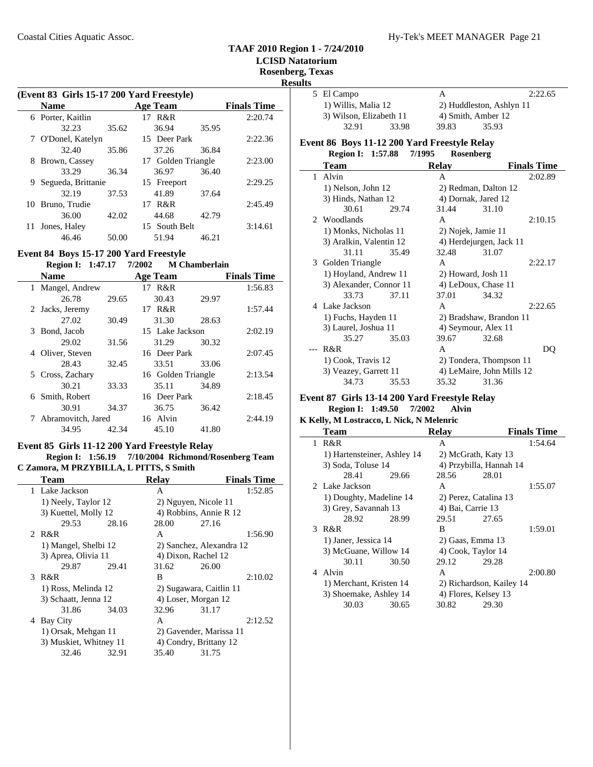## TAAF 2010 Region 1 - 7/24/2010
### LCISD Natatorium
### Rosenberg, Texas
### Results

**(Event 83 Girls 15-17 200 Yard Freestyle)**

| | Name | | Age | Team | | Finals Time |
|---|---|---|---|---|---|---|
| 6 | Porter, Kaitlin | | 17 | R&R | | 2:20.74 |
| | 32.23 | 35.62 | 36.94 | 35.95 | | |
| 7 | O'Donel, Katelyn | | 15 | Deer Park | | 2:22.36 |
| | 32.40 | 35.86 | 37.26 | 36.84 | | |
| 8 | Brown, Cassey | | 17 | Golden Triangle | | 2:23.00 |
| | 33.29 | 36.34 | 36.97 | 36.40 | | |
| 9 | Segueda, Brittanie | | 15 | Freeport | | 2:29.25 |
| | 32.19 | 37.53 | 41.89 | 37.64 | | |
| 10 | Bruno, Trudie | | 17 | R&R | | 2:45.49 |
| | 36.00 | 42.02 | 44.68 | 42.79 | | |
| 11 | Jones, Haley | | 15 | South Belt | | 3:14.61 |
| | 46.46 | 50.00 | 51.94 | 46.21 | | |

**Event 84 Boys 15-17 200 Yard Freestyle**

**Region I: 1:47.17 7/2002 M Chamberlain**

| | Name | | Age | Team | | Finals Time |
|---|---|---|---|---|---|---|
| 1 | Mangel, Andrew | | 17 | R&R | | 1:56.83 |
| | 26.78 | 29.65 | 30.43 | 29.97 | | |
| 2 | Jacks, Jeremy | | 17 | R&R | | 1:57.44 |
| | 27.02 | 30.49 | 31.30 | 28.63 | | |
| 3 | Bond, Jacob | | 15 | Lake Jackson | | 2:02.19 |
| | 29.02 | 31.56 | 31.29 | 30.32 | | |
| 4 | Oliver, Steven | | 16 | Deer Park | | 2:07.45 |
| | 28.43 | 32.45 | 33.51 | 33.06 | | |
| 5 | Cross, Zachary | | 16 | Golden Triangle | | 2:13.54 |
| | 30.21 | 33.33 | 35.11 | 34.89 | | |
| 6 | Smith, Robert | | 16 | Deer Park | | 2:18.45 |
| | 30.91 | 34.37 | 36.75 | 36.42 | | |
| 7 | Abramovitch, Jared | | 16 | Alvin | | 2:44.19 |
| | 34.95 | 42.34 | 45.10 | 41.80 | | |

**Event 85 Girls 11-12 200 Yard Freestyle Relay**

**Region I: 1:56.19 7/10/2004 Richmond/Rosenberg Team**

**C Zamora, M PRZYBILLA, L PITTS, S Smith**

| | Team | | Relay | | Finals Time |
|---|---|---|---|---|---|
| 1 | Lake Jackson | | A | | 1:52.85 |
| | 1) Neely, Taylor 12 | | 2) Nguyen, Nicole 11 | | |
| | 3) Kuettel, Molly 12 | | 4) Robbins, Annie R 12 | | |
| | 29.53 | 28.16 | 28.00 | 27.16 | |
| 2 | R&R | | A | | 1:56.90 |
| | 1) Mangel, Shelbi 12 | | 2) Sanchez, Alexandra 12 | | |
| | 3) Aprea, Olivia 11 | | 4) Dixon, Rachel 12 | | |
| | 29.87 | 29.41 | 31.62 | 26.00 | |
| 3 | R&R | | B | | 2:10.02 |
| | 1) Ross, Melinda 12 | | 2) Sugawara, Caitlin 11 | | |
| | 3) Schaatt, Jenna 12 | | 4) Loser, Morgan 12 | | |
| | 31.86 | 34.03 | 32.96 | 31.17 | |
| 4 | Bay City | | A | | 2:12.52 |
| | 1) Orsak, Mehgan 11 | | 2) Gavender, Marissa 11 | | |
| | 3) Muskiet, Whitney 11 | | 4) Condry, Brittany 12 | | |
| | 32.46 | 32.91 | 35.40 | 31.75 | |
| 5 | El Campo | | A | | 2:22.65 |
| | 1) Willis, Malia 12 | | 2) Huddleston, Ashlyn 11 | | |
| | 3) Wilson, Elizabeth 11 | | 4) Smith, Amber 12 | | |
| | 32.91 | 33.98 | 39.83 | 35.93 | |

**Event 86 Boys 11-12 200 Yard Freestyle Relay**

**Region I: 1:57.88 7/1995 Rosenberg**

| | Team | | Relay | | Finals Time |
|---|---|---|---|---|---|
| 1 | Alvin | | A | | 2:02.89 |
| | 1) Nelson, John 12 | | 2) Redman, Dalton 12 | | |
| | 3) Hinds, Nathan 12 | | 4) Dornak, Jared 12 | | |
| | 30.61 | 29.74 | 31.44 | 31.10 | |
| 2 | Woodlands | | A | | 2:10.15 |
| | 1) Monks, Nicholas 11 | | 2) Nojek, Jamie 11 | | |
| | 3) Aralkin, Valentin 12 | | 4) Herdejurgen, Jack 11 | | |
| | 31.11 | 35.49 | 32.48 | 31.07 | |
| 3 | Golden Triangle | | A | | 2:22.17 |
| | 1) Hoyland, Andrew 11 | | 2) Howard, Josh 11 | | |
| | 3) Alexander, Connor 11 | | 4) LeDoux, Chase 11 | | |
| | 33.73 | 37.11 | 37.01 | 34.32 | |
| 4 | Lake Jackson | | A | | 2:22.65 |
| | 1) Fuchs, Hayden 11 | | 2) Bradshaw, Brandon 11 | | |
| | 3) Laurel, Joshua 11 | | 4) Seymour, Alex 11 | | |
| | 35.27 | 35.03 | 39.67 | 32.68 | |
| --- | R&R | | A | | DQ |
| | 1) Cook, Travis 12 | | 2) Tondera, Thompson 11 | | |
| | 3) Veazey, Garrett 11 | | 4) LeMaire, John Mills 12 | | |
| | 34.73 | 35.53 | 35.32 | 31.36 | |

**Event 87 Girls 13-14 200 Yard Freestyle Relay**

**Region I: 1:49.50 7/2002 Alvin**

**K Kelly, M Lostracco, L Nick, N Melenric**

| | Team | | Relay | | Finals Time |
|---|---|---|---|---|---|
| 1 | R&R | | A | | 1:54.64 |
| | 1) Hartensteiner, Ashley 14 | | 2) McGrath, Katy 13 | | |
| | 3) Soda, Toluse 14 | | 4) Przybilla, Hannah 14 | | |
| | 28.41 | 29.66 | 28.56 | 28.01 | |
| 2 | Lake Jackson | | A | | 1:55.07 |
| | 1) Doughty, Madeline 14 | | 2) Perez, Catalina 13 | | |
| | 3) Grey, Savannah 13 | | 4) Bai, Carrie 13 | | |
| | 28.92 | 28.99 | 29.51 | 27.65 | |
| 3 | R&R | | B | | 1:59.01 |
| | 1) Janer, Jessica 14 | | 2) Gaas, Emma 13 | | |
| | 3) McGuane, Willow 14 | | 4) Cook, Taylor 14 | | |
| | 30.11 | 30.50 | 29.12 | 29.28 | |
| 4 | Alvin | | A | | 2:00.80 |
| | 1) Merchant, Kristen 14 | | 2) Richardson, Kailey 14 | | |
| | 3) Shoemake, Ashley 14 | | 4) Flores, Kelsey 13 | | |
| | 30.03 | 30.65 | 30.82 | 29.30 | |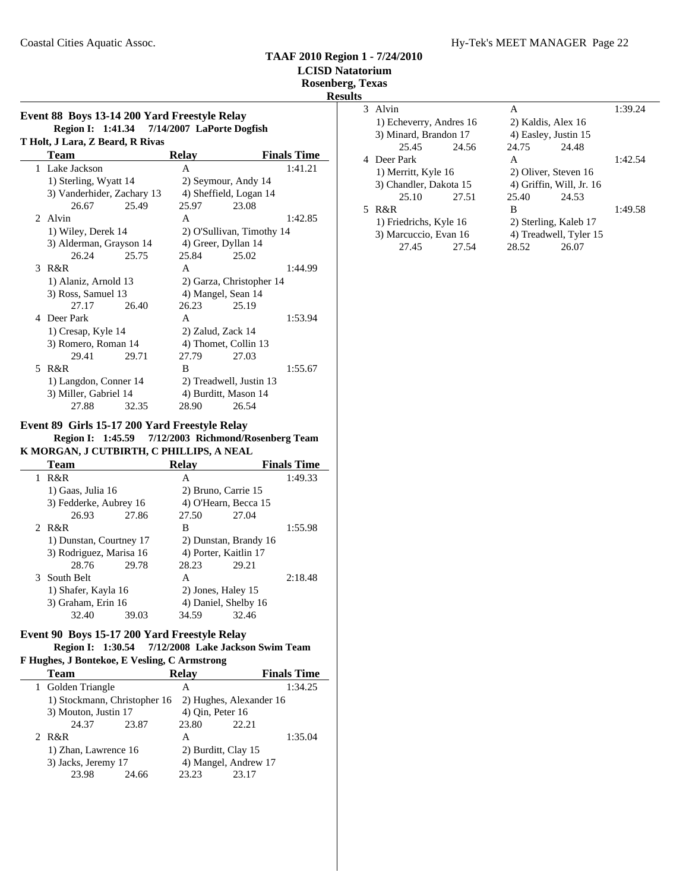## TAAF 2010 Region 1 - 7/24/2010
### LCISD Natatorium
### Rosenberg, Texas
### Results

**Event 88 Boys 13-14 200 Yard Freestyle Relay**

**Region I: 1:41.34 7/14/2007 LaPorte Dogfish**

**T Holt, J Lara, Z Beard, R Rivas**

| | Team | | Relay | | Finals Time |
|---|---|---|---|---|---|
| 1 | Lake Jackson | | A | | 1:41.21 |
| | 1) Sterling, Wyatt 14 | | 2) Seymour, Andy 14 | | |
| | 3) Vanderhider, Zachary 13 | | 4) Sheffield, Logan 14 | | |
| | 26.67 | 25.49 | 25.97 | 23.08 | |
| 2 | Alvin | | A | | 1:42.85 |
| | 1) Wiley, Derek 14 | | 2) O'Sullivan, Timothy 14 | | |
| | 3) Alderman, Grayson 14 | | 4) Greer, Dyllan 14 | | |
| | 26.24 | 25.75 | 25.84 | 25.02 | |
| 3 | R&R | | A | | 1:44.99 |
| | 1) Alaniz, Arnold 13 | | 2) Garza, Christopher 14 | | |
| | 3) Ross, Samuel 13 | | 4) Mangel, Sean 14 | | |
| | 27.17 | 26.40 | 26.23 | 25.19 | |
| 4 | Deer Park | | A | | 1:53.94 |
| | 1) Cresap, Kyle 14 | | 2) Zalud, Zack 14 | | |
| | 3) Romero, Roman 14 | | 4) Thomet, Collin 13 | | |
| | 29.41 | 29.71 | 27.79 | 27.03 | |
| 5 | R&R | | B | | 1:55.67 |
| | 1) Langdon, Conner 14 | | 2) Treadwell, Justin 13 | | |
| | 3) Miller, Gabriel 14 | | 4) Burditt, Mason 14 | | |
| | 27.88 | 32.35 | 28.90 | 26.54 | |

**Event 89 Girls 15-17 200 Yard Freestyle Relay**

**Region I: 1:45.59 7/12/2003 Richmond/Rosenberg Team**

**K MORGAN, J CUTBIRTH, C PHILLIPS, A NEAL**

| | Team | | Relay | | Finals Time |
|---|---|---|---|---|---|
| 1 | R&R | | A | | 1:49.33 |
| | 1) Gaas, Julia 16 | | 2) Bruno, Carrie 15 | | |
| | 3) Fedderke, Aubrey 16 | | 4) O'Hearn, Becca 15 | | |
| | 26.93 | 27.86 | 27.50 | 27.04 | |
| 2 | R&R | | B | | 1:55.98 |
| | 1) Dunstan, Courtney 17 | | 2) Dunstan, Brandy 16 | | |
| | 3) Rodriguez, Marisa 16 | | 4) Porter, Kaitlin 17 | | |
| | 28.76 | 29.78 | 28.23 | 29.21 | |
| 3 | South Belt | | A | | 2:18.48 |
| | 1) Shafer, Kayla 16 | | 2) Jones, Haley 15 | | |
| | 3) Graham, Erin 16 | | 4) Daniel, Shelby 16 | | |
| | 32.40 | 39.03 | 34.59 | 32.46 | |

**Event 90 Boys 15-17 200 Yard Freestyle Relay**

**Region I: 1:30.54 7/12/2008 Lake Jackson Swim Team**

**F Hughes, J Bontekoe, E Vesling, C Armstrong**

| | Team | | Relay | | Finals Time |
|---|---|---|---|---|---|
| 1 | Golden Triangle | | A | | 1:34.25 |
| | 1) Stockmann, Christopher 16 | | 2) Hughes, Alexander 16 | | |
| | 3) Mouton, Justin 17 | | 4) Qin, Peter 16 | | |
| | 24.37 | 23.87 | 23.80 | 22.21 | |
| 2 | R&R | | A | | 1:35.04 |
| | 1) Zhan, Lawrence 16 | | 2) Burditt, Clay 15 | | |
| | 3) Jacks, Jeremy 17 | | 4) Mangel, Andrew 17 | | |
| | 23.98 | 24.66 | 23.23 | 23.17 | |
| 3 | Alvin | | A | | 1:39.24 |
| | 1) Echeverry, Andres 16 | | 2) Kaldis, Alex 16 | | |
| | 3) Minard, Brandon 17 | | 4) Easley, Justin 15 | | |
| | 25.45 | 24.56 | 24.75 | 24.48 | |
| 4 | Deer Park | | A | | 1:42.54 |
| | 1) Merritt, Kyle 16 | | 2) Oliver, Steven 16 | | |
| | 3) Chandler, Dakota 15 | | 4) Griffin, Will, Jr. 16 | | |
| | 25.10 | 27.51 | 25.40 | 24.53 | |
| 5 | R&R | | B | | 1:49.58 |
| | 1) Friedrichs, Kyle 16 | | 2) Sterling, Kaleb 17 | | |
| | 3) Marcuccio, Evan 16 | | 4) Treadwell, Tyler 15 | | |
| | 27.45 | 27.54 | 28.52 | 26.07 | |